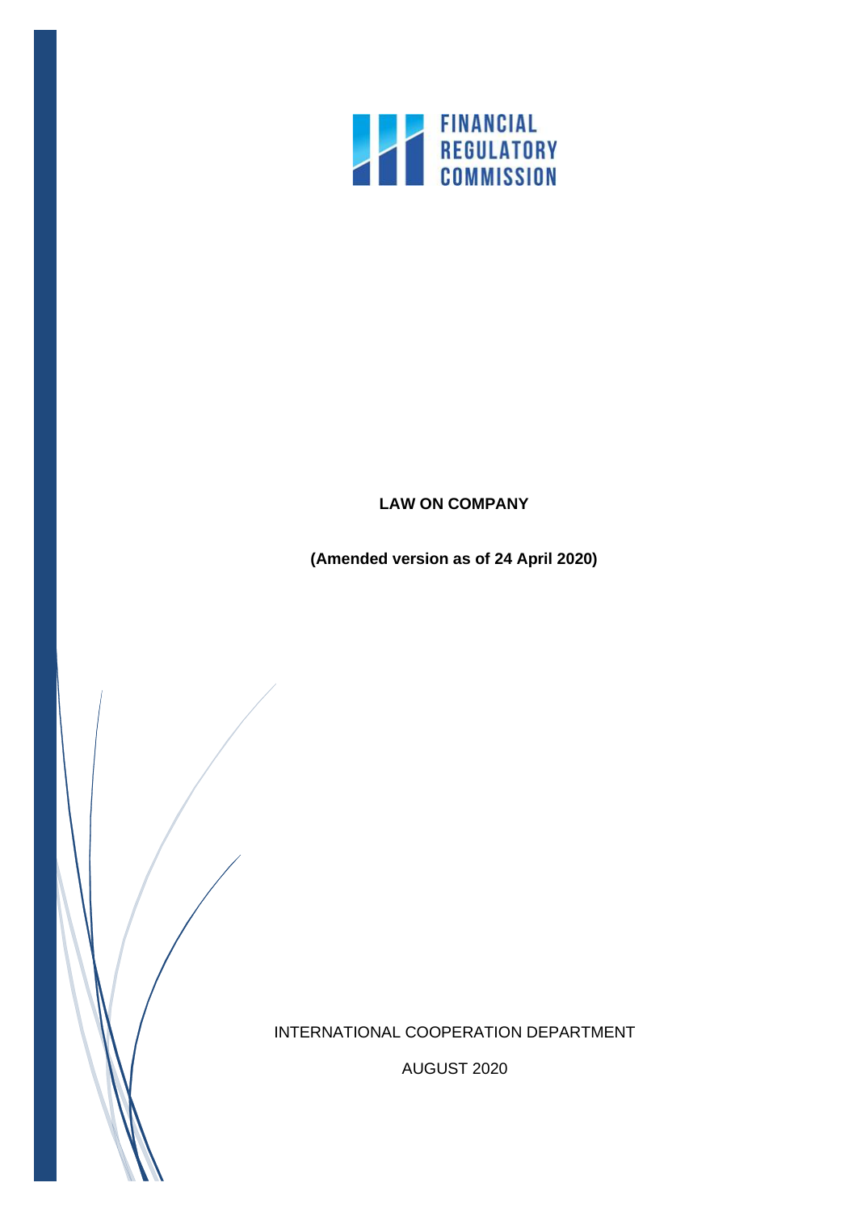FINANCIAL REGULATORY COMMISSION

# LAW ON COMPANY

**(Amended version as of 24 April 2020)**

INTERNATIONAL COOPERATION DEPARTMENT

AUGUST 2020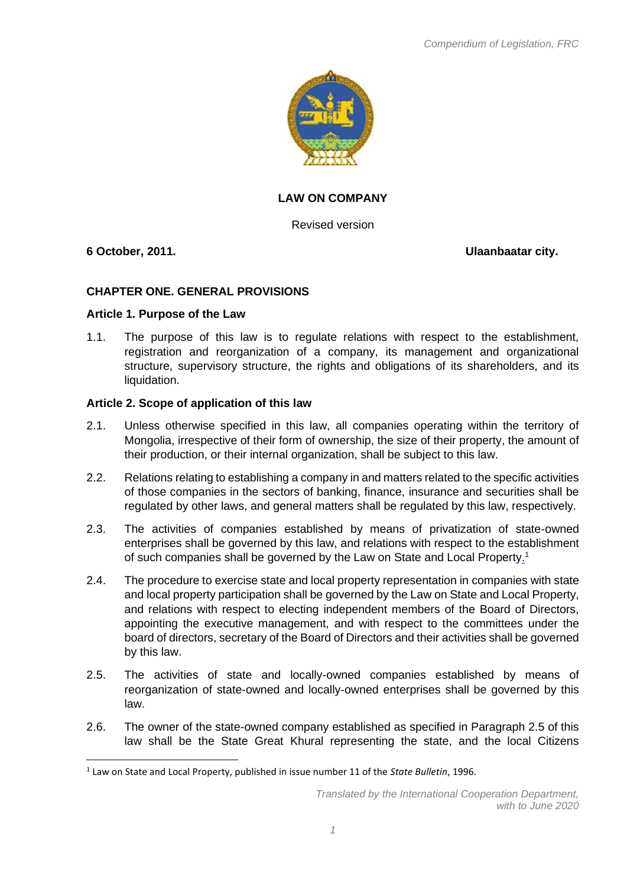# LAW ON COMPANY

Revised version

**6 October, 2011.** **Ulaanbaatar city.**

## CHAPTER ONE. GENERAL PROVISIONS

### Article 1. Purpose of the Law

1.1. The purpose of this law is to regulate relations with respect to the establishment, registration and reorganization of a company, its management and organizational structure, supervisory structure, the rights and obligations of its shareholders, and its liquidation.

### Article 2. Scope of application of this law

2.1. Unless otherwise specified in this law, all companies operating within the territory of Mongolia, irrespective of their form of ownership, the size of their property, the amount of their production, or their internal organization, shall be subject to this law.

2.2. Relations relating to establishing a company in and matters related to the specific activities of those companies in the sectors of banking, finance, insurance and securities shall be regulated by other laws, and general matters shall be regulated by this law, respectively.

2.3. The activities of companies established by means of privatization of state-owned enterprises shall be governed by this law, and relations with respect to the establishment of such companies shall be governed by the Law on State and Local Property.[1]

2.4. The procedure to exercise state and local property representation in companies with state and local property participation shall be governed by the Law on State and Local Property, and relations with respect to electing independent members of the Board of Directors, appointing the executive management, and with respect to the committees under the board of directors, secretary of the Board of Directors and their activities shall be governed by this law.

2.5. The activities of state and locally-owned companies established by means of reorganization of state-owned and locally-owned enterprises shall be governed by this law.

2.6. The owner of the state-owned company established as specified in Paragraph 2.5 of this law shall be the State Great Khural representing the state, and the local Citizens

---

[1] Law on State and Local Property, published in issue number 11 of the *State Bulletin*, 1996.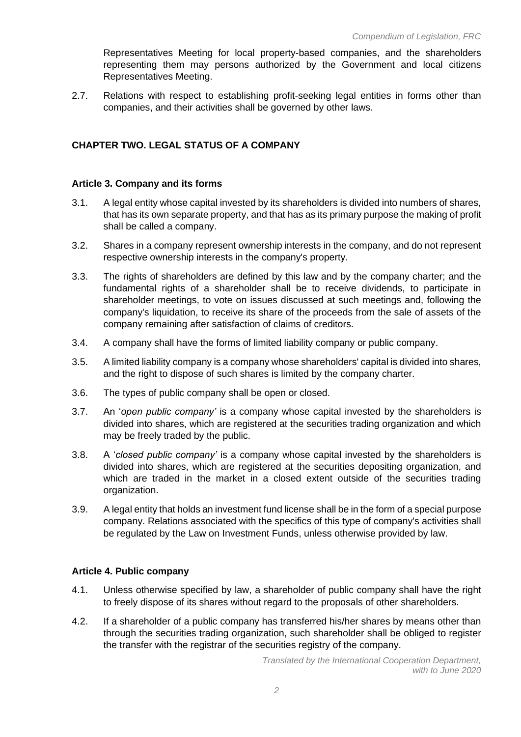Representatives Meeting for local property-based companies, and the shareholders representing them may persons authorized by the Government and local citizens Representatives Meeting.

2.7. Relations with respect to establishing profit-seeking legal entities in forms other than companies, and their activities shall be governed by other laws.

## CHAPTER TWO. LEGAL STATUS OF A COMPANY

### Article 3. Company and its forms

3.1. A legal entity whose capital invested by its shareholders is divided into numbers of shares, that has its own separate property, and that has as its primary purpose the making of profit shall be called a company.

3.2. Shares in a company represent ownership interests in the company, and do not represent respective ownership interests in the company's property.

3.3. The rights of shareholders are defined by this law and by the company charter; and the fundamental rights of a shareholder shall be to receive dividends, to participate in shareholder meetings, to vote on issues discussed at such meetings and, following the company's liquidation, to receive its share of the proceeds from the sale of assets of the company remaining after satisfaction of claims of creditors.

3.4. A company shall have the forms of limited liability company or public company.

3.5. A limited liability company is a company whose shareholders' capital is divided into shares, and the right to dispose of such shares is limited by the company charter.

3.6. The types of public company shall be open or closed.

3.7. An '*open public company*' is a company whose capital invested by the shareholders is divided into shares, which are registered at the securities trading organization and which may be freely traded by the public.

3.8. A '*closed public company*' is a company whose capital invested by the shareholders is divided into shares, which are registered at the securities depositing organization, and which are traded in the market in a closed extent outside of the securities trading organization.

3.9. A legal entity that holds an investment fund license shall be in the form of a special purpose company. Relations associated with the specifics of this type of company's activities shall be regulated by the Law on Investment Funds, unless otherwise provided by law.

### Article 4. Public company

4.1. Unless otherwise specified by law, a shareholder of public company shall have the right to freely dispose of its shares without regard to the proposals of other shareholders.

4.2. If a shareholder of a public company has transferred his/her shares by means other than through the securities trading organization, such shareholder shall be obliged to register the transfer with the registrar of the securities registry of the company.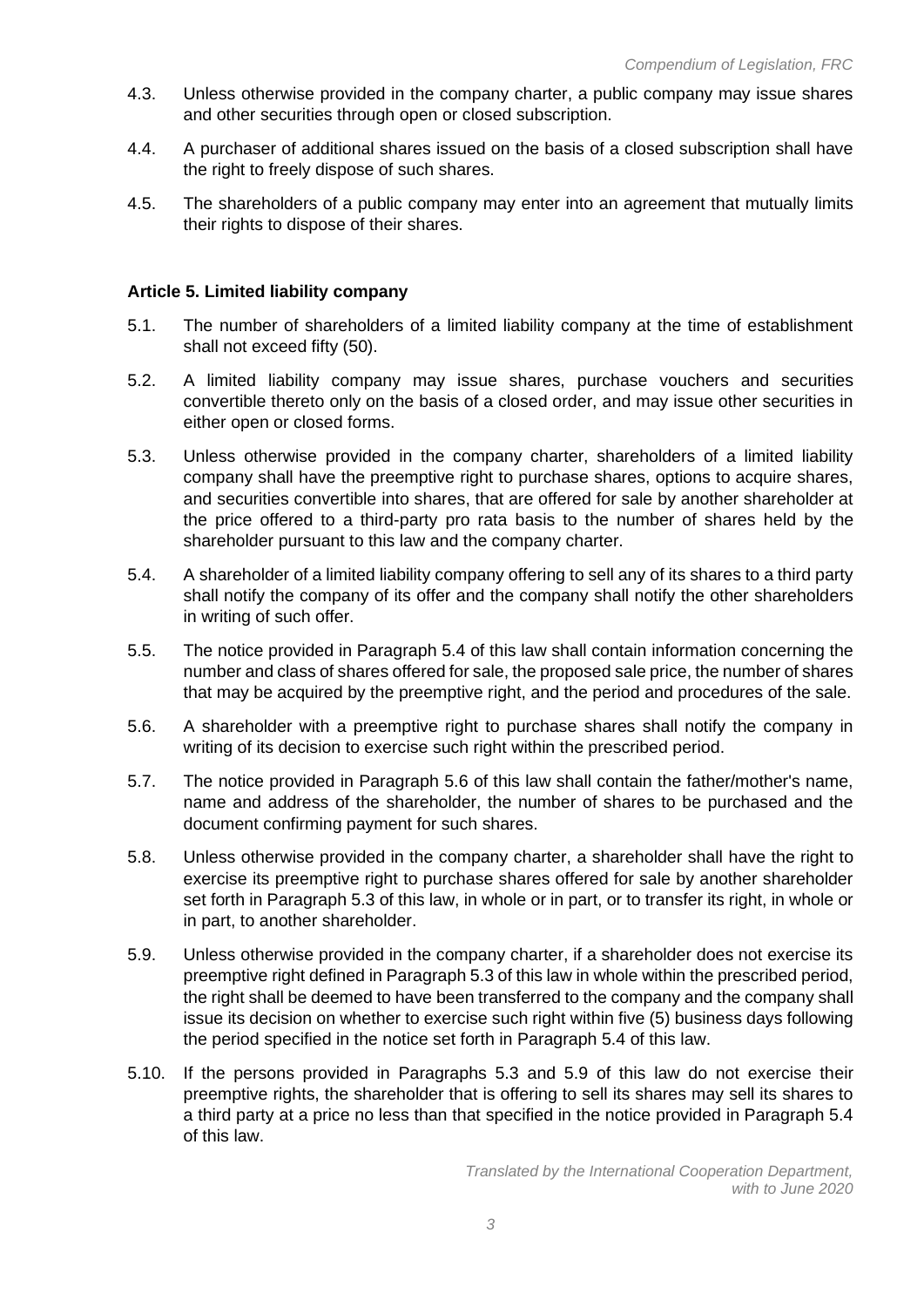4.3. Unless otherwise provided in the company charter, a public company may issue shares and other securities through open or closed subscription.

4.4. A purchaser of additional shares issued on the basis of a closed subscription shall have the right to freely dispose of such shares.

4.5. The shareholders of a public company may enter into an agreement that mutually limits their rights to dispose of their shares.

**Article 5. Limited liability company**

5.1. The number of shareholders of a limited liability company at the time of establishment shall not exceed fifty (50).

5.2. A limited liability company may issue shares, purchase vouchers and securities convertible thereto only on the basis of a closed order, and may issue other securities in either open or closed forms.

5.3. Unless otherwise provided in the company charter, shareholders of a limited liability company shall have the preemptive right to purchase shares, options to acquire shares, and securities convertible into shares, that are offered for sale by another shareholder at the price offered to a third-party pro rata basis to the number of shares held by the shareholder pursuant to this law and the company charter.

5.4. A shareholder of a limited liability company offering to sell any of its shares to a third party shall notify the company of its offer and the company shall notify the other shareholders in writing of such offer.

5.5. The notice provided in Paragraph 5.4 of this law shall contain information concerning the number and class of shares offered for sale, the proposed sale price, the number of shares that may be acquired by the preemptive right, and the period and procedures of the sale.

5.6. A shareholder with a preemptive right to purchase shares shall notify the company in writing of its decision to exercise such right within the prescribed period.

5.7. The notice provided in Paragraph 5.6 of this law shall contain the father/mother's name, name and address of the shareholder, the number of shares to be purchased and the document confirming payment for such shares.

5.8. Unless otherwise provided in the company charter, a shareholder shall have the right to exercise its preemptive right to purchase shares offered for sale by another shareholder set forth in Paragraph 5.3 of this law, in whole or in part, or to transfer its right, in whole or in part, to another shareholder.

5.9. Unless otherwise provided in the company charter, if a shareholder does not exercise its preemptive right defined in Paragraph 5.3 of this law in whole within the prescribed period, the right shall be deemed to have been transferred to the company and the company shall issue its decision on whether to exercise such right within five (5) business days following the period specified in the notice set forth in Paragraph 5.4 of this law.

5.10. If the persons provided in Paragraphs 5.3 and 5.9 of this law do not exercise their preemptive rights, the shareholder that is offering to sell its shares may sell its shares to a third party at a price no less than that specified in the notice provided in Paragraph 5.4 of this law.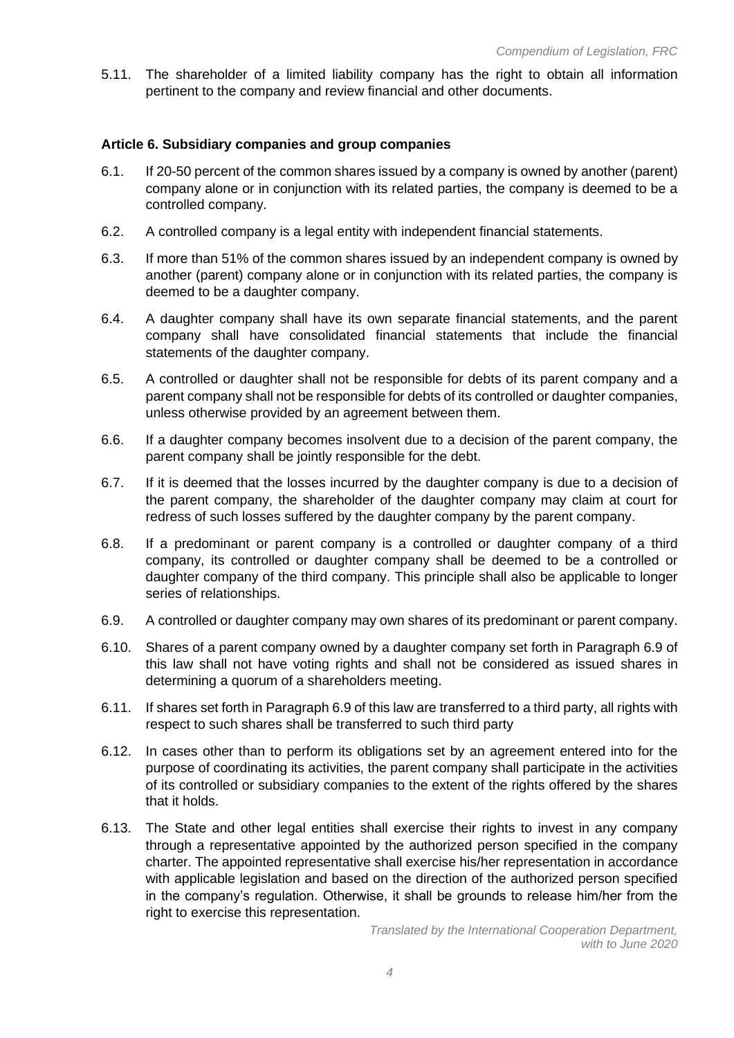5.11. The shareholder of a limited liability company has the right to obtain all information pertinent to the company and review financial and other documents.

### Article 6. Subsidiary companies and group companies

6.1. If 20-50 percent of the common shares issued by a company is owned by another (parent) company alone or in conjunction with its related parties, the company is deemed to be a controlled company.

6.2. A controlled company is a legal entity with independent financial statements.

6.3. If more than 51% of the common shares issued by an independent company is owned by another (parent) company alone or in conjunction with its related parties, the company is deemed to be a daughter company.

6.4. A daughter company shall have its own separate financial statements, and the parent company shall have consolidated financial statements that include the financial statements of the daughter company.

6.5. A controlled or daughter shall not be responsible for debts of its parent company and a parent company shall not be responsible for debts of its controlled or daughter companies, unless otherwise provided by an agreement between them.

6.6. If a daughter company becomes insolvent due to a decision of the parent company, the parent company shall be jointly responsible for the debt.

6.7. If it is deemed that the losses incurred by the daughter company is due to a decision of the parent company, the shareholder of the daughter company may claim at court for redress of such losses suffered by the daughter company by the parent company.

6.8. If a predominant or parent company is a controlled or daughter company of a third company, its controlled or daughter company shall be deemed to be a controlled or daughter company of the third company. This principle shall also be applicable to longer series of relationships.

6.9. A controlled or daughter company may own shares of its predominant or parent company.

6.10. Shares of a parent company owned by a daughter company set forth in Paragraph 6.9 of this law shall not have voting rights and shall not be considered as issued shares in determining a quorum of a shareholders meeting.

6.11. If shares set forth in Paragraph 6.9 of this law are transferred to a third party, all rights with respect to such shares shall be transferred to such third party

6.12. In cases other than to perform its obligations set by an agreement entered into for the purpose of coordinating its activities, the parent company shall participate in the activities of its controlled or subsidiary companies to the extent of the rights offered by the shares that it holds.

6.13. The State and other legal entities shall exercise their rights to invest in any company through a representative appointed by the authorized person specified in the company charter. The appointed representative shall exercise his/her representation in accordance with applicable legislation and based on the direction of the authorized person specified in the company's regulation. Otherwise, it shall be grounds to release him/her from the right to exercise this representation.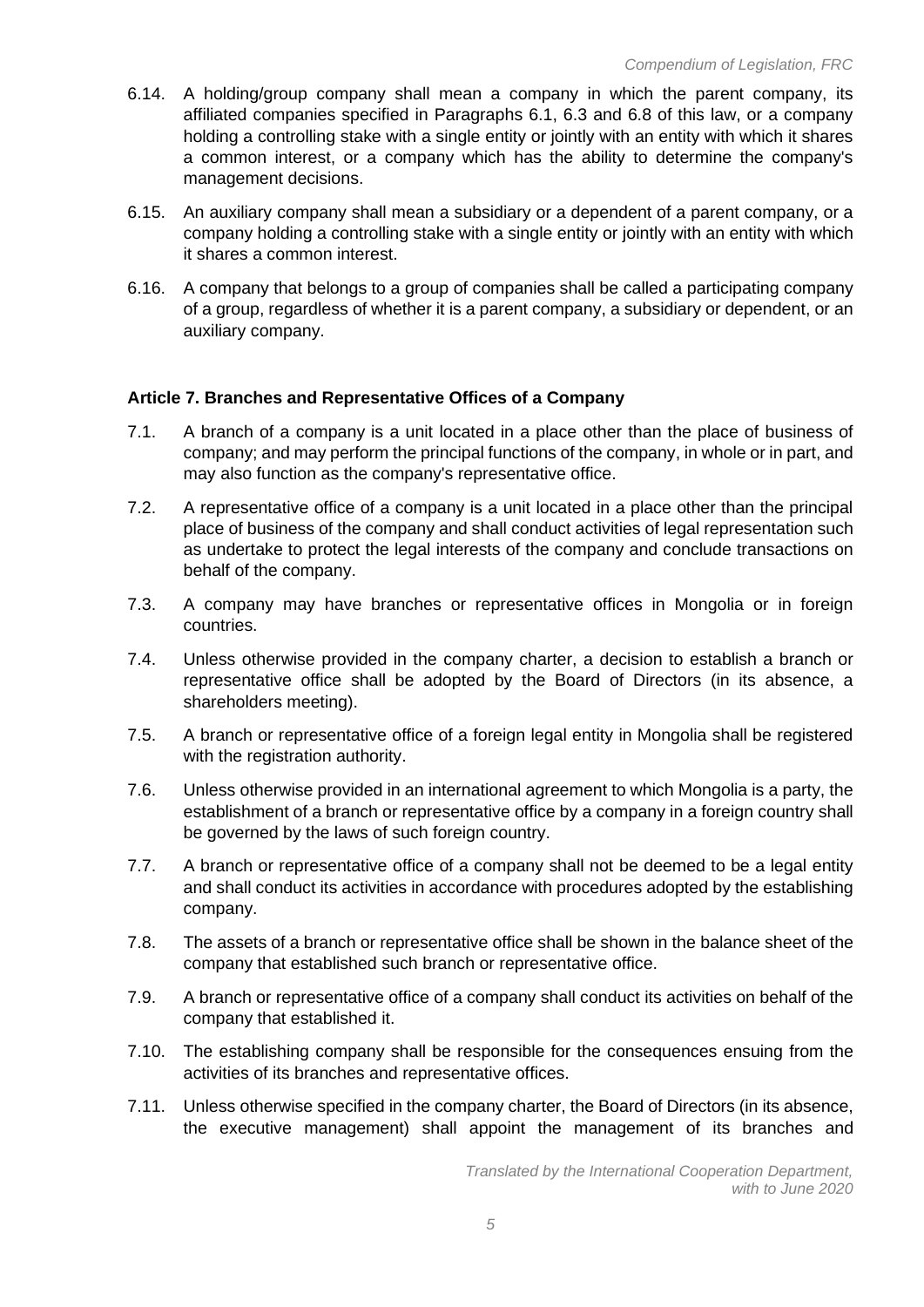6.14. A holding/group company shall mean a company in which the parent company, its affiliated companies specified in Paragraphs 6.1, 6.3 and 6.8 of this law, or a company holding a controlling stake with a single entity or jointly with an entity with which it shares a common interest, or a company which has the ability to determine the company's management decisions.

6.15. An auxiliary company shall mean a subsidiary or a dependent of a parent company, or a company holding a controlling stake with a single entity or jointly with an entity with which it shares a common interest.

6.16. A company that belongs to a group of companies shall be called a participating company of a group, regardless of whether it is a parent company, a subsidiary or dependent, or an auxiliary company.

### Article 7. Branches and Representative Offices of a Company

7.1. A branch of a company is a unit located in a place other than the place of business of company; and may perform the principal functions of the company, in whole or in part, and may also function as the company's representative office.

7.2. A representative office of a company is a unit located in a place other than the principal place of business of the company and shall conduct activities of legal representation such as undertake to protect the legal interests of the company and conclude transactions on behalf of the company.

7.3. A company may have branches or representative offices in Mongolia or in foreign countries.

7.4. Unless otherwise provided in the company charter, a decision to establish a branch or representative office shall be adopted by the Board of Directors (in its absence, a shareholders meeting).

7.5. A branch or representative office of a foreign legal entity in Mongolia shall be registered with the registration authority.

7.6. Unless otherwise provided in an international agreement to which Mongolia is a party, the establishment of a branch or representative office by a company in a foreign country shall be governed by the laws of such foreign country.

7.7. A branch or representative office of a company shall not be deemed to be a legal entity and shall conduct its activities in accordance with procedures adopted by the establishing company.

7.8. The assets of a branch or representative office shall be shown in the balance sheet of the company that established such branch or representative office.

7.9. A branch or representative office of a company shall conduct its activities on behalf of the company that established it.

7.10. The establishing company shall be responsible for the consequences ensuing from the activities of its branches and representative offices.

7.11. Unless otherwise specified in the company charter, the Board of Directors (in its absence, the executive management) shall appoint the management of its branches and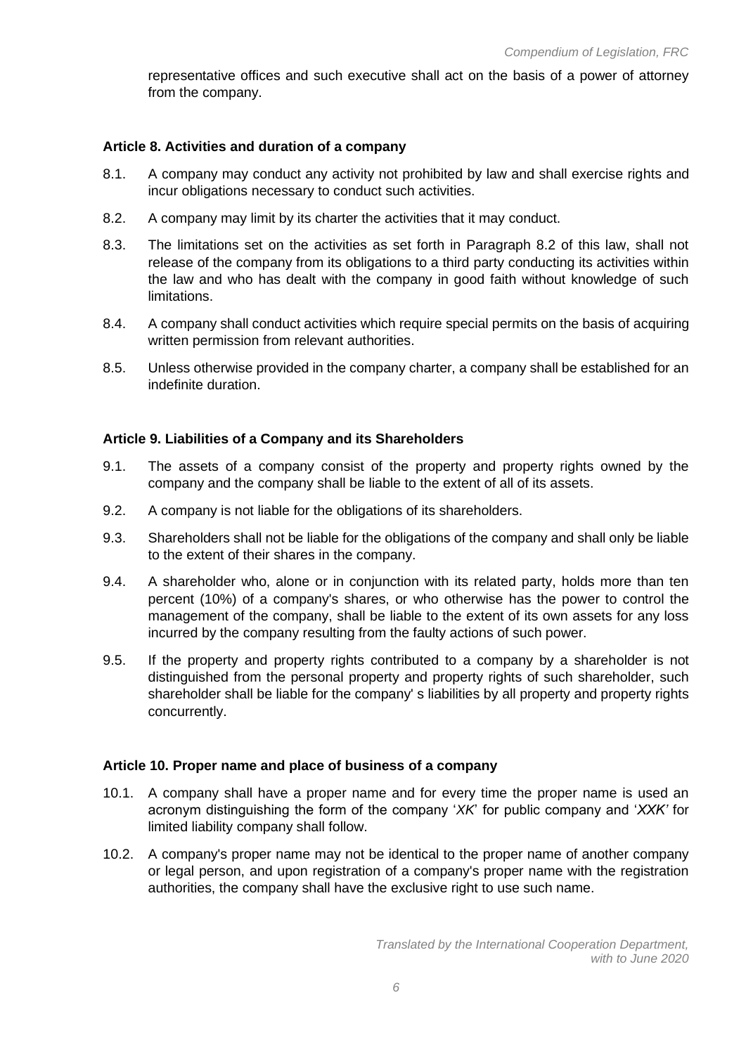representative offices and such executive shall act on the basis of a power of attorney from the company.

### Article 8. Activities and duration of a company

8.1. A company may conduct any activity not prohibited by law and shall exercise rights and incur obligations necessary to conduct such activities.

8.2. A company may limit by its charter the activities that it may conduct.

8.3. The limitations set on the activities as set forth in Paragraph 8.2 of this law, shall not release of the company from its obligations to a third party conducting its activities within the law and who has dealt with the company in good faith without knowledge of such limitations.

8.4. A company shall conduct activities which require special permits on the basis of acquiring written permission from relevant authorities.

8.5. Unless otherwise provided in the company charter, a company shall be established for an indefinite duration.

### Article 9. Liabilities of a Company and its Shareholders

9.1. The assets of a company consist of the property and property rights owned by the company and the company shall be liable to the extent of all of its assets.

9.2. A company is not liable for the obligations of its shareholders.

9.3. Shareholders shall not be liable for the obligations of the company and shall only be liable to the extent of their shares in the company.

9.4. A shareholder who, alone or in conjunction with its related party, holds more than ten percent (10%) of a company's shares, or who otherwise has the power to control the management of the company, shall be liable to the extent of its own assets for any loss incurred by the company resulting from the faulty actions of such power.

9.5. If the property and property rights contributed to a company by a shareholder is not distinguished from the personal property and property rights of such shareholder, such shareholder shall be liable for the company' s liabilities by all property and property rights concurrently.

### Article 10. Proper name and place of business of a company

10.1. A company shall have a proper name and for every time the proper name is used an acronym distinguishing the form of the company '*XK*' for public company and '*XXK'* for limited liability company shall follow.

10.2. A company's proper name may not be identical to the proper name of another company or legal person, and upon registration of a company's proper name with the registration authorities, the company shall have the exclusive right to use such name.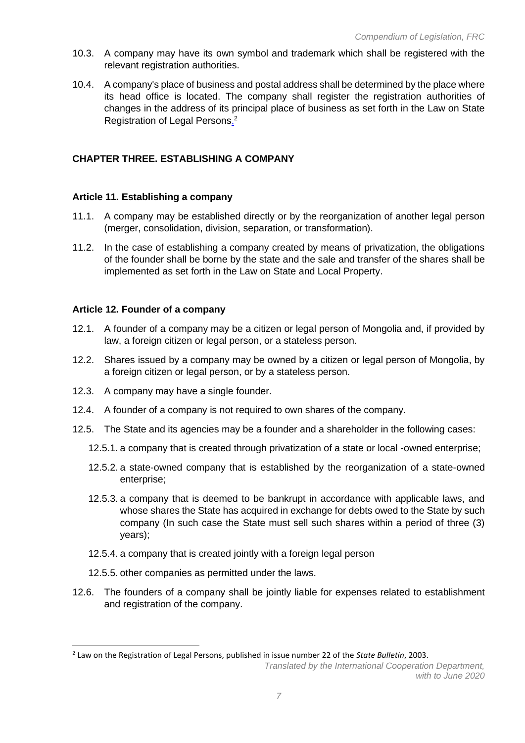10.3. A company may have its own symbol and trademark which shall be registered with the relevant registration authorities.

10.4. A company's place of business and postal address shall be determined by the place where its head office is located. The company shall register the registration authorities of changes in the address of its principal place of business as set forth in the Law on State Registration of Legal Persons.[2]

## CHAPTER THREE. ESTABLISHING A COMPANY

### Article 11. Establishing a company

11.1. A company may be established directly or by the reorganization of another legal person (merger, consolidation, division, separation, or transformation).

11.2. In the case of establishing a company created by means of privatization, the obligations of the founder shall be borne by the state and the sale and transfer of the shares shall be implemented as set forth in the Law on State and Local Property.

### Article 12. Founder of a company

12.1. A founder of a company may be a citizen or legal person of Mongolia and, if provided by law, a foreign citizen or legal person, or a stateless person.

12.2. Shares issued by a company may be owned by a citizen or legal person of Mongolia, by a foreign citizen or legal person, or by a stateless person.

12.3. A company may have a single founder.

12.4. A founder of a company is not required to own shares of the company.

12.5. The State and its agencies may be a founder and a shareholder in the following cases:

12.5.1. a company that is created through privatization of a state or local -owned enterprise;

12.5.2. a state-owned company that is established by the reorganization of a state-owned enterprise;

12.5.3. a company that is deemed to be bankrupt in accordance with applicable laws, and whose shares the State has acquired in exchange for debts owed to the State by such company (In such case the State must sell such shares within a period of three (3) years);

12.5.4. a company that is created jointly with a foreign legal person

12.5.5. other companies as permitted under the laws.

12.6. The founders of a company shall be jointly liable for expenses related to establishment and registration of the company.

---

[2] Law on the Registration of Legal Persons, published in issue number 22 of the *State Bulletin*, 2003.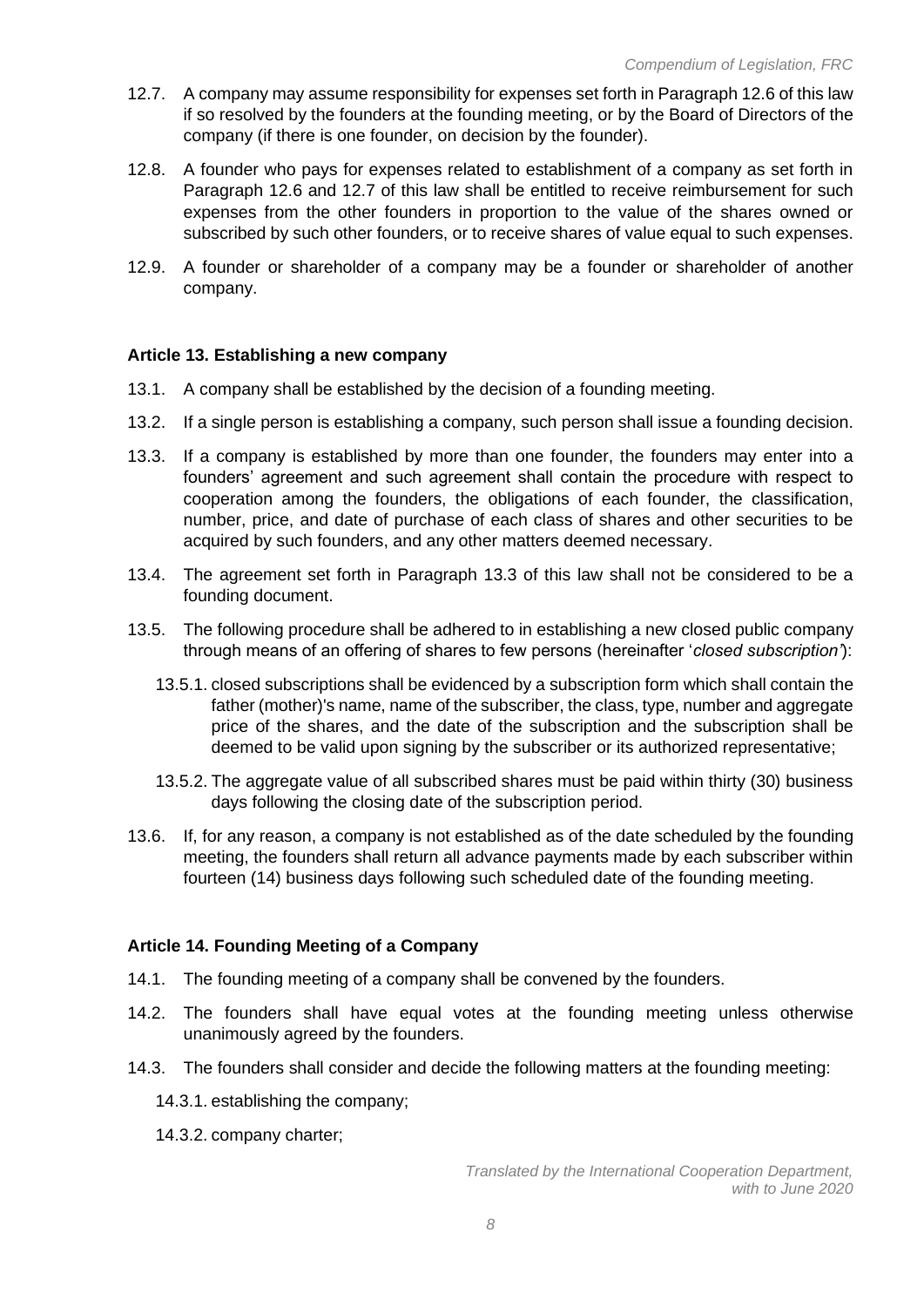12.7. A company may assume responsibility for expenses set forth in Paragraph 12.6 of this law if so resolved by the founders at the founding meeting, or by the Board of Directors of the company (if there is one founder, on decision by the founder).

12.8. A founder who pays for expenses related to establishment of a company as set forth in Paragraph 12.6 and 12.7 of this law shall be entitled to receive reimbursement for such expenses from the other founders in proportion to the value of the shares owned or subscribed by such other founders, or to receive shares of value equal to such expenses.

12.9. A founder or shareholder of a company may be a founder or shareholder of another company.

### Article 13. Establishing a new company

13.1. A company shall be established by the decision of a founding meeting.

13.2. If a single person is establishing a company, such person shall issue a founding decision.

13.3. If a company is established by more than one founder, the founders may enter into a founders' agreement and such agreement shall contain the procedure with respect to cooperation among the founders, the obligations of each founder, the classification, number, price, and date of purchase of each class of shares and other securities to be acquired by such founders, and any other matters deemed necessary.

13.4. The agreement set forth in Paragraph 13.3 of this law shall not be considered to be a founding document.

13.5. The following procedure shall be adhered to in establishing a new closed public company through means of an offering of shares to few persons (hereinafter '*closed subscription'*):

- 13.5.1. closed subscriptions shall be evidenced by a subscription form which shall contain the father (mother)'s name, name of the subscriber, the class, type, number and aggregate price of the shares, and the date of the subscription and the subscription shall be deemed to be valid upon signing by the subscriber or its authorized representative;
- 13.5.2. The aggregate value of all subscribed shares must be paid within thirty (30) business days following the closing date of the subscription period.

13.6. If, for any reason, a company is not established as of the date scheduled by the founding meeting, the founders shall return all advance payments made by each subscriber within fourteen (14) business days following such scheduled date of the founding meeting.

### Article 14. Founding Meeting of a Company

14.1. The founding meeting of a company shall be convened by the founders.

14.2. The founders shall have equal votes at the founding meeting unless otherwise unanimously agreed by the founders.

14.3. The founders shall consider and decide the following matters at the founding meeting:

- 14.3.1. establishing the company;
- 14.3.2. company charter;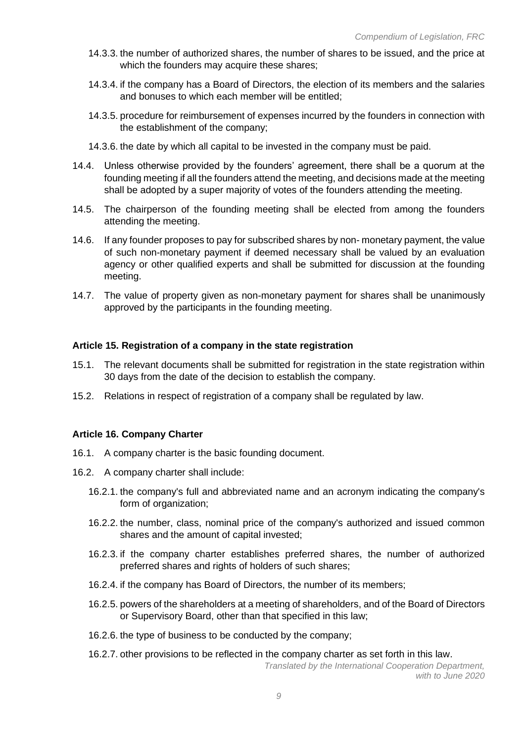14.3.3. the number of authorized shares, the number of shares to be issued, and the price at which the founders may acquire these shares;

14.3.4. if the company has a Board of Directors, the election of its members and the salaries and bonuses to which each member will be entitled;

14.3.5. procedure for reimbursement of expenses incurred by the founders in connection with the establishment of the company;

14.3.6. the date by which all capital to be invested in the company must be paid.

14.4. Unless otherwise provided by the founders' agreement, there shall be a quorum at the founding meeting if all the founders attend the meeting, and decisions made at the meeting shall be adopted by a super majority of votes of the founders attending the meeting.

14.5. The chairperson of the founding meeting shall be elected from among the founders attending the meeting.

14.6. If any founder proposes to pay for subscribed shares by non- monetary payment, the value of such non-monetary payment if deemed necessary shall be valued by an evaluation agency or other qualified experts and shall be submitted for discussion at the founding meeting.

14.7. The value of property given as non-monetary payment for shares shall be unanimously approved by the participants in the founding meeting.

**Article 15. Registration of a company in the state registration**

15.1. The relevant documents shall be submitted for registration in the state registration within 30 days from the date of the decision to establish the company.

15.2. Relations in respect of registration of a company shall be regulated by law.

**Article 16. Company Charter**

16.1. A company charter is the basic founding document.

16.2. A company charter shall include:

16.2.1. the company's full and abbreviated name and an acronym indicating the company's form of organization;

16.2.2. the number, class, nominal price of the company's authorized and issued common shares and the amount of capital invested;

16.2.3. if the company charter establishes preferred shares, the number of authorized preferred shares and rights of holders of such shares;

16.2.4. if the company has Board of Directors, the number of its members;

16.2.5. powers of the shareholders at a meeting of shareholders, and of the Board of Directors or Supervisory Board, other than that specified in this law;

16.2.6. the type of business to be conducted by the company;

16.2.7. other provisions to be reflected in the company charter as set forth in this law.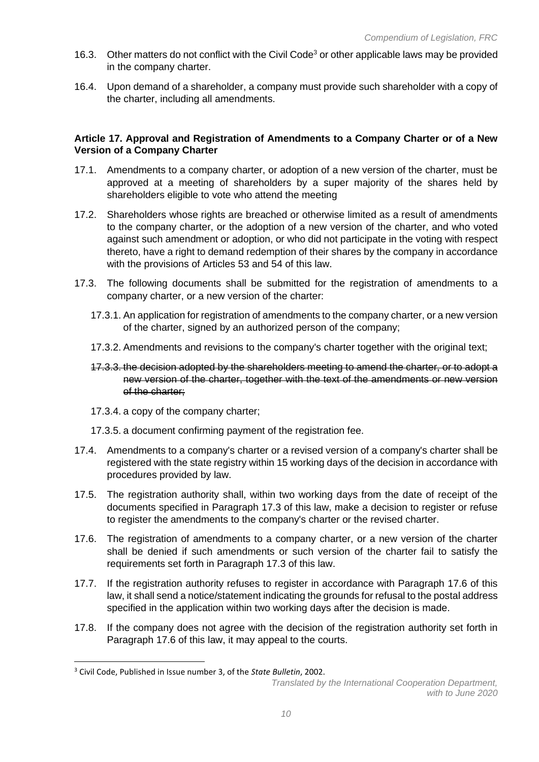16.3. Other matters do not conflict with the Civil Code[3] or other applicable laws may be provided in the company charter.

16.4. Upon demand of a shareholder, a company must provide such shareholder with a copy of the charter, including all amendments.

### Article 17. Approval and Registration of Amendments to a Company Charter or of a New Version of a Company Charter

17.1. Amendments to a company charter, or adoption of a new version of the charter, must be approved at a meeting of shareholders by a super majority of the shares held by shareholders eligible to vote who attend the meeting

17.2. Shareholders whose rights are breached or otherwise limited as a result of amendments to the company charter, or the adoption of a new version of the charter, and who voted against such amendment or adoption, or who did not participate in the voting with respect thereto, have a right to demand redemption of their shares by the company in accordance with the provisions of Articles 53 and 54 of this law.

17.3. The following documents shall be submitted for the registration of amendments to a company charter, or a new version of the charter:

17.3.1. An application for registration of amendments to the company charter, or a new version of the charter, signed by an authorized person of the company;

17.3.2. Amendments and revisions to the company's charter together with the original text;

~~17.3.3. the decision adopted by the shareholders meeting to amend the charter, or to adopt a new version of the charter, together with the text of the amendments or new version of the charter;~~

17.3.4. a copy of the company charter;

17.3.5. a document confirming payment of the registration fee.

17.4. Amendments to a company's charter or a revised version of a company's charter shall be registered with the state registry within 15 working days of the decision in accordance with procedures provided by law.

17.5. The registration authority shall, within two working days from the date of receipt of the documents specified in Paragraph 17.3 of this law, make a decision to register or refuse to register the amendments to the company's charter or the revised charter.

17.6. The registration of amendments to a company charter, or a new version of the charter shall be denied if such amendments or such version of the charter fail to satisfy the requirements set forth in Paragraph 17.3 of this law.

17.7. If the registration authority refuses to register in accordance with Paragraph 17.6 of this law, it shall send a notice/statement indicating the grounds for refusal to the postal address specified in the application within two working days after the decision is made.

17.8. If the company does not agree with the decision of the registration authority set forth in Paragraph 17.6 of this law, it may appeal to the courts.

---

[3] Civil Code, Published in Issue number 3, of the *State Bulletin*, 2002.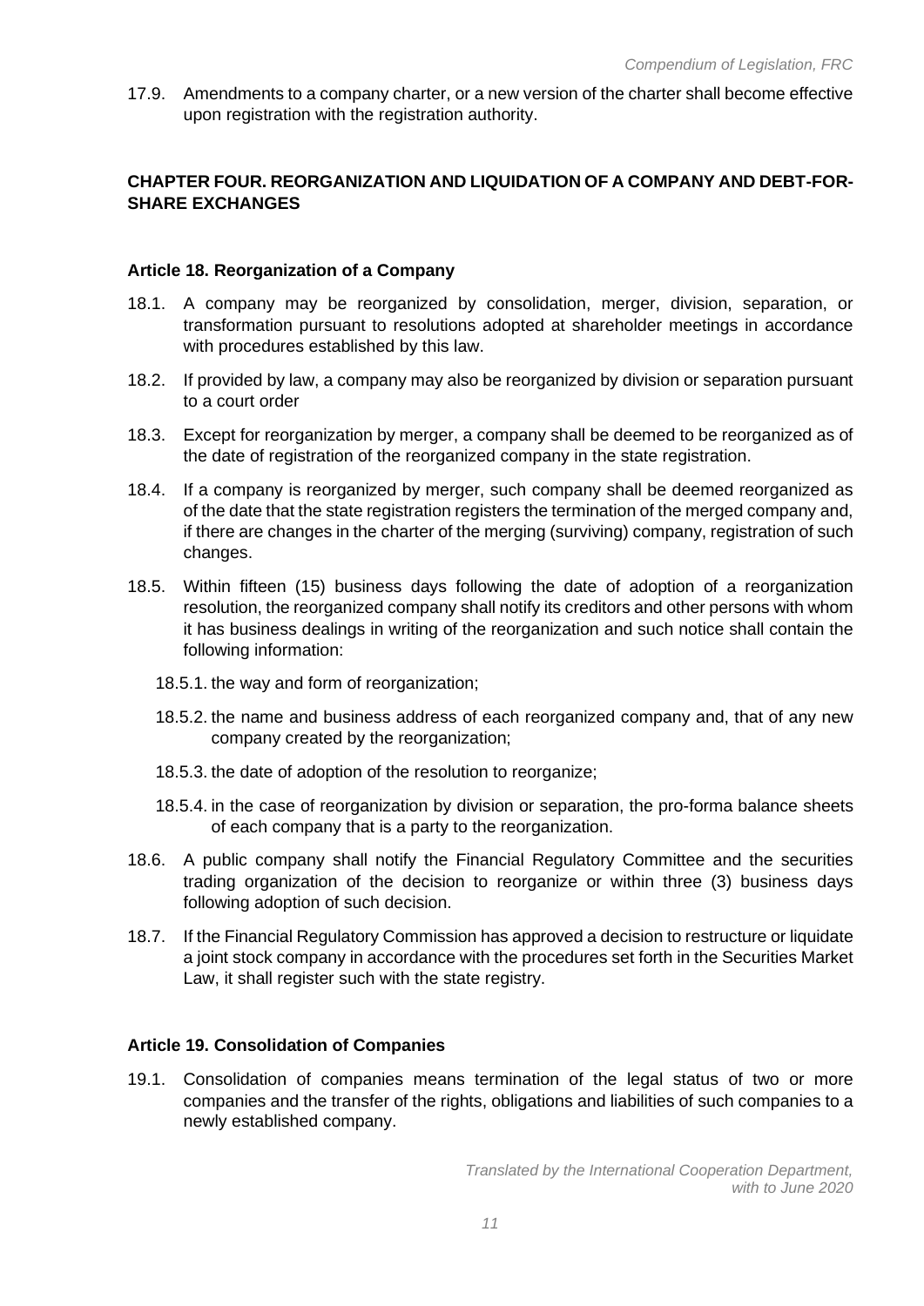17.9. Amendments to a company charter, or a new version of the charter shall become effective upon registration with the registration authority.

## CHAPTER FOUR. REORGANIZATION AND LIQUIDATION OF A COMPANY AND DEBT-FOR-SHARE EXCHANGES

### Article 18. Reorganization of a Company

18.1. A company may be reorganized by consolidation, merger, division, separation, or transformation pursuant to resolutions adopted at shareholder meetings in accordance with procedures established by this law.

18.2. If provided by law, a company may also be reorganized by division or separation pursuant to a court order

18.3. Except for reorganization by merger, a company shall be deemed to be reorganized as of the date of registration of the reorganized company in the state registration.

18.4. If a company is reorganized by merger, such company shall be deemed reorganized as of the date that the state registration registers the termination of the merged company and, if there are changes in the charter of the merging (surviving) company, registration of such changes.

18.5. Within fifteen (15) business days following the date of adoption of a reorganization resolution, the reorganized company shall notify its creditors and other persons with whom it has business dealings in writing of the reorganization and such notice shall contain the following information:

18.5.1. the way and form of reorganization;

18.5.2. the name and business address of each reorganized company and, that of any new company created by the reorganization;

18.5.3. the date of adoption of the resolution to reorganize;

18.5.4. in the case of reorganization by division or separation, the pro-forma balance sheets of each company that is a party to the reorganization.

18.6. A public company shall notify the Financial Regulatory Committee and the securities trading organization of the decision to reorganize or within three (3) business days following adoption of such decision.

18.7. If the Financial Regulatory Commission has approved a decision to restructure or liquidate a joint stock company in accordance with the procedures set forth in the Securities Market Law, it shall register such with the state registry.

### Article 19. Consolidation of Companies

19.1. Consolidation of companies means termination of the legal status of two or more companies and the transfer of the rights, obligations and liabilities of such companies to a newly established company.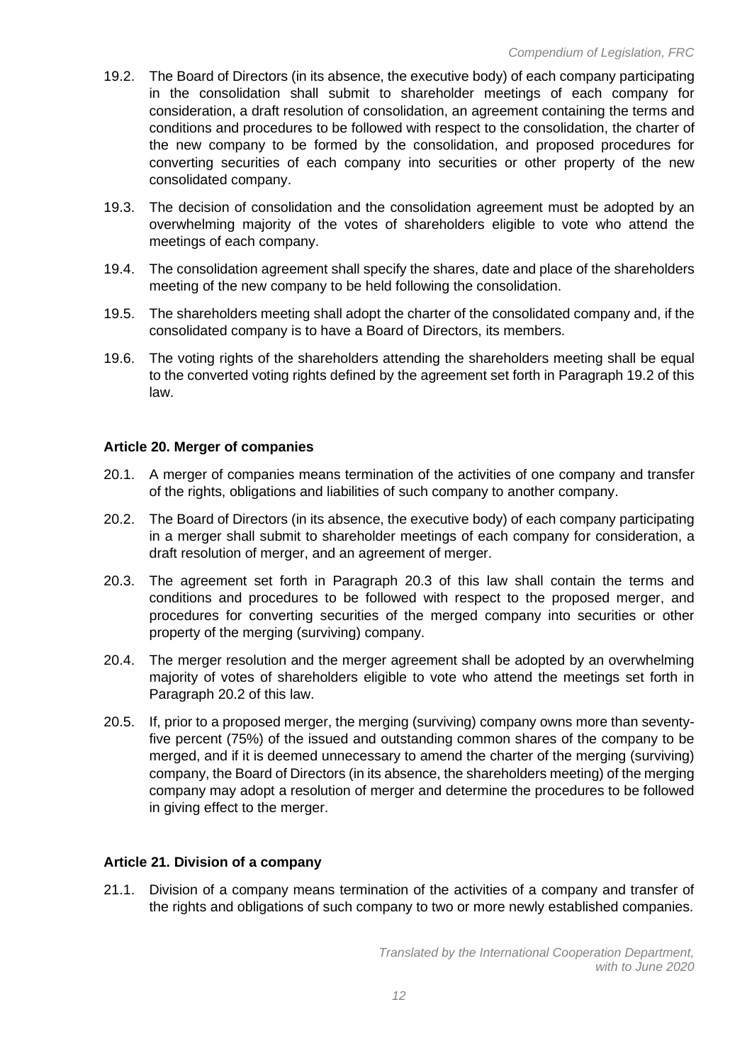19.2. The Board of Directors (in its absence, the executive body) of each company participating in the consolidation shall submit to shareholder meetings of each company for consideration, a draft resolution of consolidation, an agreement containing the terms and conditions and procedures to be followed with respect to the consolidation, the charter of the new company to be formed by the consolidation, and proposed procedures for converting securities of each company into securities or other property of the new consolidated company.

19.3. The decision of consolidation and the consolidation agreement must be adopted by an overwhelming majority of the votes of shareholders eligible to vote who attend the meetings of each company.

19.4. The consolidation agreement shall specify the shares, date and place of the shareholders meeting of the new company to be held following the consolidation.

19.5. The shareholders meeting shall adopt the charter of the consolidated company and, if the consolidated company is to have a Board of Directors, its members.

19.6. The voting rights of the shareholders attending the shareholders meeting shall be equal to the converted voting rights defined by the agreement set forth in Paragraph 19.2 of this law.

### Article 20. Merger of companies

20.1. A merger of companies means termination of the activities of one company and transfer of the rights, obligations and liabilities of such company to another company.

20.2. The Board of Directors (in its absence, the executive body) of each company participating in a merger shall submit to shareholder meetings of each company for consideration, a draft resolution of merger, and an agreement of merger.

20.3. The agreement set forth in Paragraph 20.3 of this law shall contain the terms and conditions and procedures to be followed with respect to the proposed merger, and procedures for converting securities of the merged company into securities or other property of the merging (surviving) company.

20.4. The merger resolution and the merger agreement shall be adopted by an overwhelming majority of votes of shareholders eligible to vote who attend the meetings set forth in Paragraph 20.2 of this law.

20.5. If, prior to a proposed merger, the merging (surviving) company owns more than seventy-five percent (75%) of the issued and outstanding common shares of the company to be merged, and if it is deemed unnecessary to amend the charter of the merging (surviving) company, the Board of Directors (in its absence, the shareholders meeting) of the merging company may adopt a resolution of merger and determine the procedures to be followed in giving effect to the merger.

### Article 21. Division of a company

21.1. Division of a company means termination of the activities of a company and transfer of the rights and obligations of such company to two or more newly established companies.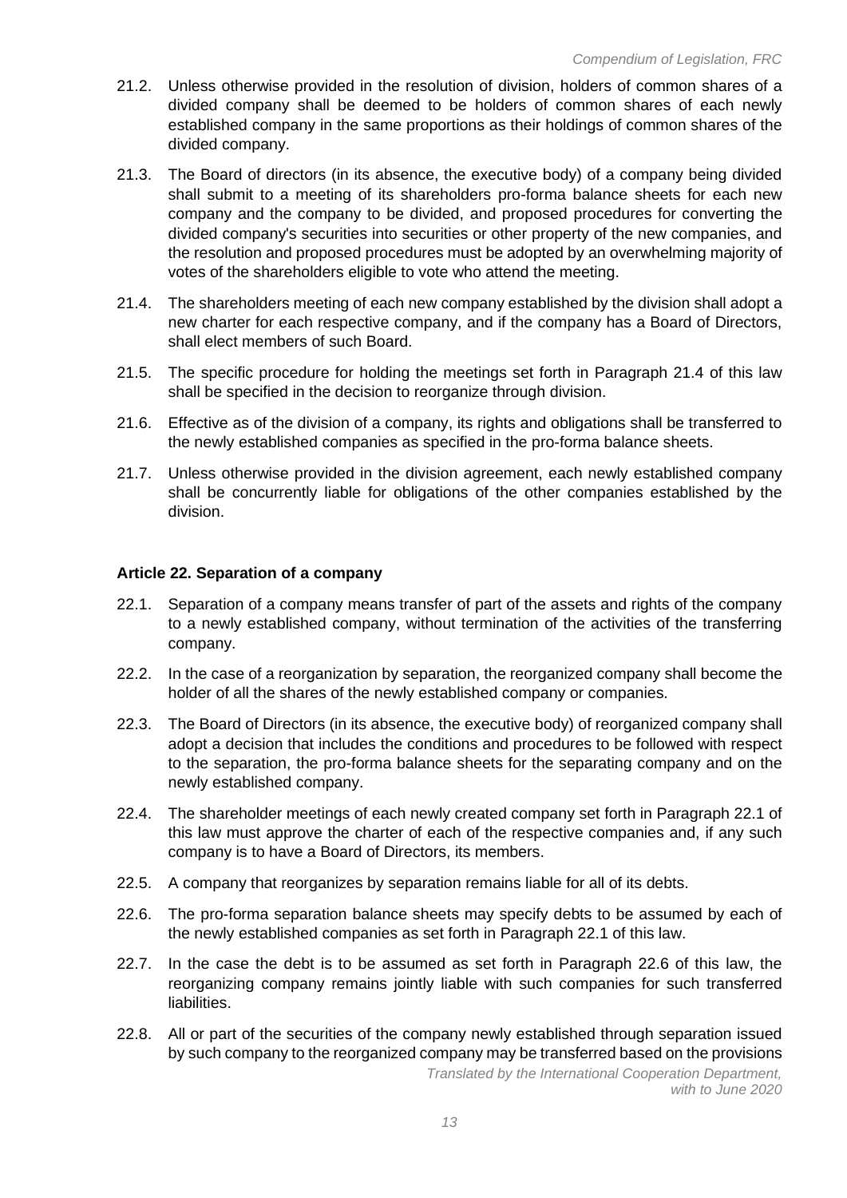21.2. Unless otherwise provided in the resolution of division, holders of common shares of a divided company shall be deemed to be holders of common shares of each newly established company in the same proportions as their holdings of common shares of the divided company.

21.3. The Board of directors (in its absence, the executive body) of a company being divided shall submit to a meeting of its shareholders pro-forma balance sheets for each new company and the company to be divided, and proposed procedures for converting the divided company's securities into securities or other property of the new companies, and the resolution and proposed procedures must be adopted by an overwhelming majority of votes of the shareholders eligible to vote who attend the meeting.

21.4. The shareholders meeting of each new company established by the division shall adopt a new charter for each respective company, and if the company has a Board of Directors, shall elect members of such Board.

21.5. The specific procedure for holding the meetings set forth in Paragraph 21.4 of this law shall be specified in the decision to reorganize through division.

21.6. Effective as of the division of a company, its rights and obligations shall be transferred to the newly established companies as specified in the pro-forma balance sheets.

21.7. Unless otherwise provided in the division agreement, each newly established company shall be concurrently liable for obligations of the other companies established by the division.

**Article 22. Separation of a company**

22.1. Separation of a company means transfer of part of the assets and rights of the company to a newly established company, without termination of the activities of the transferring company.

22.2. In the case of a reorganization by separation, the reorganized company shall become the holder of all the shares of the newly established company or companies.

22.3. The Board of Directors (in its absence, the executive body) of reorganized company shall adopt a decision that includes the conditions and procedures to be followed with respect to the separation, the pro-forma balance sheets for the separating company and on the newly established company.

22.4. The shareholder meetings of each newly created company set forth in Paragraph 22.1 of this law must approve the charter of each of the respective companies and, if any such company is to have a Board of Directors, its members.

22.5. A company that reorganizes by separation remains liable for all of its debts.

22.6. The pro-forma separation balance sheets may specify debts to be assumed by each of the newly established companies as set forth in Paragraph 22.1 of this law.

22.7. In the case the debt is to be assumed as set forth in Paragraph 22.6 of this law, the reorganizing company remains jointly liable with such companies for such transferred liabilities.

22.8. All or part of the securities of the company newly established through separation issued by such company to the reorganized company may be transferred based on the provisions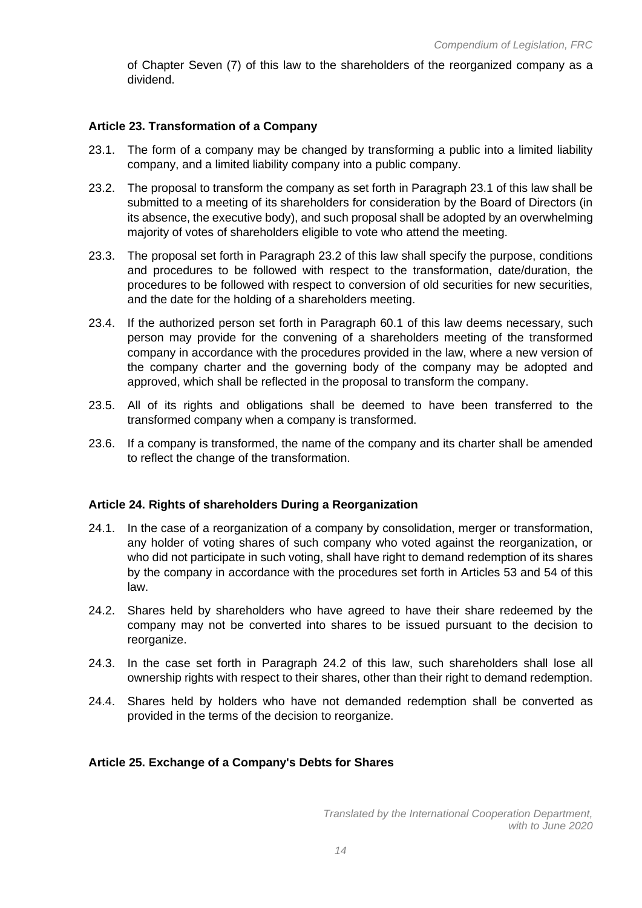of Chapter Seven (7) of this law to the shareholders of the reorganized company as a dividend.

**Article 23. Transformation of a Company**

23.1. The form of a company may be changed by transforming a public into a limited liability company, and a limited liability company into a public company.

23.2. The proposal to transform the company as set forth in Paragraph 23.1 of this law shall be submitted to a meeting of its shareholders for consideration by the Board of Directors (in its absence, the executive body), and such proposal shall be adopted by an overwhelming majority of votes of shareholders eligible to vote who attend the meeting.

23.3. The proposal set forth in Paragraph 23.2 of this law shall specify the purpose, conditions and procedures to be followed with respect to the transformation, date/duration, the procedures to be followed with respect to conversion of old securities for new securities, and the date for the holding of a shareholders meeting.

23.4. If the authorized person set forth in Paragraph 60.1 of this law deems necessary, such person may provide for the convening of a shareholders meeting of the transformed company in accordance with the procedures provided in the law, where a new version of the company charter and the governing body of the company may be adopted and approved, which shall be reflected in the proposal to transform the company.

23.5. All of its rights and obligations shall be deemed to have been transferred to the transformed company when a company is transformed.

23.6. If a company is transformed, the name of the company and its charter shall be amended to reflect the change of the transformation.

**Article 24. Rights of shareholders During a Reorganization**

24.1. In the case of a reorganization of a company by consolidation, merger or transformation, any holder of voting shares of such company who voted against the reorganization, or who did not participate in such voting, shall have right to demand redemption of its shares by the company in accordance with the procedures set forth in Articles 53 and 54 of this law.

24.2. Shares held by shareholders who have agreed to have their share redeemed by the company may not be converted into shares to be issued pursuant to the decision to reorganize.

24.3. In the case set forth in Paragraph 24.2 of this law, such shareholders shall lose all ownership rights with respect to their shares, other than their right to demand redemption.

24.4. Shares held by holders who have not demanded redemption shall be converted as provided in the terms of the decision to reorganize.

**Article 25. Exchange of a Company's Debts for Shares**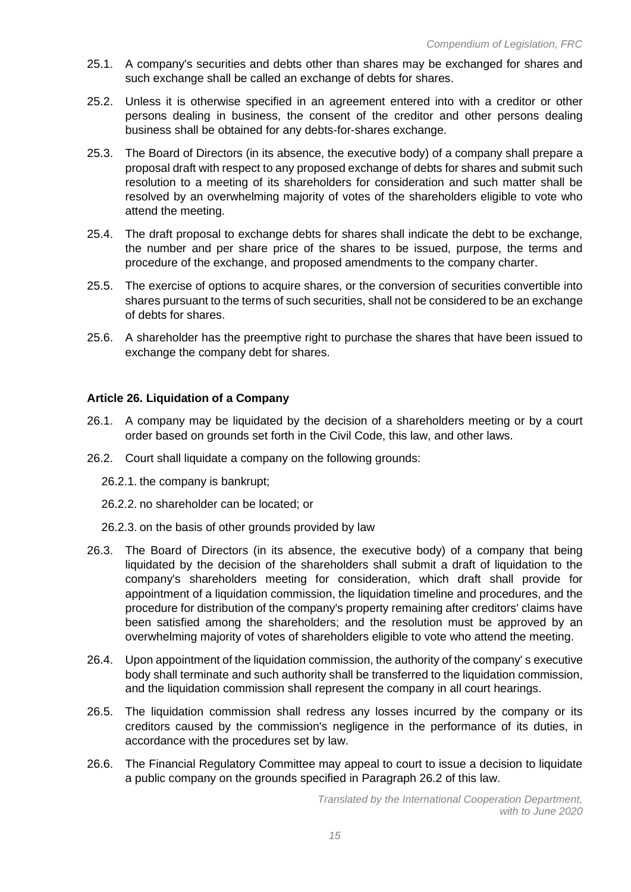25.1. A company's securities and debts other than shares may be exchanged for shares and such exchange shall be called an exchange of debts for shares.

25.2. Unless it is otherwise specified in an agreement entered into with a creditor or other persons dealing in business, the consent of the creditor and other persons dealing business shall be obtained for any debts-for-shares exchange.

25.3. The Board of Directors (in its absence, the executive body) of a company shall prepare a proposal draft with respect to any proposed exchange of debts for shares and submit such resolution to a meeting of its shareholders for consideration and such matter shall be resolved by an overwhelming majority of votes of the shareholders eligible to vote who attend the meeting.

25.4. The draft proposal to exchange debts for shares shall indicate the debt to be exchange, the number and per share price of the shares to be issued, purpose, the terms and procedure of the exchange, and proposed amendments to the company charter.

25.5. The exercise of options to acquire shares, or the conversion of securities convertible into shares pursuant to the terms of such securities, shall not be considered to be an exchange of debts for shares.

25.6. A shareholder has the preemptive right to purchase the shares that have been issued to exchange the company debt for shares.

### Article 26. Liquidation of a Company

26.1. A company may be liquidated by the decision of a shareholders meeting or by a court order based on grounds set forth in the Civil Code, this law, and other laws.

26.2. Court shall liquidate a company on the following grounds:

26.2.1. the company is bankrupt;

26.2.2. no shareholder can be located; or

26.2.3. on the basis of other grounds provided by law

26.3. The Board of Directors (in its absence, the executive body) of a company that being liquidated by the decision of the shareholders shall submit a draft of liquidation to the company's shareholders meeting for consideration, which draft shall provide for appointment of a liquidation commission, the liquidation timeline and procedures, and the procedure for distribution of the company's property remaining after creditors' claims have been satisfied among the shareholders; and the resolution must be approved by an overwhelming majority of votes of shareholders eligible to vote who attend the meeting.

26.4. Upon appointment of the liquidation commission, the authority of the company' s executive body shall terminate and such authority shall be transferred to the liquidation commission, and the liquidation commission shall represent the company in all court hearings.

26.5. The liquidation commission shall redress any losses incurred by the company or its creditors caused by the commission's negligence in the performance of its duties, in accordance with the procedures set by law.

26.6. The Financial Regulatory Committee may appeal to court to issue a decision to liquidate a public company on the grounds specified in Paragraph 26.2 of this law.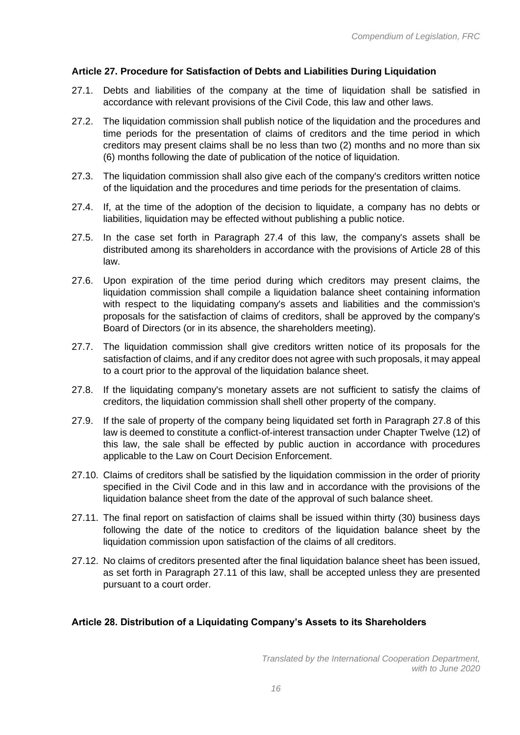### Article 27. Procedure for Satisfaction of Debts and Liabilities During Liquidation

27.1. Debts and liabilities of the company at the time of liquidation shall be satisfied in accordance with relevant provisions of the Civil Code, this law and other laws.

27.2. The liquidation commission shall publish notice of the liquidation and the procedures and time periods for the presentation of claims of creditors and the time period in which creditors may present claims shall be no less than two (2) months and no more than six (6) months following the date of publication of the notice of liquidation.

27.3. The liquidation commission shall also give each of the company's creditors written notice of the liquidation and the procedures and time periods for the presentation of claims.

27.4. If, at the time of the adoption of the decision to liquidate, a company has no debts or liabilities, liquidation may be effected without publishing a public notice.

27.5. In the case set forth in Paragraph 27.4 of this law, the company's assets shall be distributed among its shareholders in accordance with the provisions of Article 28 of this law.

27.6. Upon expiration of the time period during which creditors may present claims, the liquidation commission shall compile a liquidation balance sheet containing information with respect to the liquidating company's assets and liabilities and the commission's proposals for the satisfaction of claims of creditors, shall be approved by the company's Board of Directors (or in its absence, the shareholders meeting).

27.7. The liquidation commission shall give creditors written notice of its proposals for the satisfaction of claims, and if any creditor does not agree with such proposals, it may appeal to a court prior to the approval of the liquidation balance sheet.

27.8. If the liquidating company's monetary assets are not sufficient to satisfy the claims of creditors, the liquidation commission shall shell other property of the company.

27.9. If the sale of property of the company being liquidated set forth in Paragraph 27.8 of this law is deemed to constitute a conflict-of-interest transaction under Chapter Twelve (12) of this law, the sale shall be effected by public auction in accordance with procedures applicable to the Law on Court Decision Enforcement.

27.10. Claims of creditors shall be satisfied by the liquidation commission in the order of priority specified in the Civil Code and in this law and in accordance with the provisions of the liquidation balance sheet from the date of the approval of such balance sheet.

27.11. The final report on satisfaction of claims shall be issued within thirty (30) business days following the date of the notice to creditors of the liquidation balance sheet by the liquidation commission upon satisfaction of the claims of all creditors.

27.12. No claims of creditors presented after the final liquidation balance sheet has been issued, as set forth in Paragraph 27.11 of this law, shall be accepted unless they are presented pursuant to a court order.

### Article 28. Distribution of a Liquidating Company's Assets to its Shareholders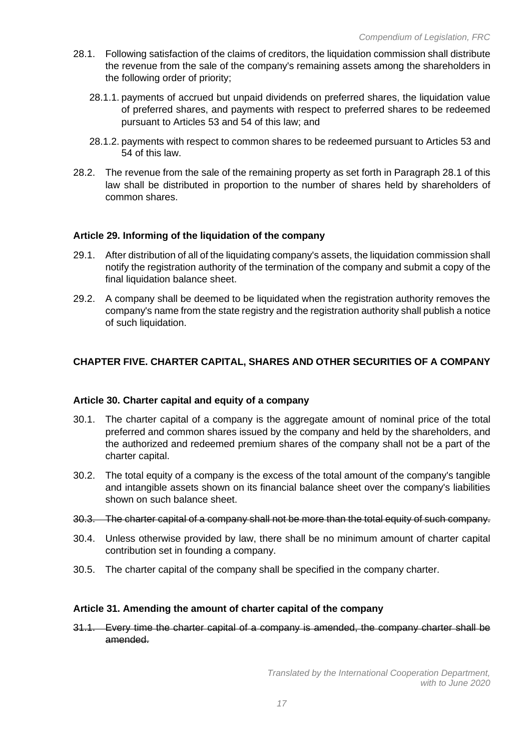28.1. Following satisfaction of the claims of creditors, the liquidation commission shall distribute the revenue from the sale of the company's remaining assets among the shareholders in the following order of priority;

28.1.1. payments of accrued but unpaid dividends on preferred shares, the liquidation value of preferred shares, and payments with respect to preferred shares to be redeemed pursuant to Articles 53 and 54 of this law; and

28.1.2. payments with respect to common shares to be redeemed pursuant to Articles 53 and 54 of this law.

28.2. The revenue from the sale of the remaining property as set forth in Paragraph 28.1 of this law shall be distributed in proportion to the number of shares held by shareholders of common shares.

### Article 29. Informing of the liquidation of the company

29.1. After distribution of all of the liquidating company's assets, the liquidation commission shall notify the registration authority of the termination of the company and submit a copy of the final liquidation balance sheet.

29.2. A company shall be deemed to be liquidated when the registration authority removes the company's name from the state registry and the registration authority shall publish a notice of such liquidation.

## CHAPTER FIVE. CHARTER CAPITAL, SHARES AND OTHER SECURITIES OF A COMPANY

### Article 30. Charter capital and equity of a company

30.1. The charter capital of a company is the aggregate amount of nominal price of the total preferred and common shares issued by the company and held by the shareholders, and the authorized and redeemed premium shares of the company shall not be a part of the charter capital.

30.2. The total equity of a company is the excess of the total amount of the company's tangible and intangible assets shown on its financial balance sheet over the company's liabilities shown on such balance sheet.

~~30.3. The charter capital of a company shall not be more than the total equity of such company.~~

30.4. Unless otherwise provided by law, there shall be no minimum amount of charter capital contribution set in founding a company.

30.5. The charter capital of the company shall be specified in the company charter.

### Article 31. Amending the amount of charter capital of the company

~~31.1. Every time the charter capital of a company is amended, the company charter shall be amended.~~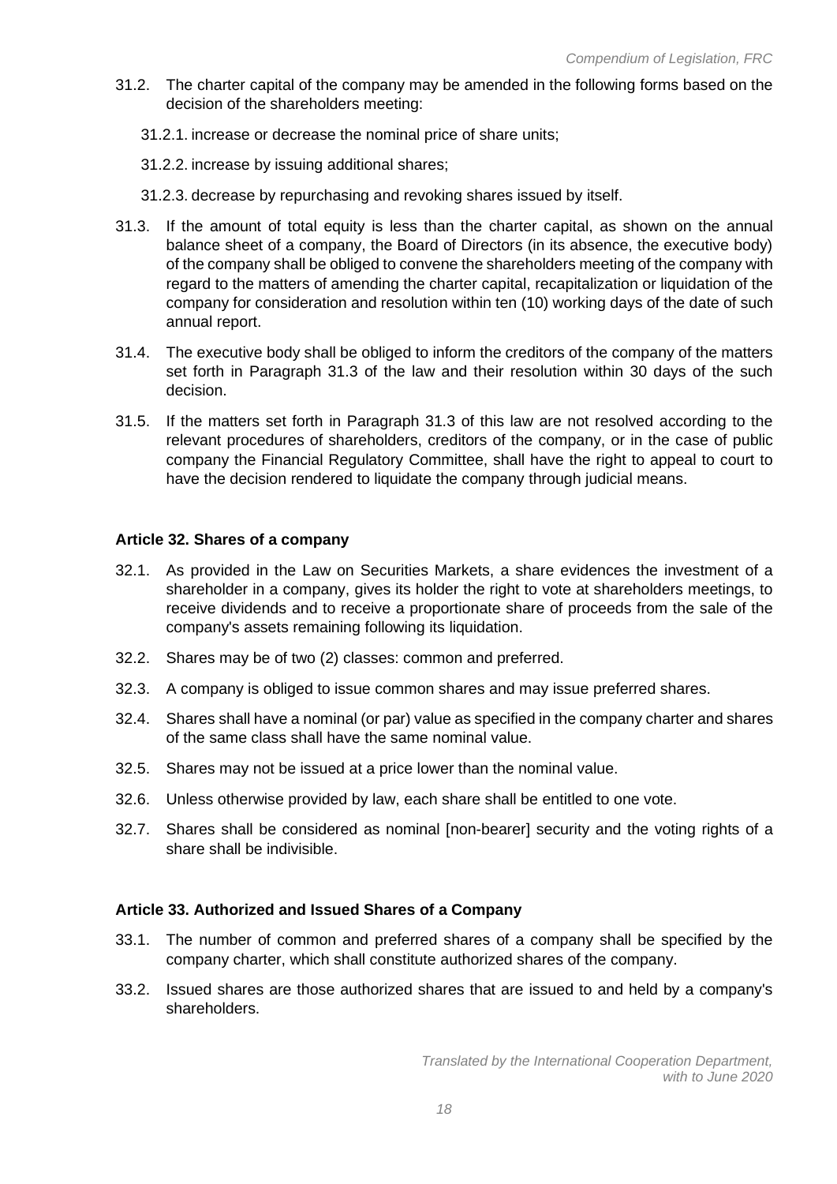31.2. The charter capital of the company may be amended in the following forms based on the decision of the shareholders meeting:

31.2.1. increase or decrease the nominal price of share units;

31.2.2. increase by issuing additional shares;

31.2.3. decrease by repurchasing and revoking shares issued by itself.

31.3. If the amount of total equity is less than the charter capital, as shown on the annual balance sheet of a company, the Board of Directors (in its absence, the executive body) of the company shall be obliged to convene the shareholders meeting of the company with regard to the matters of amending the charter capital, recapitalization or liquidation of the company for consideration and resolution within ten (10) working days of the date of such annual report.

31.4. The executive body shall be obliged to inform the creditors of the company of the matters set forth in Paragraph 31.3 of the law and their resolution within 30 days of the such decision.

31.5. If the matters set forth in Paragraph 31.3 of this law are not resolved according to the relevant procedures of shareholders, creditors of the company, or in the case of public company the Financial Regulatory Committee, shall have the right to appeal to court to have the decision rendered to liquidate the company through judicial means.

**Article 32. Shares of a company**

32.1. As provided in the Law on Securities Markets, a share evidences the investment of a shareholder in a company, gives its holder the right to vote at shareholders meetings, to receive dividends and to receive a proportionate share of proceeds from the sale of the company's assets remaining following its liquidation.

32.2. Shares may be of two (2) classes: common and preferred.

32.3. A company is obliged to issue common shares and may issue preferred shares.

32.4. Shares shall have a nominal (or par) value as specified in the company charter and shares of the same class shall have the same nominal value.

32.5. Shares may not be issued at a price lower than the nominal value.

32.6. Unless otherwise provided by law, each share shall be entitled to one vote.

32.7. Shares shall be considered as nominal [non-bearer] security and the voting rights of a share shall be indivisible.

**Article 33. Authorized and Issued Shares of a Company**

33.1. The number of common and preferred shares of a company shall be specified by the company charter, which shall constitute authorized shares of the company.

33.2. Issued shares are those authorized shares that are issued to and held by a company's shareholders.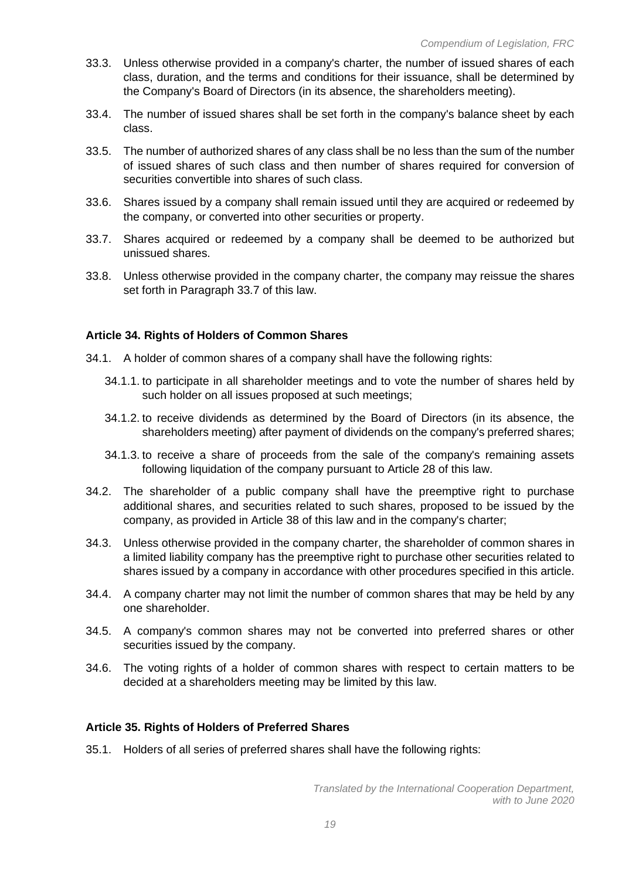33.3. Unless otherwise provided in a company's charter, the number of issued shares of each class, duration, and the terms and conditions for their issuance, shall be determined by the Company's Board of Directors (in its absence, the shareholders meeting).

33.4. The number of issued shares shall be set forth in the company's balance sheet by each class.

33.5. The number of authorized shares of any class shall be no less than the sum of the number of issued shares of such class and then number of shares required for conversion of securities convertible into shares of such class.

33.6. Shares issued by a company shall remain issued until they are acquired or redeemed by the company, or converted into other securities or property.

33.7. Shares acquired or redeemed by a company shall be deemed to be authorized but unissued shares.

33.8. Unless otherwise provided in the company charter, the company may reissue the shares set forth in Paragraph 33.7 of this law.

**Article 34. Rights of Holders of Common Shares**

34.1. A holder of common shares of a company shall have the following rights:

34.1.1. to participate in all shareholder meetings and to vote the number of shares held by such holder on all issues proposed at such meetings;

34.1.2. to receive dividends as determined by the Board of Directors (in its absence, the shareholders meeting) after payment of dividends on the company's preferred shares;

34.1.3. to receive a share of proceeds from the sale of the company's remaining assets following liquidation of the company pursuant to Article 28 of this law.

34.2. The shareholder of a public company shall have the preemptive right to purchase additional shares, and securities related to such shares, proposed to be issued by the company, as provided in Article 38 of this law and in the company's charter;

34.3. Unless otherwise provided in the company charter, the shareholder of common shares in a limited liability company has the preemptive right to purchase other securities related to shares issued by a company in accordance with other procedures specified in this article.

34.4. A company charter may not limit the number of common shares that may be held by any one shareholder.

34.5. A company's common shares may not be converted into preferred shares or other securities issued by the company.

34.6. The voting rights of a holder of common shares with respect to certain matters to be decided at a shareholders meeting may be limited by this law.

**Article 35. Rights of Holders of Preferred Shares**

35.1. Holders of all series of preferred shares shall have the following rights: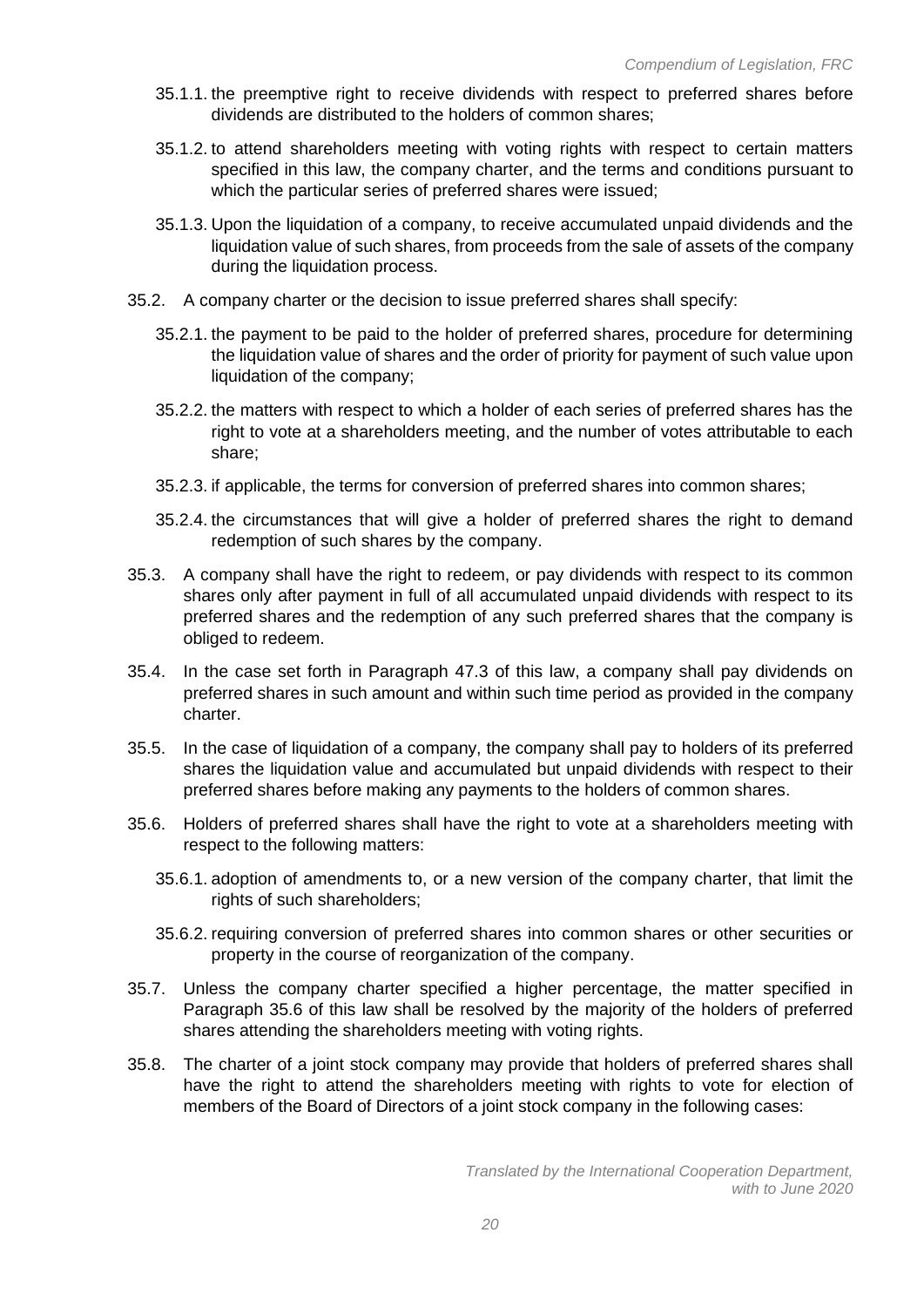35.1.1. the preemptive right to receive dividends with respect to preferred shares before dividends are distributed to the holders of common shares;

35.1.2. to attend shareholders meeting with voting rights with respect to certain matters specified in this law, the company charter, and the terms and conditions pursuant to which the particular series of preferred shares were issued;

35.1.3. Upon the liquidation of a company, to receive accumulated unpaid dividends and the liquidation value of such shares, from proceeds from the sale of assets of the company during the liquidation process.

35.2. A company charter or the decision to issue preferred shares shall specify:

35.2.1. the payment to be paid to the holder of preferred shares, procedure for determining the liquidation value of shares and the order of priority for payment of such value upon liquidation of the company;

35.2.2. the matters with respect to which a holder of each series of preferred shares has the right to vote at a shareholders meeting, and the number of votes attributable to each share;

35.2.3. if applicable, the terms for conversion of preferred shares into common shares;

35.2.4. the circumstances that will give a holder of preferred shares the right to demand redemption of such shares by the company.

35.3. A company shall have the right to redeem, or pay dividends with respect to its common shares only after payment in full of all accumulated unpaid dividends with respect to its preferred shares and the redemption of any such preferred shares that the company is obliged to redeem.

35.4. In the case set forth in Paragraph 47.3 of this law, a company shall pay dividends on preferred shares in such amount and within such time period as provided in the company charter.

35.5. In the case of liquidation of a company, the company shall pay to holders of its preferred shares the liquidation value and accumulated but unpaid dividends with respect to their preferred shares before making any payments to the holders of common shares.

35.6. Holders of preferred shares shall have the right to vote at a shareholders meeting with respect to the following matters:

35.6.1. adoption of amendments to, or a new version of the company charter, that limit the rights of such shareholders;

35.6.2. requiring conversion of preferred shares into common shares or other securities or property in the course of reorganization of the company.

35.7. Unless the company charter specified a higher percentage, the matter specified in Paragraph 35.6 of this law shall be resolved by the majority of the holders of preferred shares attending the shareholders meeting with voting rights.

35.8. The charter of a joint stock company may provide that holders of preferred shares shall have the right to attend the shareholders meeting with rights to vote for election of members of the Board of Directors of a joint stock company in the following cases: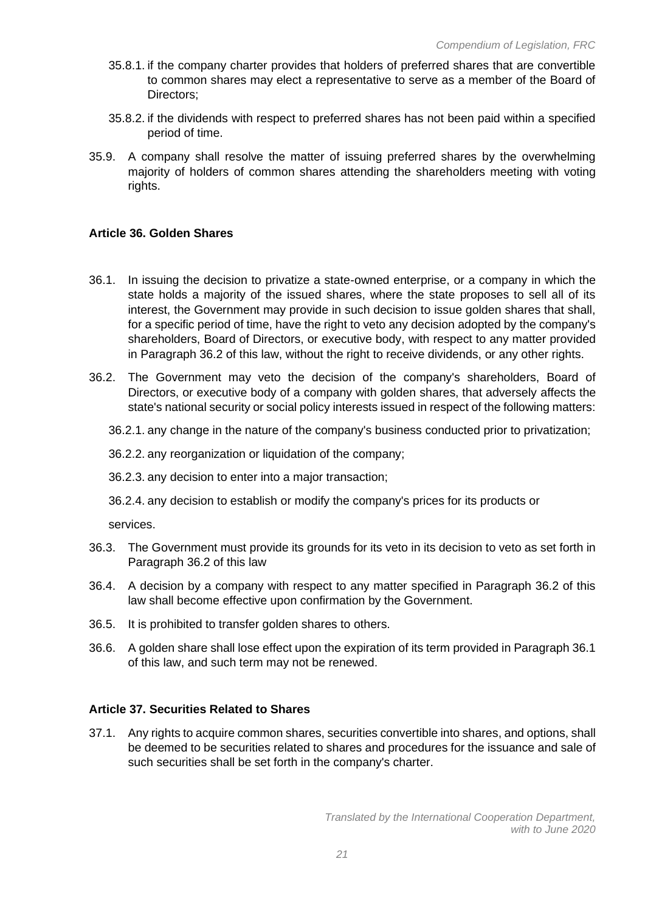35.8.1. if the company charter provides that holders of preferred shares that are convertible to common shares may elect a representative to serve as a member of the Board of Directors;

35.8.2. if the dividends with respect to preferred shares has not been paid within a specified period of time.

35.9. A company shall resolve the matter of issuing preferred shares by the overwhelming majority of holders of common shares attending the shareholders meeting with voting rights.

### Article 36. Golden Shares

36.1. In issuing the decision to privatize a state-owned enterprise, or a company in which the state holds a majority of the issued shares, where the state proposes to sell all of its interest, the Government may provide in such decision to issue golden shares that shall, for a specific period of time, have the right to veto any decision adopted by the company's shareholders, Board of Directors, or executive body, with respect to any matter provided in Paragraph 36.2 of this law, without the right to receive dividends, or any other rights.

36.2. The Government may veto the decision of the company's shareholders, Board of Directors, or executive body of a company with golden shares, that adversely affects the state's national security or social policy interests issued in respect of the following matters:

36.2.1. any change in the nature of the company's business conducted prior to privatization;

36.2.2. any reorganization or liquidation of the company;

36.2.3. any decision to enter into a major transaction;

36.2.4. any decision to establish or modify the company's prices for its products or

services.

36.3. The Government must provide its grounds for its veto in its decision to veto as set forth in Paragraph 36.2 of this law

36.4. A decision by a company with respect to any matter specified in Paragraph 36.2 of this law shall become effective upon confirmation by the Government.

36.5. It is prohibited to transfer golden shares to others.

36.6. A golden share shall lose effect upon the expiration of its term provided in Paragraph 36.1 of this law, and such term may not be renewed.

### Article 37. Securities Related to Shares

37.1. Any rights to acquire common shares, securities convertible into shares, and options, shall be deemed to be securities related to shares and procedures for the issuance and sale of such securities shall be set forth in the company's charter.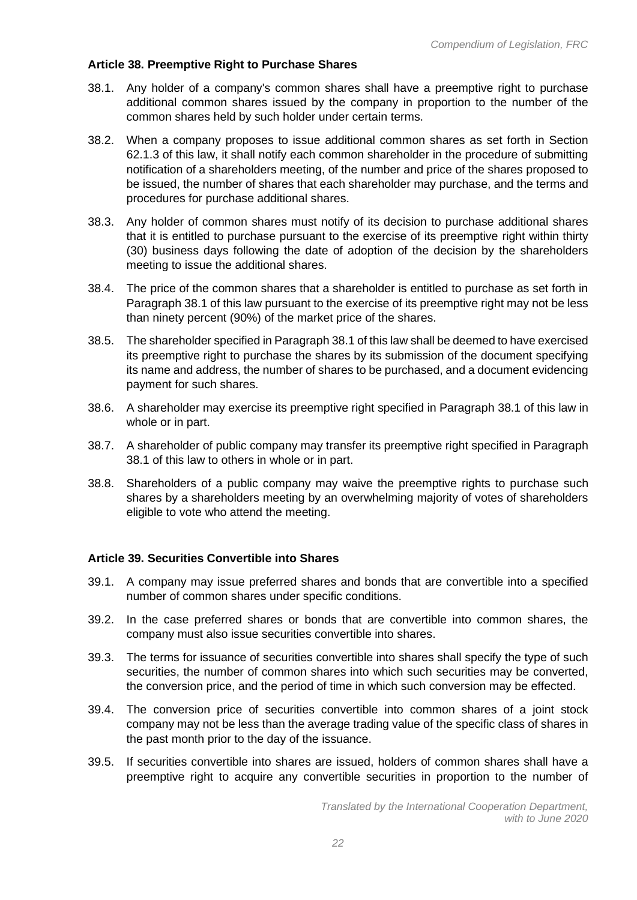### Article 38. Preemptive Right to Purchase Shares

38.1. Any holder of a company's common shares shall have a preemptive right to purchase additional common shares issued by the company in proportion to the number of the common shares held by such holder under certain terms.

38.2. When a company proposes to issue additional common shares as set forth in Section 62.1.3 of this law, it shall notify each common shareholder in the procedure of submitting notification of a shareholders meeting, of the number and price of the shares proposed to be issued, the number of shares that each shareholder may purchase, and the terms and procedures for purchase additional shares.

38.3. Any holder of common shares must notify of its decision to purchase additional shares that it is entitled to purchase pursuant to the exercise of its preemptive right within thirty (30) business days following the date of adoption of the decision by the shareholders meeting to issue the additional shares.

38.4. The price of the common shares that a shareholder is entitled to purchase as set forth in Paragraph 38.1 of this law pursuant to the exercise of its preemptive right may not be less than ninety percent (90%) of the market price of the shares.

38.5. The shareholder specified in Paragraph 38.1 of this law shall be deemed to have exercised its preemptive right to purchase the shares by its submission of the document specifying its name and address, the number of shares to be purchased, and a document evidencing payment for such shares.

38.6. A shareholder may exercise its preemptive right specified in Paragraph 38.1 of this law in whole or in part.

38.7. A shareholder of public company may transfer its preemptive right specified in Paragraph 38.1 of this law to others in whole or in part.

38.8. Shareholders of a public company may waive the preemptive rights to purchase such shares by a shareholders meeting by an overwhelming majority of votes of shareholders eligible to vote who attend the meeting.

### Article 39. Securities Convertible into Shares

39.1. A company may issue preferred shares and bonds that are convertible into a specified number of common shares under specific conditions.

39.2. In the case preferred shares or bonds that are convertible into common shares, the company must also issue securities convertible into shares.

39.3. The terms for issuance of securities convertible into shares shall specify the type of such securities, the number of common shares into which such securities may be converted, the conversion price, and the period of time in which such conversion may be effected.

39.4. The conversion price of securities convertible into common shares of a joint stock company may not be less than the average trading value of the specific class of shares in the past month prior to the day of the issuance.

39.5. If securities convertible into shares are issued, holders of common shares shall have a preemptive right to acquire any convertible securities in proportion to the number of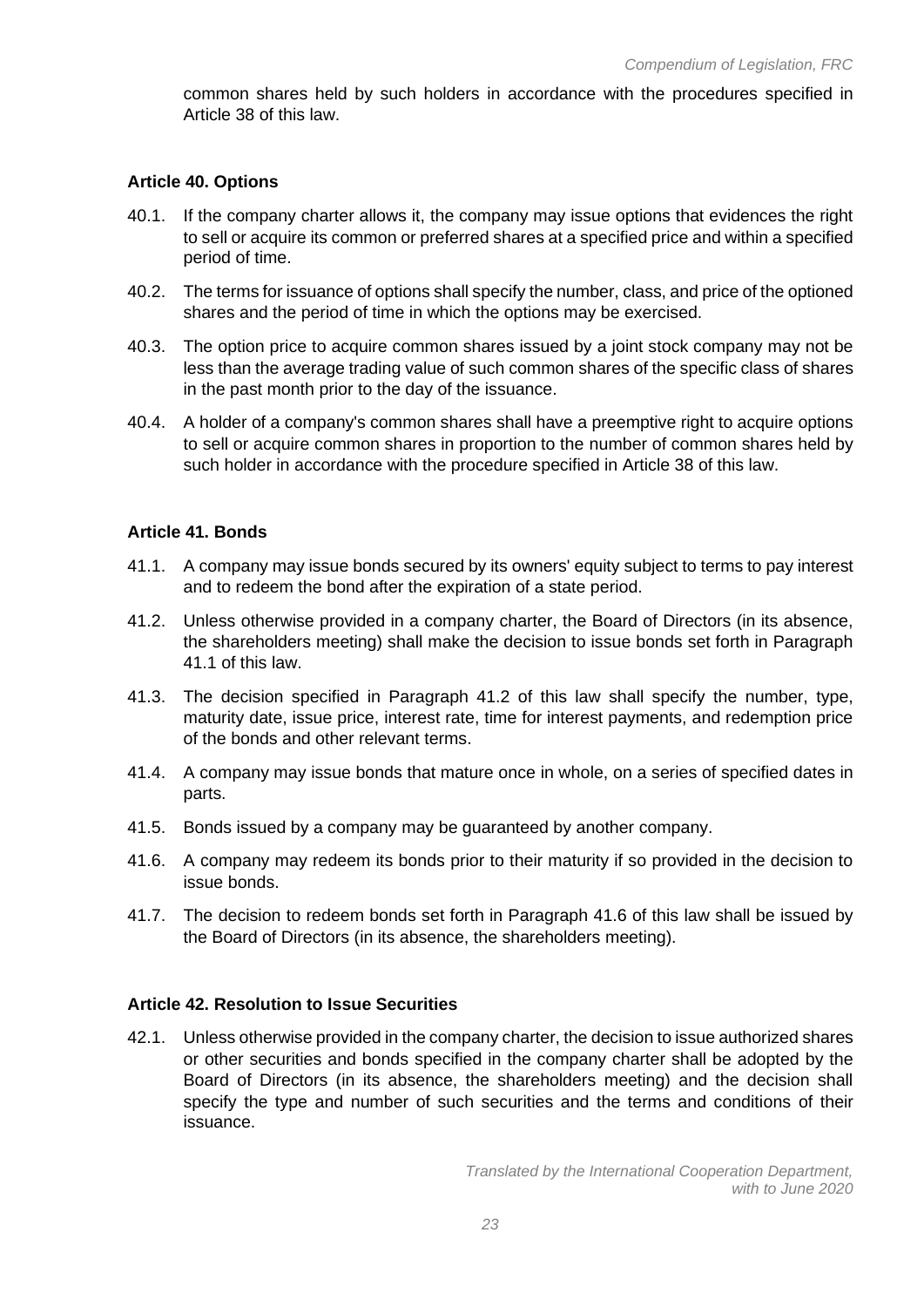common shares held by such holders in accordance with the procedures specified in Article 38 of this law.

### Article 40. Options

40.1. If the company charter allows it, the company may issue options that evidences the right to sell or acquire its common or preferred shares at a specified price and within a specified period of time.

40.2. The terms for issuance of options shall specify the number, class, and price of the optioned shares and the period of time in which the options may be exercised.

40.3. The option price to acquire common shares issued by a joint stock company may not be less than the average trading value of such common shares of the specific class of shares in the past month prior to the day of the issuance.

40.4. A holder of a company's common shares shall have a preemptive right to acquire options to sell or acquire common shares in proportion to the number of common shares held by such holder in accordance with the procedure specified in Article 38 of this law.

### Article 41. Bonds

41.1. A company may issue bonds secured by its owners' equity subject to terms to pay interest and to redeem the bond after the expiration of a state period.

41.2. Unless otherwise provided in a company charter, the Board of Directors (in its absence, the shareholders meeting) shall make the decision to issue bonds set forth in Paragraph 41.1 of this law.

41.3. The decision specified in Paragraph 41.2 of this law shall specify the number, type, maturity date, issue price, interest rate, time for interest payments, and redemption price of the bonds and other relevant terms.

41.4. A company may issue bonds that mature once in whole, on a series of specified dates in parts.

41.5. Bonds issued by a company may be guaranteed by another company.

41.6. A company may redeem its bonds prior to their maturity if so provided in the decision to issue bonds.

41.7. The decision to redeem bonds set forth in Paragraph 41.6 of this law shall be issued by the Board of Directors (in its absence, the shareholders meeting).

### Article 42. Resolution to Issue Securities

42.1. Unless otherwise provided in the company charter, the decision to issue authorized shares or other securities and bonds specified in the company charter shall be adopted by the Board of Directors (in its absence, the shareholders meeting) and the decision shall specify the type and number of such securities and the terms and conditions of their issuance.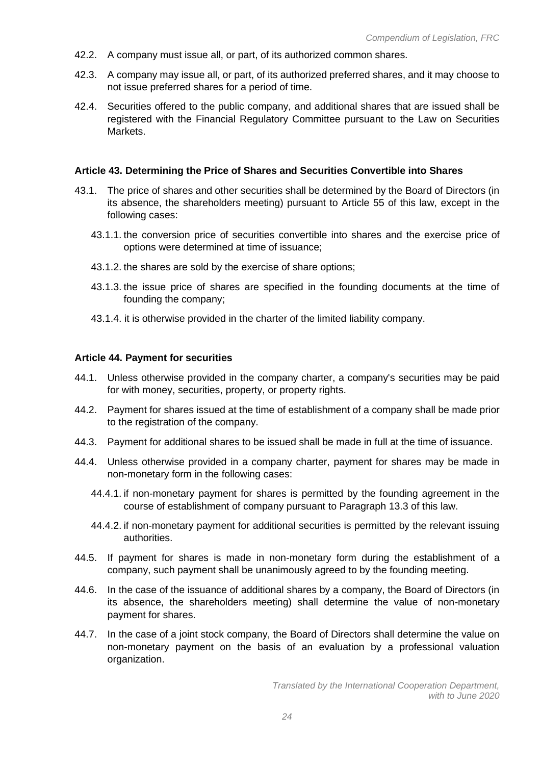42.2. A company must issue all, or part, of its authorized common shares.

42.3. A company may issue all, or part, of its authorized preferred shares, and it may choose to not issue preferred shares for a period of time.

42.4. Securities offered to the public company, and additional shares that are issued shall be registered with the Financial Regulatory Committee pursuant to the Law on Securities Markets.

### Article 43. Determining the Price of Shares and Securities Convertible into Shares

43.1. The price of shares and other securities shall be determined by the Board of Directors (in its absence, the shareholders meeting) pursuant to Article 55 of this law, except in the following cases:

- 43.1.1. the conversion price of securities convertible into shares and the exercise price of options were determined at time of issuance;
- 43.1.2. the shares are sold by the exercise of share options;
- 43.1.3. the issue price of shares are specified in the founding documents at the time of founding the company;
- 43.1.4. it is otherwise provided in the charter of the limited liability company.

### Article 44. Payment for securities

44.1. Unless otherwise provided in the company charter, a company's securities may be paid for with money, securities, property, or property rights.

44.2. Payment for shares issued at the time of establishment of a company shall be made prior to the registration of the company.

44.3. Payment for additional shares to be issued shall be made in full at the time of issuance.

44.4. Unless otherwise provided in a company charter, payment for shares may be made in non-monetary form in the following cases:

- 44.4.1. if non-monetary payment for shares is permitted by the founding agreement in the course of establishment of company pursuant to Paragraph 13.3 of this law.
- 44.4.2. if non-monetary payment for additional securities is permitted by the relevant issuing authorities.

44.5. If payment for shares is made in non-monetary form during the establishment of a company, such payment shall be unanimously agreed to by the founding meeting.

44.6. In the case of the issuance of additional shares by a company, the Board of Directors (in its absence, the shareholders meeting) shall determine the value of non-monetary payment for shares.

44.7. In the case of a joint stock company, the Board of Directors shall determine the value on non-monetary payment on the basis of an evaluation by a professional valuation organization.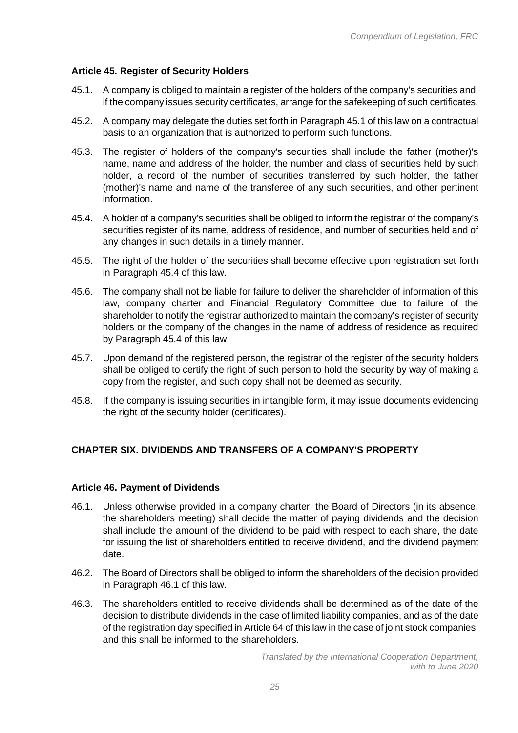### Article 45. Register of Security Holders

45.1. A company is obliged to maintain a register of the holders of the company's securities and, if the company issues security certificates, arrange for the safekeeping of such certificates.

45.2. A company may delegate the duties set forth in Paragraph 45.1 of this law on a contractual basis to an organization that is authorized to perform such functions.

45.3. The register of holders of the company's securities shall include the father (mother)'s name, name and address of the holder, the number and class of securities held by such holder, a record of the number of securities transferred by such holder, the father (mother)'s name and name of the transferee of any such securities, and other pertinent information.

45.4. A holder of a company's securities shall be obliged to inform the registrar of the company's securities register of its name, address of residence, and number of securities held and of any changes in such details in a timely manner.

45.5. The right of the holder of the securities shall become effective upon registration set forth in Paragraph 45.4 of this law.

45.6. The company shall not be liable for failure to deliver the shareholder of information of this law, company charter and Financial Regulatory Committee due to failure of the shareholder to notify the registrar authorized to maintain the company's register of security holders or the company of the changes in the name of address of residence as required by Paragraph 45.4 of this law.

45.7. Upon demand of the registered person, the registrar of the register of the security holders shall be obliged to certify the right of such person to hold the security by way of making a copy from the register, and such copy shall not be deemed as security.

45.8. If the company is issuing securities in intangible form, it may issue documents evidencing the right of the security holder (certificates).

## CHAPTER SIX. DIVIDENDS AND TRANSFERS OF A COMPANY'S PROPERTY

### Article 46. Payment of Dividends

46.1. Unless otherwise provided in a company charter, the Board of Directors (in its absence, the shareholders meeting) shall decide the matter of paying dividends and the decision shall include the amount of the dividend to be paid with respect to each share, the date for issuing the list of shareholders entitled to receive dividend, and the dividend payment date.

46.2. The Board of Directors shall be obliged to inform the shareholders of the decision provided in Paragraph 46.1 of this law.

46.3. The shareholders entitled to receive dividends shall be determined as of the date of the decision to distribute dividends in the case of limited liability companies, and as of the date of the registration day specified in Article 64 of this law in the case of joint stock companies, and this shall be informed to the shareholders.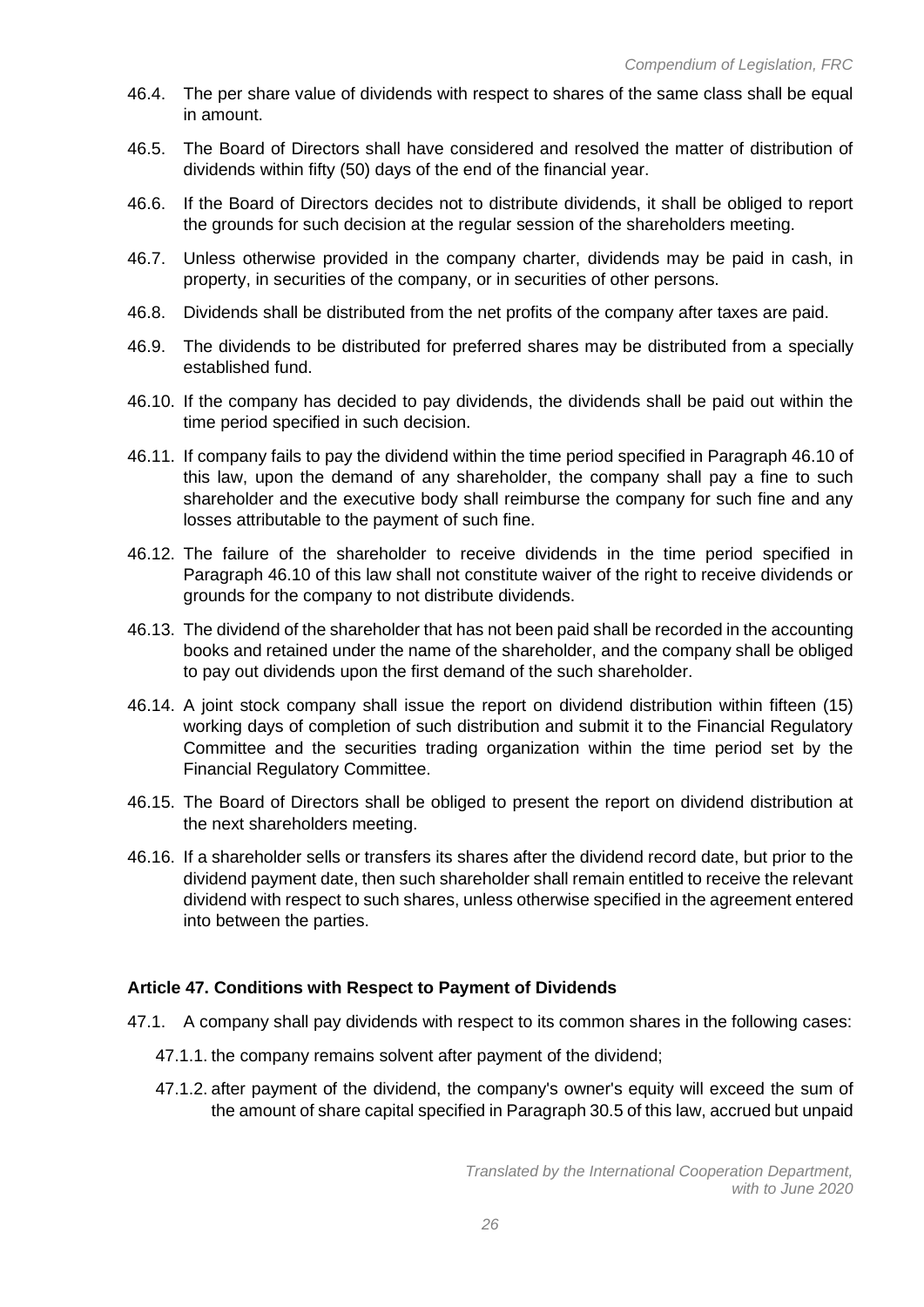46.4. The per share value of dividends with respect to shares of the same class shall be equal in amount.

46.5. The Board of Directors shall have considered and resolved the matter of distribution of dividends within fifty (50) days of the end of the financial year.

46.6. If the Board of Directors decides not to distribute dividends, it shall be obliged to report the grounds for such decision at the regular session of the shareholders meeting.

46.7. Unless otherwise provided in the company charter, dividends may be paid in cash, in property, in securities of the company, or in securities of other persons.

46.8. Dividends shall be distributed from the net profits of the company after taxes are paid.

46.9. The dividends to be distributed for preferred shares may be distributed from a specially established fund.

46.10. If the company has decided to pay dividends, the dividends shall be paid out within the time period specified in such decision.

46.11. If company fails to pay the dividend within the time period specified in Paragraph 46.10 of this law, upon the demand of any shareholder, the company shall pay a fine to such shareholder and the executive body shall reimburse the company for such fine and any losses attributable to the payment of such fine.

46.12. The failure of the shareholder to receive dividends in the time period specified in Paragraph 46.10 of this law shall not constitute waiver of the right to receive dividends or grounds for the company to not distribute dividends.

46.13. The dividend of the shareholder that has not been paid shall be recorded in the accounting books and retained under the name of the shareholder, and the company shall be obliged to pay out dividends upon the first demand of the such shareholder.

46.14. A joint stock company shall issue the report on dividend distribution within fifteen (15) working days of completion of such distribution and submit it to the Financial Regulatory Committee and the securities trading organization within the time period set by the Financial Regulatory Committee.

46.15. The Board of Directors shall be obliged to present the report on dividend distribution at the next shareholders meeting.

46.16. If a shareholder sells or transfers its shares after the dividend record date, but prior to the dividend payment date, then such shareholder shall remain entitled to receive the relevant dividend with respect to such shares, unless otherwise specified in the agreement entered into between the parties.

### Article 47. Conditions with Respect to Payment of Dividends

47.1. A company shall pay dividends with respect to its common shares in the following cases:

47.1.1. the company remains solvent after payment of the dividend;

47.1.2. after payment of the dividend, the company's owner's equity will exceed the sum of the amount of share capital specified in Paragraph 30.5 of this law, accrued but unpaid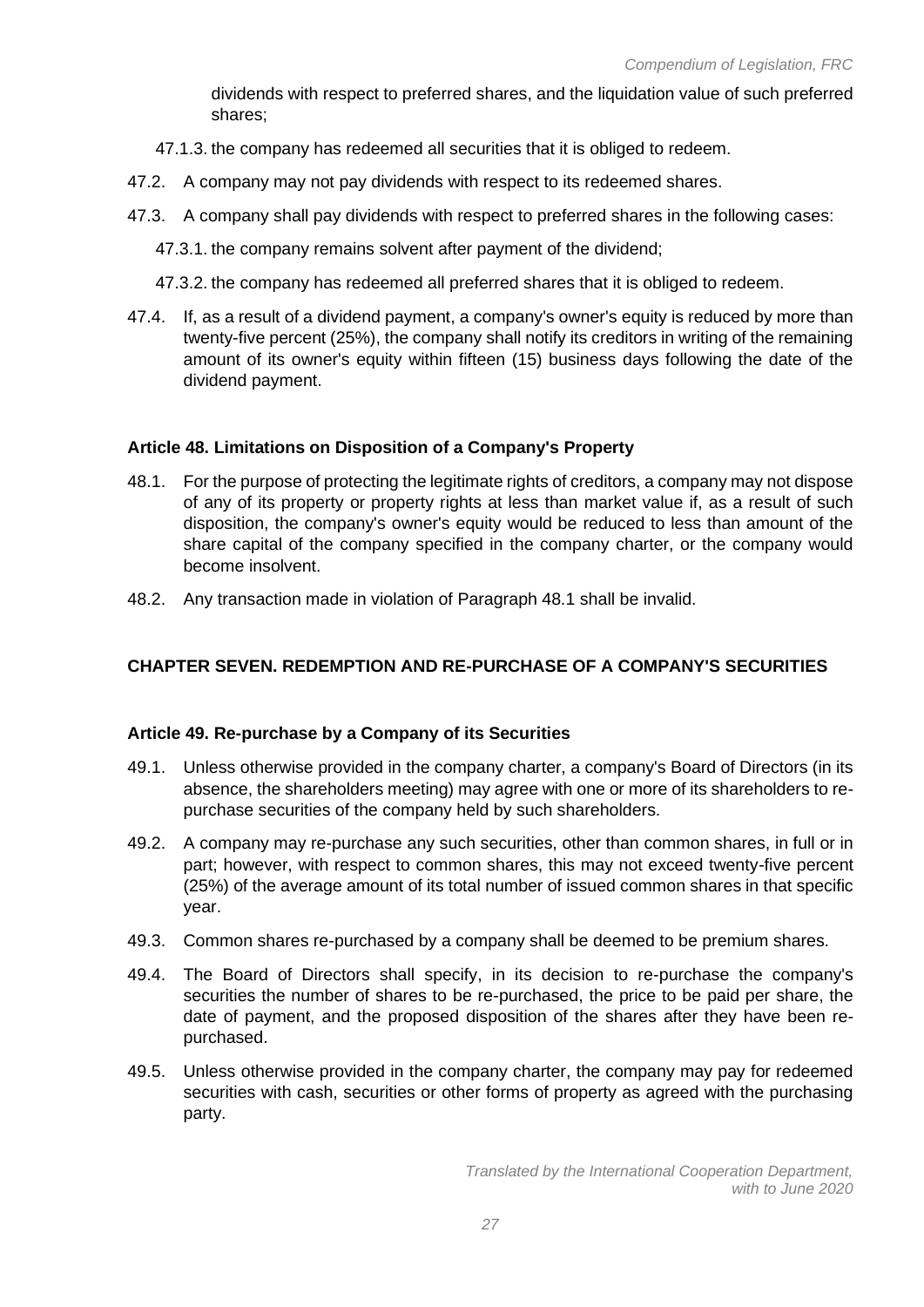dividends with respect to preferred shares, and the liquidation value of such preferred shares;

47.1.3. the company has redeemed all securities that it is obliged to redeem.

47.2. A company may not pay dividends with respect to its redeemed shares.

47.3. A company shall pay dividends with respect to preferred shares in the following cases:

47.3.1. the company remains solvent after payment of the dividend;

47.3.2. the company has redeemed all preferred shares that it is obliged to redeem.

47.4. If, as a result of a dividend payment, a company's owner's equity is reduced by more than twenty-five percent (25%), the company shall notify its creditors in writing of the remaining amount of its owner's equity within fifteen (15) business days following the date of the dividend payment.

### Article 48. Limitations on Disposition of a Company's Property

48.1. For the purpose of protecting the legitimate rights of creditors, a company may not dispose of any of its property or property rights at less than market value if, as a result of such disposition, the company's owner's equity would be reduced to less than amount of the share capital of the company specified in the company charter, or the company would become insolvent.

48.2. Any transaction made in violation of Paragraph 48.1 shall be invalid.

## CHAPTER SEVEN. REDEMPTION AND RE-PURCHASE OF A COMPANY'S SECURITIES

### Article 49. Re-purchase by a Company of its Securities

49.1. Unless otherwise provided in the company charter, a company's Board of Directors (in its absence, the shareholders meeting) may agree with one or more of its shareholders to re-purchase securities of the company held by such shareholders.

49.2. A company may re-purchase any such securities, other than common shares, in full or in part; however, with respect to common shares, this may not exceed twenty-five percent (25%) of the average amount of its total number of issued common shares in that specific year.

49.3. Common shares re-purchased by a company shall be deemed to be premium shares.

49.4. The Board of Directors shall specify, in its decision to re-purchase the company's securities the number of shares to be re-purchased, the price to be paid per share, the date of payment, and the proposed disposition of the shares after they have been re-purchased.

49.5. Unless otherwise provided in the company charter, the company may pay for redeemed securities with cash, securities or other forms of property as agreed with the purchasing party.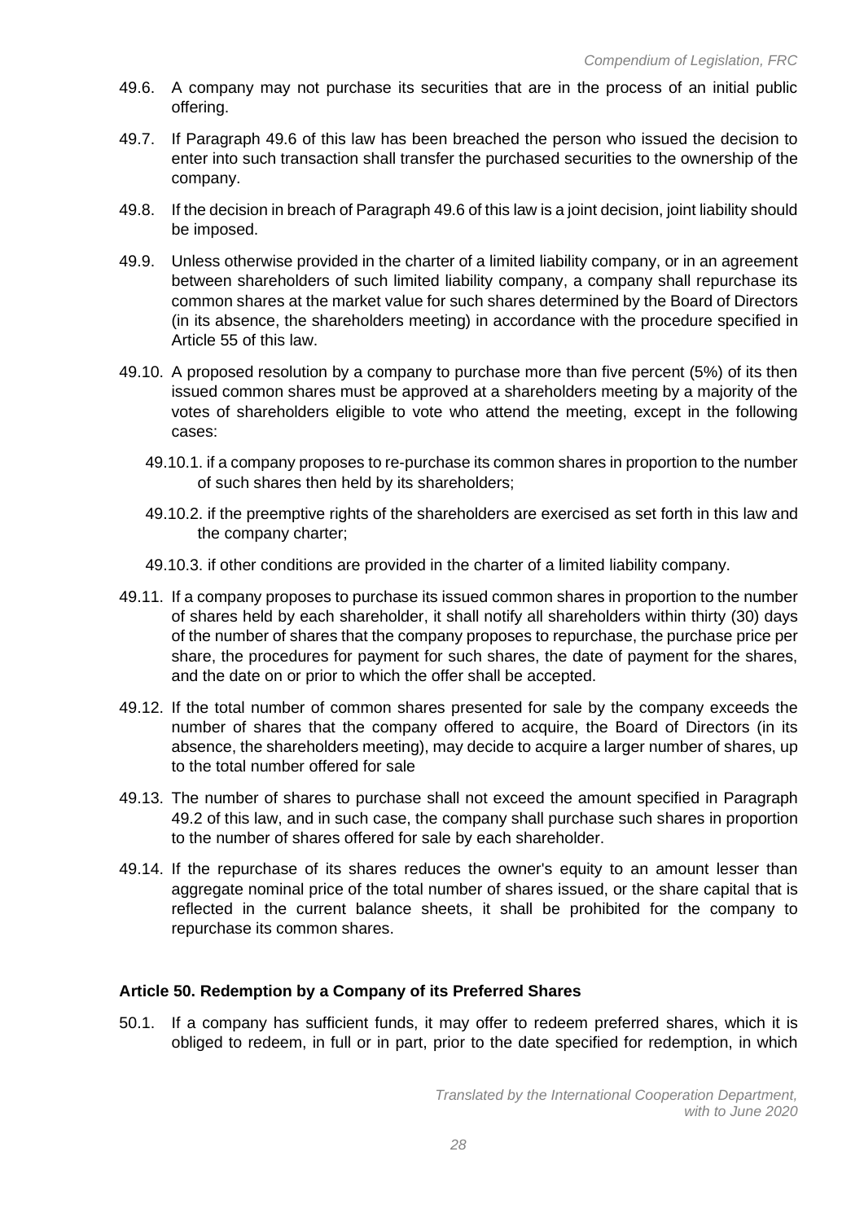49.6. A company may not purchase its securities that are in the process of an initial public offering.

49.7. If Paragraph 49.6 of this law has been breached the person who issued the decision to enter into such transaction shall transfer the purchased securities to the ownership of the company.

49.8. If the decision in breach of Paragraph 49.6 of this law is a joint decision, joint liability should be imposed.

49.9. Unless otherwise provided in the charter of a limited liability company, or in an agreement between shareholders of such limited liability company, a company shall repurchase its common shares at the market value for such shares determined by the Board of Directors (in its absence, the shareholders meeting) in accordance with the procedure specified in Article 55 of this law.

49.10. A proposed resolution by a company to purchase more than five percent (5%) of its then issued common shares must be approved at a shareholders meeting by a majority of the votes of shareholders eligible to vote who attend the meeting, except in the following cases:

49.10.1. if a company proposes to re-purchase its common shares in proportion to the number of such shares then held by its shareholders;

49.10.2. if the preemptive rights of the shareholders are exercised as set forth in this law and the company charter;

49.10.3. if other conditions are provided in the charter of a limited liability company.

49.11. If a company proposes to purchase its issued common shares in proportion to the number of shares held by each shareholder, it shall notify all shareholders within thirty (30) days of the number of shares that the company proposes to repurchase, the purchase price per share, the procedures for payment for such shares, the date of payment for the shares, and the date on or prior to which the offer shall be accepted.

49.12. If the total number of common shares presented for sale by the company exceeds the number of shares that the company offered to acquire, the Board of Directors (in its absence, the shareholders meeting), may decide to acquire a larger number of shares, up to the total number offered for sale

49.13. The number of shares to purchase shall not exceed the amount specified in Paragraph 49.2 of this law, and in such case, the company shall purchase such shares in proportion to the number of shares offered for sale by each shareholder.

49.14. If the repurchase of its shares reduces the owner's equity to an amount lesser than aggregate nominal price of the total number of shares issued, or the share capital that is reflected in the current balance sheets, it shall be prohibited for the company to repurchase its common shares.

### Article 50. Redemption by a Company of its Preferred Shares

50.1. If a company has sufficient funds, it may offer to redeem preferred shares, which it is obliged to redeem, in full or in part, prior to the date specified for redemption, in which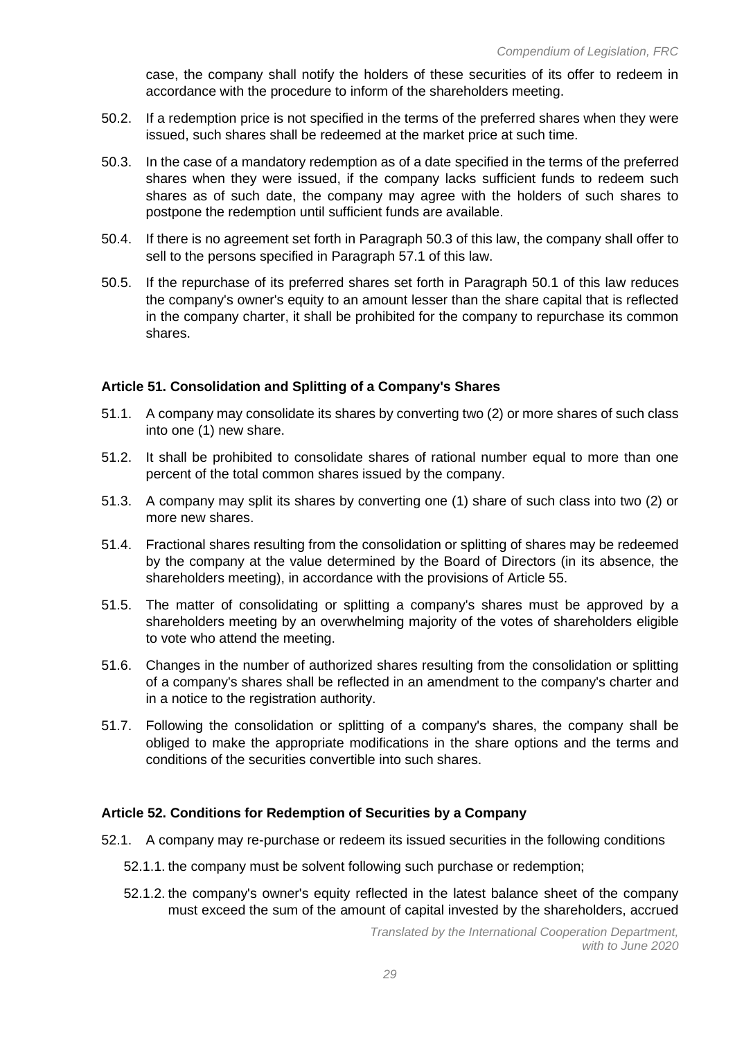case, the company shall notify the holders of these securities of its offer to redeem in accordance with the procedure to inform of the shareholders meeting.

50.2. If a redemption price is not specified in the terms of the preferred shares when they were issued, such shares shall be redeemed at the market price at such time.

50.3. In the case of a mandatory redemption as of a date specified in the terms of the preferred shares when they were issued, if the company lacks sufficient funds to redeem such shares as of such date, the company may agree with the holders of such shares to postpone the redemption until sufficient funds are available.

50.4. If there is no agreement set forth in Paragraph 50.3 of this law, the company shall offer to sell to the persons specified in Paragraph 57.1 of this law.

50.5. If the repurchase of its preferred shares set forth in Paragraph 50.1 of this law reduces the company's owner's equity to an amount lesser than the share capital that is reflected in the company charter, it shall be prohibited for the company to repurchase its common shares.

### Article 51. Consolidation and Splitting of a Company's Shares

51.1. A company may consolidate its shares by converting two (2) or more shares of such class into one (1) new share.

51.2. It shall be prohibited to consolidate shares of rational number equal to more than one percent of the total common shares issued by the company.

51.3. A company may split its shares by converting one (1) share of such class into two (2) or more new shares.

51.4. Fractional shares resulting from the consolidation or splitting of shares may be redeemed by the company at the value determined by the Board of Directors (in its absence, the shareholders meeting), in accordance with the provisions of Article 55.

51.5. The matter of consolidating or splitting a company's shares must be approved by a shareholders meeting by an overwhelming majority of the votes of shareholders eligible to vote who attend the meeting.

51.6. Changes in the number of authorized shares resulting from the consolidation or splitting of a company's shares shall be reflected in an amendment to the company's charter and in a notice to the registration authority.

51.7. Following the consolidation or splitting of a company's shares, the company shall be obliged to make the appropriate modifications in the share options and the terms and conditions of the securities convertible into such shares.

### Article 52. Conditions for Redemption of Securities by a Company

52.1. A company may re-purchase or redeem its issued securities in the following conditions

52.1.1. the company must be solvent following such purchase or redemption;

52.1.2. the company's owner's equity reflected in the latest balance sheet of the company must exceed the sum of the amount of capital invested by the shareholders, accrued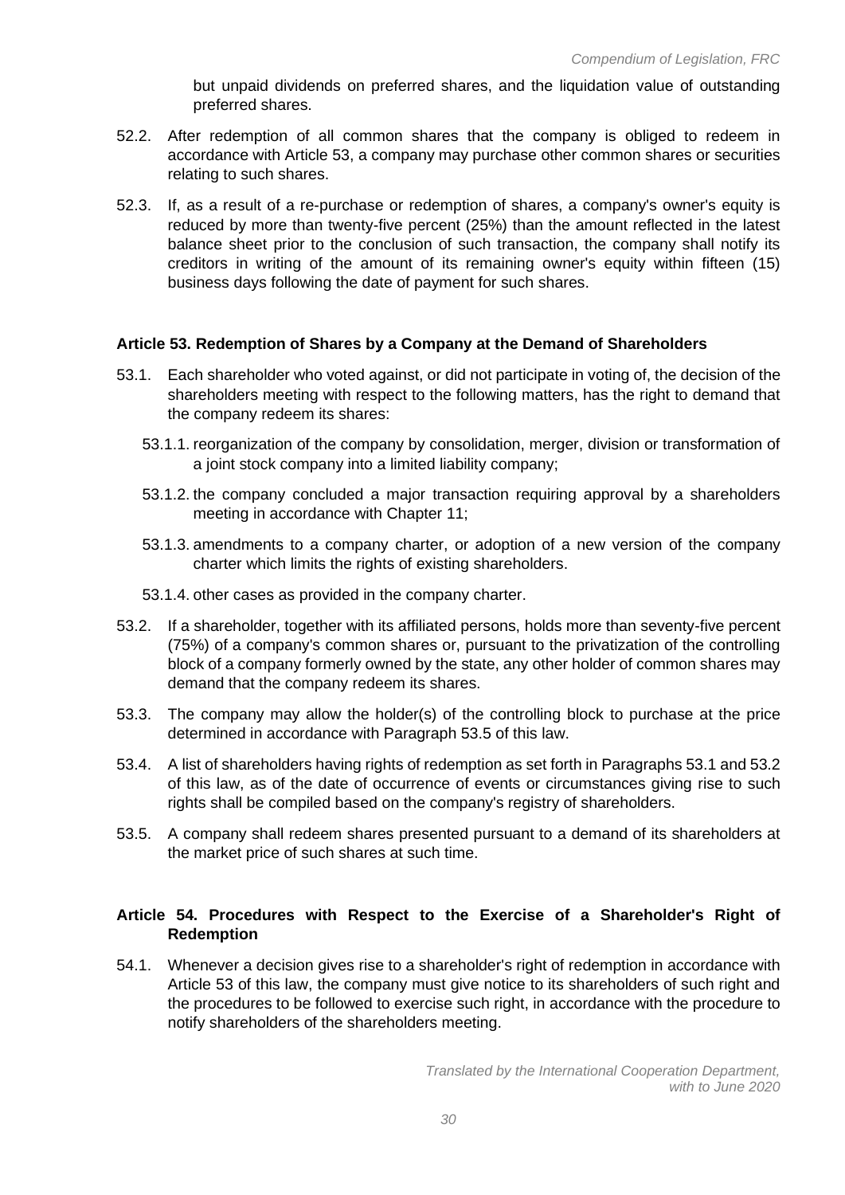but unpaid dividends on preferred shares, and the liquidation value of outstanding preferred shares.

52.2. After redemption of all common shares that the company is obliged to redeem in accordance with Article 53, a company may purchase other common shares or securities relating to such shares.

52.3. If, as a result of a re-purchase or redemption of shares, a company's owner's equity is reduced by more than twenty-five percent (25%) than the amount reflected in the latest balance sheet prior to the conclusion of such transaction, the company shall notify its creditors in writing of the amount of its remaining owner's equity within fifteen (15) business days following the date of payment for such shares.

**Article 53. Redemption of Shares by a Company at the Demand of Shareholders**

53.1. Each shareholder who voted against, or did not participate in voting of, the decision of the shareholders meeting with respect to the following matters, has the right to demand that the company redeem its shares:

- 53.1.1. reorganization of the company by consolidation, merger, division or transformation of a joint stock company into a limited liability company;
- 53.1.2. the company concluded a major transaction requiring approval by a shareholders meeting in accordance with Chapter 11;
- 53.1.3. amendments to a company charter, or adoption of a new version of the company charter which limits the rights of existing shareholders.
- 53.1.4. other cases as provided in the company charter.

53.2. If a shareholder, together with its affiliated persons, holds more than seventy-five percent (75%) of a company's common shares or, pursuant to the privatization of the controlling block of a company formerly owned by the state, any other holder of common shares may demand that the company redeem its shares.

53.3. The company may allow the holder(s) of the controlling block to purchase at the price determined in accordance with Paragraph 53.5 of this law.

53.4. A list of shareholders having rights of redemption as set forth in Paragraphs 53.1 and 53.2 of this law, as of the date of occurrence of events or circumstances giving rise to such rights shall be compiled based on the company's registry of shareholders.

53.5. A company shall redeem shares presented pursuant to a demand of its shareholders at the market price of such shares at such time.

**Article 54. Procedures with Respect to the Exercise of a Shareholder's Right of Redemption**

54.1. Whenever a decision gives rise to a shareholder's right of redemption in accordance with Article 53 of this law, the company must give notice to its shareholders of such right and the procedures to be followed to exercise such right, in accordance with the procedure to notify shareholders of the shareholders meeting.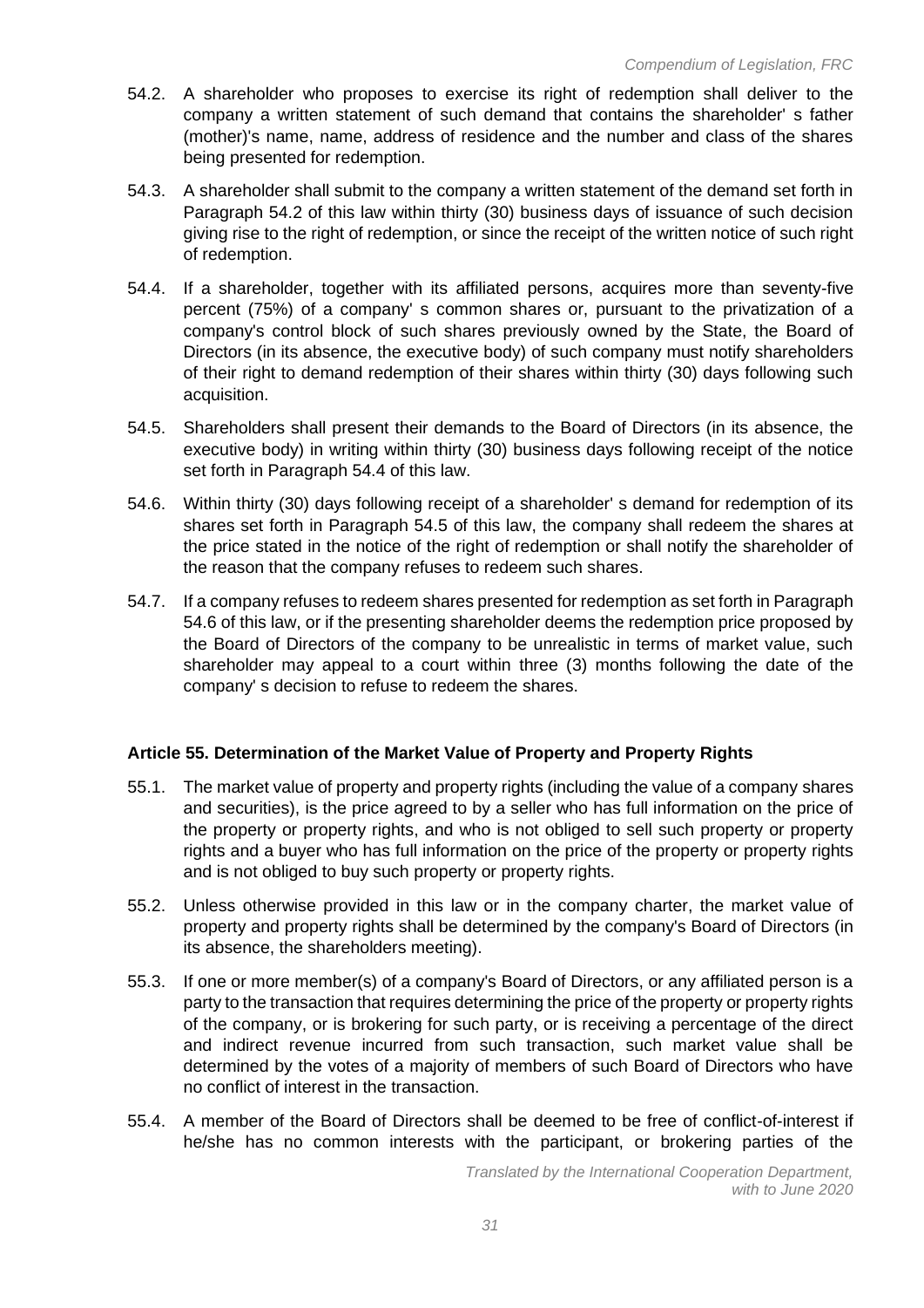54.2. A shareholder who proposes to exercise its right of redemption shall deliver to the company a written statement of such demand that contains the shareholder' s father (mother)'s name, name, address of residence and the number and class of the shares being presented for redemption.

54.3. A shareholder shall submit to the company a written statement of the demand set forth in Paragraph 54.2 of this law within thirty (30) business days of issuance of such decision giving rise to the right of redemption, or since the receipt of the written notice of such right of redemption.

54.4. If a shareholder, together with its affiliated persons, acquires more than seventy-five percent (75%) of a company' s common shares or, pursuant to the privatization of a company's control block of such shares previously owned by the State, the Board of Directors (in its absence, the executive body) of such company must notify shareholders of their right to demand redemption of their shares within thirty (30) days following such acquisition.

54.5. Shareholders shall present their demands to the Board of Directors (in its absence, the executive body) in writing within thirty (30) business days following receipt of the notice set forth in Paragraph 54.4 of this law.

54.6. Within thirty (30) days following receipt of a shareholder' s demand for redemption of its shares set forth in Paragraph 54.5 of this law, the company shall redeem the shares at the price stated in the notice of the right of redemption or shall notify the shareholder of the reason that the company refuses to redeem such shares.

54.7. If a company refuses to redeem shares presented for redemption as set forth in Paragraph 54.6 of this law, or if the presenting shareholder deems the redemption price proposed by the Board of Directors of the company to be unrealistic in terms of market value, such shareholder may appeal to a court within three (3) months following the date of the company' s decision to refuse to redeem the shares.

### Article 55. Determination of the Market Value of Property and Property Rights

55.1. The market value of property and property rights (including the value of a company shares and securities), is the price agreed to by a seller who has full information on the price of the property or property rights, and who is not obliged to sell such property or property rights and a buyer who has full information on the price of the property or property rights and is not obliged to buy such property or property rights.

55.2. Unless otherwise provided in this law or in the company charter, the market value of property and property rights shall be determined by the company's Board of Directors (in its absence, the shareholders meeting).

55.3. If one or more member(s) of a company's Board of Directors, or any affiliated person is a party to the transaction that requires determining the price of the property or property rights of the company, or is brokering for such party, or is receiving a percentage of the direct and indirect revenue incurred from such transaction, such market value shall be determined by the votes of a majority of members of such Board of Directors who have no conflict of interest in the transaction.

55.4. A member of the Board of Directors shall be deemed to be free of conflict-of-interest if he/she has no common interests with the participant, or brokering parties of the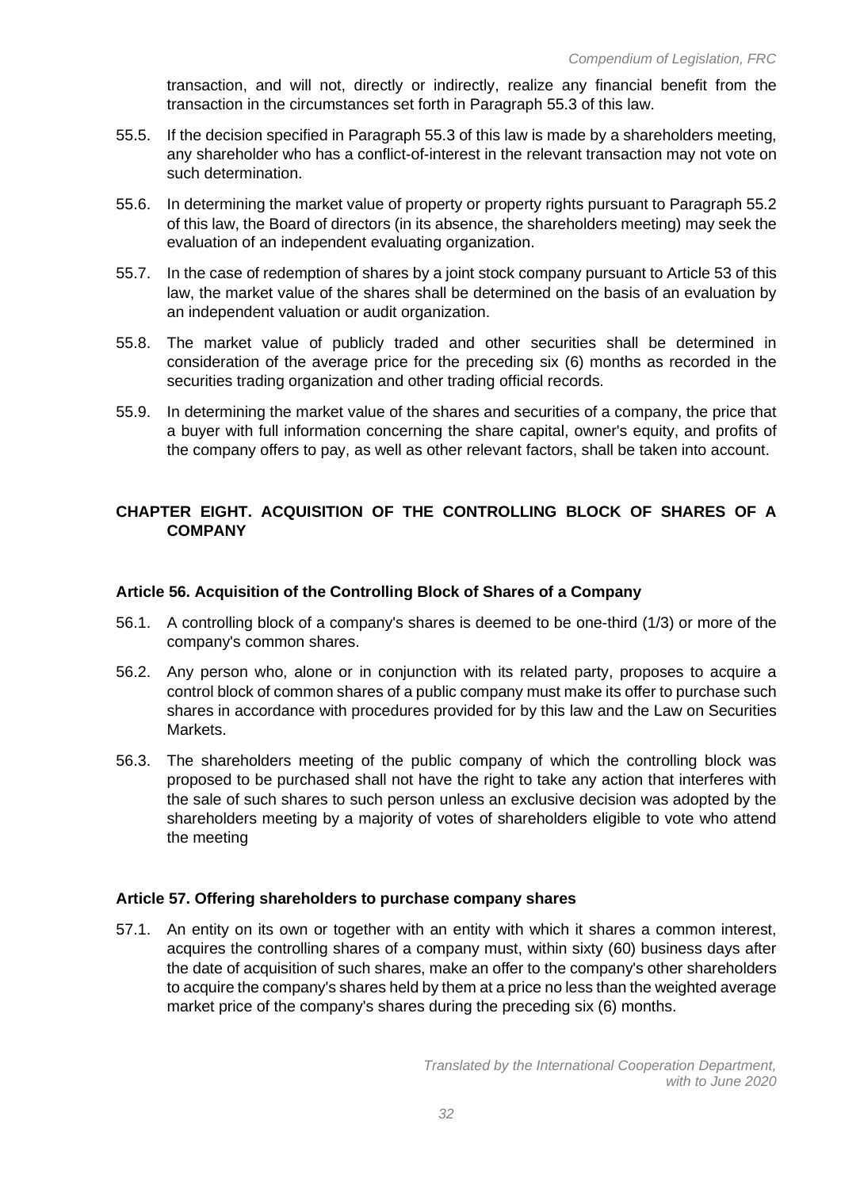transaction, and will not, directly or indirectly, realize any financial benefit from the transaction in the circumstances set forth in Paragraph 55.3 of this law.

55.5. If the decision specified in Paragraph 55.3 of this law is made by a shareholders meeting, any shareholder who has a conflict-of-interest in the relevant transaction may not vote on such determination.

55.6. In determining the market value of property or property rights pursuant to Paragraph 55.2 of this law, the Board of directors (in its absence, the shareholders meeting) may seek the evaluation of an independent evaluating organization.

55.7. In the case of redemption of shares by a joint stock company pursuant to Article 53 of this law, the market value of the shares shall be determined on the basis of an evaluation by an independent valuation or audit organization.

55.8. The market value of publicly traded and other securities shall be determined in consideration of the average price for the preceding six (6) months as recorded in the securities trading organization and other trading official records.

55.9. In determining the market value of the shares and securities of a company, the price that a buyer with full information concerning the share capital, owner's equity, and profits of the company offers to pay, as well as other relevant factors, shall be taken into account.

## CHAPTER EIGHT. ACQUISITION OF THE CONTROLLING BLOCK OF SHARES OF A COMPANY

### Article 56. Acquisition of the Controlling Block of Shares of a Company

56.1. A controlling block of a company's shares is deemed to be one-third (1/3) or more of the company's common shares.

56.2. Any person who, alone or in conjunction with its related party, proposes to acquire a control block of common shares of a public company must make its offer to purchase such shares in accordance with procedures provided for by this law and the Law on Securities Markets.

56.3. The shareholders meeting of the public company of which the controlling block was proposed to be purchased shall not have the right to take any action that interferes with the sale of such shares to such person unless an exclusive decision was adopted by the shareholders meeting by a majority of votes of shareholders eligible to vote who attend the meeting

### Article 57. Offering shareholders to purchase company shares

57.1. An entity on its own or together with an entity with which it shares a common interest, acquires the controlling shares of a company must, within sixty (60) business days after the date of acquisition of such shares, make an offer to the company's other shareholders to acquire the company's shares held by them at a price no less than the weighted average market price of the company's shares during the preceding six (6) months.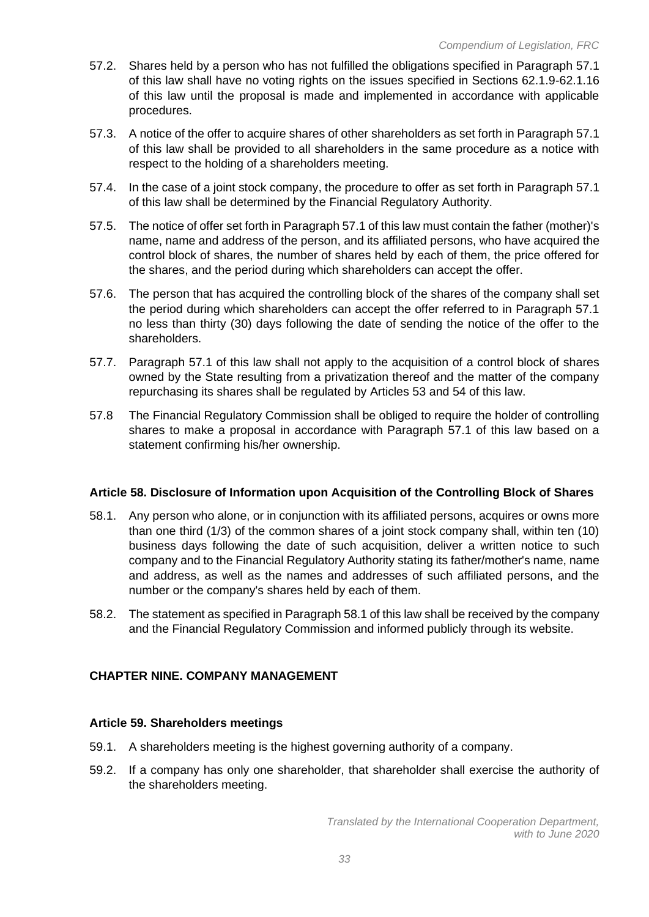57.2. Shares held by a person who has not fulfilled the obligations specified in Paragraph 57.1 of this law shall have no voting rights on the issues specified in Sections 62.1.9-62.1.16 of this law until the proposal is made and implemented in accordance with applicable procedures.

57.3. A notice of the offer to acquire shares of other shareholders as set forth in Paragraph 57.1 of this law shall be provided to all shareholders in the same procedure as a notice with respect to the holding of a shareholders meeting.

57.4. In the case of a joint stock company, the procedure to offer as set forth in Paragraph 57.1 of this law shall be determined by the Financial Regulatory Authority.

57.5. The notice of offer set forth in Paragraph 57.1 of this law must contain the father (mother)'s name, name and address of the person, and its affiliated persons, who have acquired the control block of shares, the number of shares held by each of them, the price offered for the shares, and the period during which shareholders can accept the offer.

57.6. The person that has acquired the controlling block of the shares of the company shall set the period during which shareholders can accept the offer referred to in Paragraph 57.1 no less than thirty (30) days following the date of sending the notice of the offer to the shareholders.

57.7. Paragraph 57.1 of this law shall not apply to the acquisition of a control block of shares owned by the State resulting from a privatization thereof and the matter of the company repurchasing its shares shall be regulated by Articles 53 and 54 of this law.

57.8 The Financial Regulatory Commission shall be obliged to require the holder of controlling shares to make a proposal in accordance with Paragraph 57.1 of this law based on a statement confirming his/her ownership.

**Article 58. Disclosure of Information upon Acquisition of the Controlling Block of Shares**

58.1. Any person who alone, or in conjunction with its affiliated persons, acquires or owns more than one third (1/3) of the common shares of a joint stock company shall, within ten (10) business days following the date of such acquisition, deliver a written notice to such company and to the Financial Regulatory Authority stating its father/mother's name, name and address, as well as the names and addresses of such affiliated persons, and the number or the company's shares held by each of them.

58.2. The statement as specified in Paragraph 58.1 of this law shall be received by the company and the Financial Regulatory Commission and informed publicly through its website.

## CHAPTER NINE. COMPANY MANAGEMENT

**Article 59. Shareholders meetings**

59.1. A shareholders meeting is the highest governing authority of a company.

59.2. If a company has only one shareholder, that shareholder shall exercise the authority of the shareholders meeting.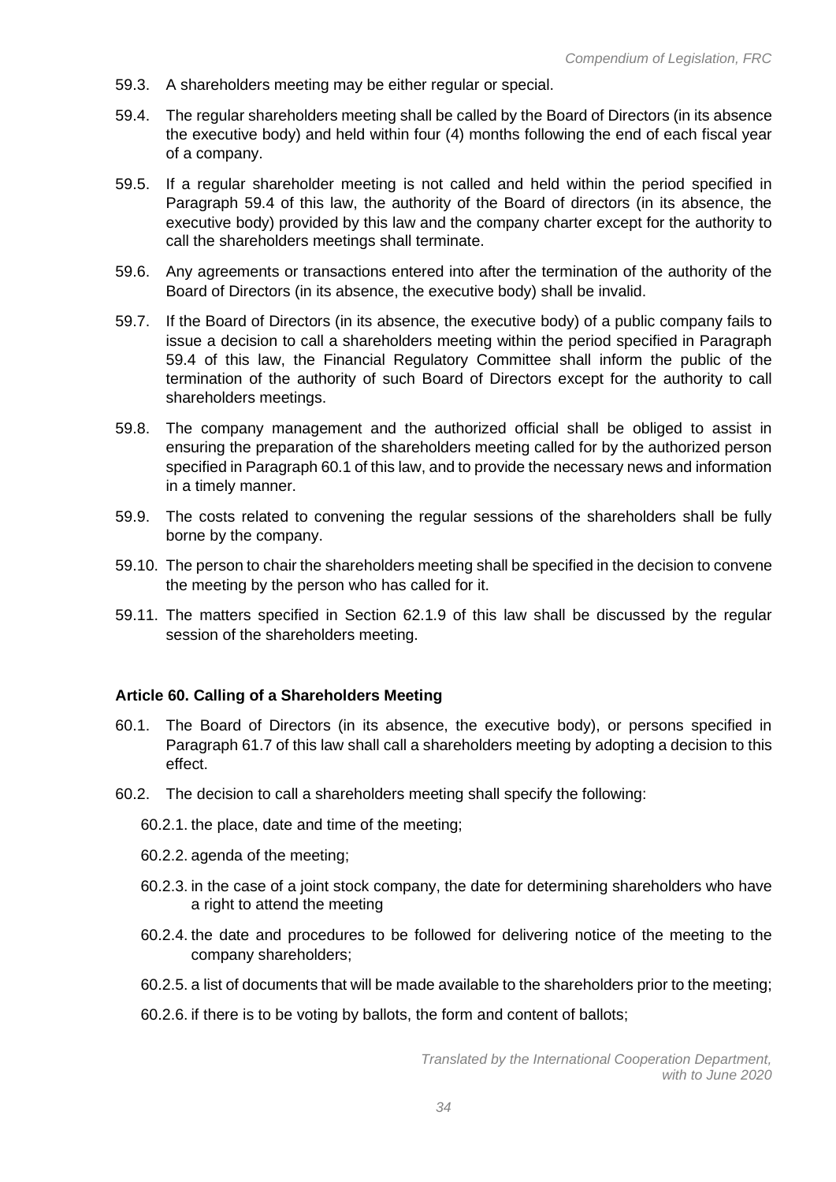59.3. A shareholders meeting may be either regular or special.

59.4. The regular shareholders meeting shall be called by the Board of Directors (in its absence the executive body) and held within four (4) months following the end of each fiscal year of a company.

59.5. If a regular shareholder meeting is not called and held within the period specified in Paragraph 59.4 of this law, the authority of the Board of directors (in its absence, the executive body) provided by this law and the company charter except for the authority to call the shareholders meetings shall terminate.

59.6. Any agreements or transactions entered into after the termination of the authority of the Board of Directors (in its absence, the executive body) shall be invalid.

59.7. If the Board of Directors (in its absence, the executive body) of a public company fails to issue a decision to call a shareholders meeting within the period specified in Paragraph 59.4 of this law, the Financial Regulatory Committee shall inform the public of the termination of the authority of such Board of Directors except for the authority to call shareholders meetings.

59.8. The company management and the authorized official shall be obliged to assist in ensuring the preparation of the shareholders meeting called for by the authorized person specified in Paragraph 60.1 of this law, and to provide the necessary news and information in a timely manner.

59.9. The costs related to convening the regular sessions of the shareholders shall be fully borne by the company.

59.10. The person to chair the shareholders meeting shall be specified in the decision to convene the meeting by the person who has called for it.

59.11. The matters specified in Section 62.1.9 of this law shall be discussed by the regular session of the shareholders meeting.

**Article 60. Calling of a Shareholders Meeting**

60.1. The Board of Directors (in its absence, the executive body), or persons specified in Paragraph 61.7 of this law shall call a shareholders meeting by adopting a decision to this effect.

60.2. The decision to call a shareholders meeting shall specify the following:

60.2.1. the place, date and time of the meeting;

60.2.2. agenda of the meeting;

60.2.3. in the case of a joint stock company, the date for determining shareholders who have a right to attend the meeting

60.2.4. the date and procedures to be followed for delivering notice of the meeting to the company shareholders;

60.2.5. a list of documents that will be made available to the shareholders prior to the meeting;

60.2.6. if there is to be voting by ballots, the form and content of ballots;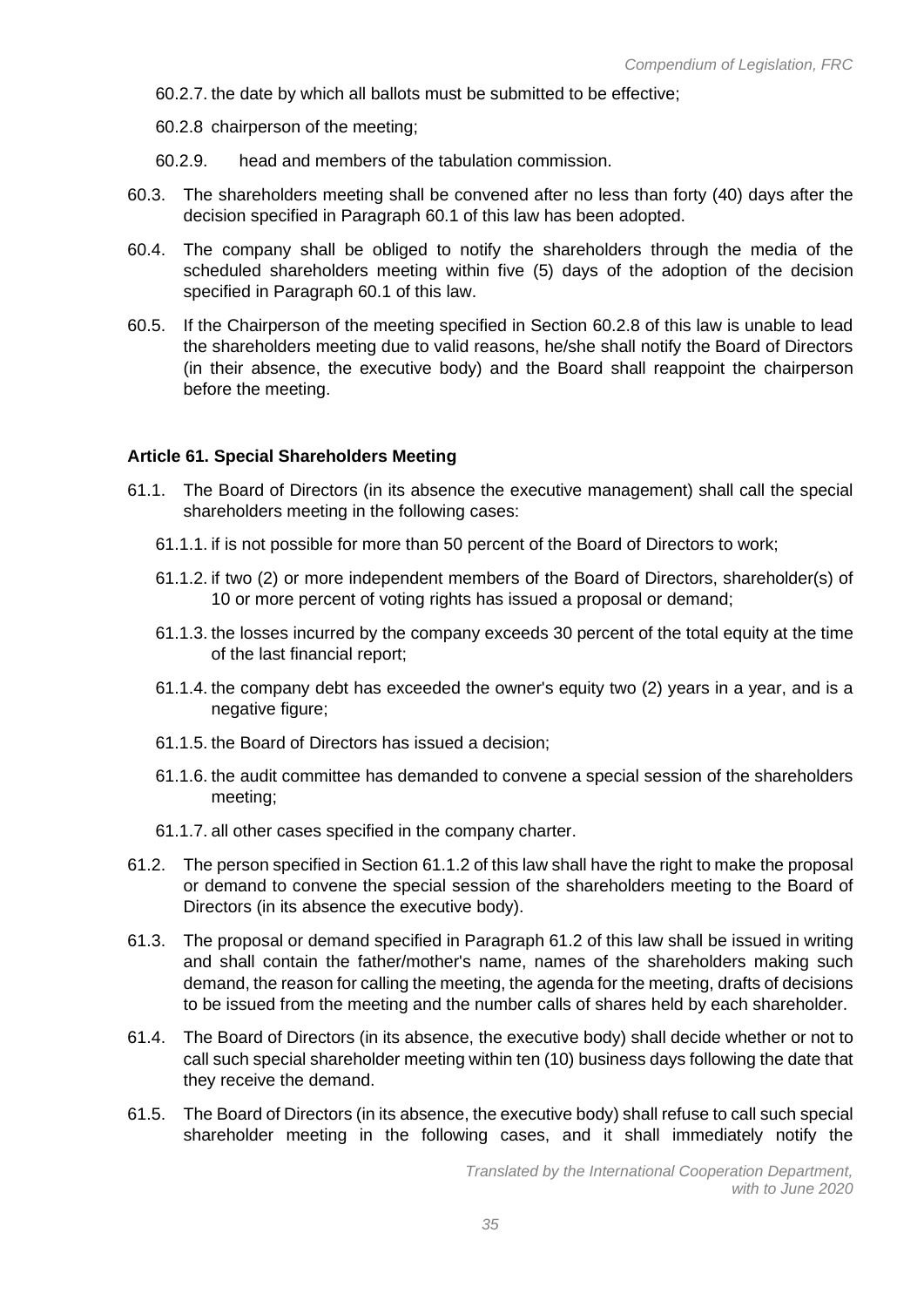60.2.7. the date by which all ballots must be submitted to be effective;

60.2.8 chairperson of the meeting;

60.2.9. head and members of the tabulation commission.

60.3. The shareholders meeting shall be convened after no less than forty (40) days after the decision specified in Paragraph 60.1 of this law has been adopted.

60.4. The company shall be obliged to notify the shareholders through the media of the scheduled shareholders meeting within five (5) days of the adoption of the decision specified in Paragraph 60.1 of this law.

60.5. If the Chairperson of the meeting specified in Section 60.2.8 of this law is unable to lead the shareholders meeting due to valid reasons, he/she shall notify the Board of Directors (in their absence, the executive body) and the Board shall reappoint the chairperson before the meeting.

#### Article 61. Special Shareholders Meeting

61.1. The Board of Directors (in its absence the executive management) shall call the special shareholders meeting in the following cases:

61.1.1. if is not possible for more than 50 percent of the Board of Directors to work;

61.1.2. if two (2) or more independent members of the Board of Directors, shareholder(s) of 10 or more percent of voting rights has issued a proposal or demand;

61.1.3. the losses incurred by the company exceeds 30 percent of the total equity at the time of the last financial report;

61.1.4. the company debt has exceeded the owner's equity two (2) years in a year, and is a negative figure;

61.1.5. the Board of Directors has issued a decision;

61.1.6. the audit committee has demanded to convene a special session of the shareholders meeting;

61.1.7. all other cases specified in the company charter.

61.2. The person specified in Section 61.1.2 of this law shall have the right to make the proposal or demand to convene the special session of the shareholders meeting to the Board of Directors (in its absence the executive body).

61.3. The proposal or demand specified in Paragraph 61.2 of this law shall be issued in writing and shall contain the father/mother's name, names of the shareholders making such demand, the reason for calling the meeting, the agenda for the meeting, drafts of decisions to be issued from the meeting and the number calls of shares held by each shareholder.

61.4. The Board of Directors (in its absence, the executive body) shall decide whether or not to call such special shareholder meeting within ten (10) business days following the date that they receive the demand.

61.5. The Board of Directors (in its absence, the executive body) shall refuse to call such special shareholder meeting in the following cases, and it shall immediately notify the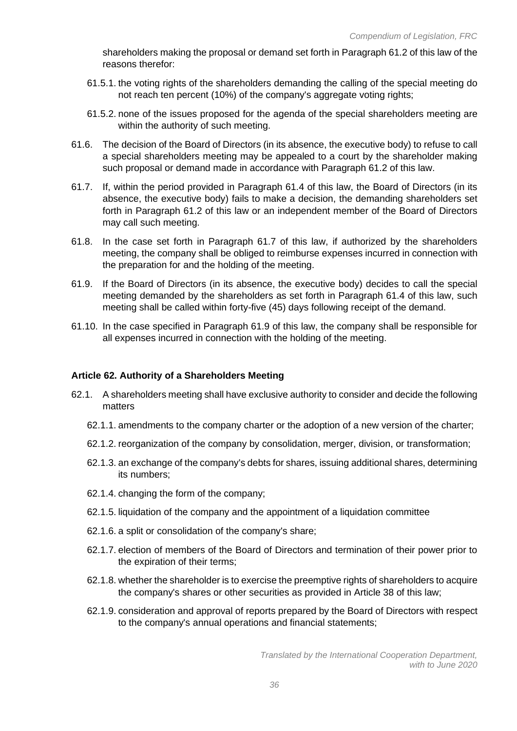shareholders making the proposal or demand set forth in Paragraph 61.2 of this law of the reasons therefor:

61.5.1. the voting rights of the shareholders demanding the calling of the special meeting do not reach ten percent (10%) of the company's aggregate voting rights;

61.5.2. none of the issues proposed for the agenda of the special shareholders meeting are within the authority of such meeting.

61.6. The decision of the Board of Directors (in its absence, the executive body) to refuse to call a special shareholders meeting may be appealed to a court by the shareholder making such proposal or demand made in accordance with Paragraph 61.2 of this law.

61.7. If, within the period provided in Paragraph 61.4 of this law, the Board of Directors (in its absence, the executive body) fails to make a decision, the demanding shareholders set forth in Paragraph 61.2 of this law or an independent member of the Board of Directors may call such meeting.

61.8. In the case set forth in Paragraph 61.7 of this law, if authorized by the shareholders meeting, the company shall be obliged to reimburse expenses incurred in connection with the preparation for and the holding of the meeting.

61.9. If the Board of Directors (in its absence, the executive body) decides to call the special meeting demanded by the shareholders as set forth in Paragraph 61.4 of this law, such meeting shall be called within forty-five (45) days following receipt of the demand.

61.10. In the case specified in Paragraph 61.9 of this law, the company shall be responsible for all expenses incurred in connection with the holding of the meeting.

**Article 62. Authority of a Shareholders Meeting**

62.1. A shareholders meeting shall have exclusive authority to consider and decide the following matters

62.1.1. amendments to the company charter or the adoption of a new version of the charter;

62.1.2. reorganization of the company by consolidation, merger, division, or transformation;

62.1.3. an exchange of the company's debts for shares, issuing additional shares, determining its numbers;

62.1.4. changing the form of the company;

62.1.5. liquidation of the company and the appointment of a liquidation committee

62.1.6. a split or consolidation of the company's share;

62.1.7. election of members of the Board of Directors and termination of their power prior to the expiration of their terms;

62.1.8. whether the shareholder is to exercise the preemptive rights of shareholders to acquire the company's shares or other securities as provided in Article 38 of this law;

62.1.9. consideration and approval of reports prepared by the Board of Directors with respect to the company's annual operations and financial statements;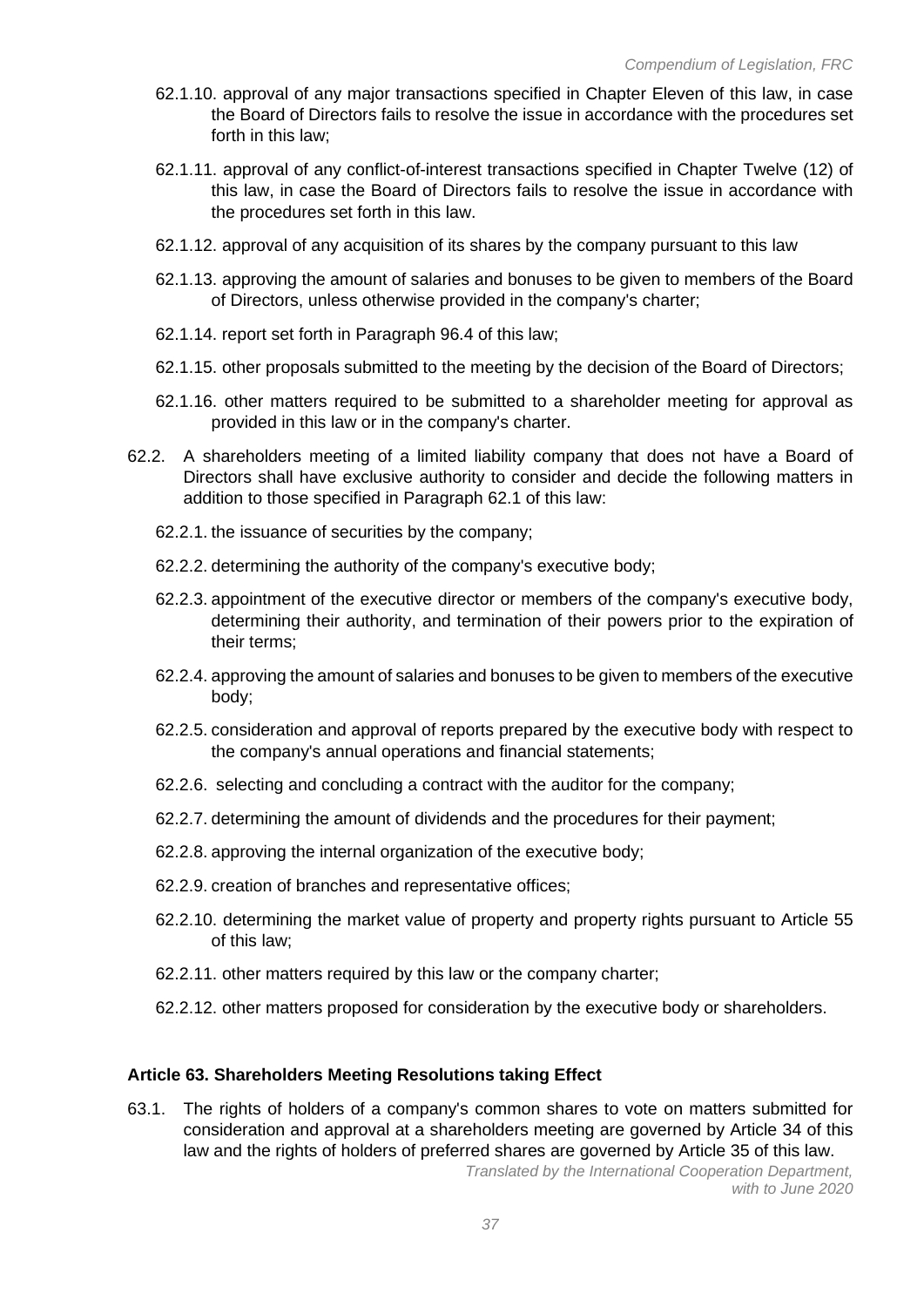62.1.10. approval of any major transactions specified in Chapter Eleven of this law, in case the Board of Directors fails to resolve the issue in accordance with the procedures set forth in this law;

62.1.11. approval of any conflict-of-interest transactions specified in Chapter Twelve (12) of this law, in case the Board of Directors fails to resolve the issue in accordance with the procedures set forth in this law.

62.1.12. approval of any acquisition of its shares by the company pursuant to this law

62.1.13. approving the amount of salaries and bonuses to be given to members of the Board of Directors, unless otherwise provided in the company's charter;

62.1.14. report set forth in Paragraph 96.4 of this law;

62.1.15. other proposals submitted to the meeting by the decision of the Board of Directors;

62.1.16. other matters required to be submitted to a shareholder meeting for approval as provided in this law or in the company's charter.

62.2. A shareholders meeting of a limited liability company that does not have a Board of Directors shall have exclusive authority to consider and decide the following matters in addition to those specified in Paragraph 62.1 of this law:

62.2.1. the issuance of securities by the company;

62.2.2. determining the authority of the company's executive body;

62.2.3. appointment of the executive director or members of the company's executive body, determining their authority, and termination of their powers prior to the expiration of their terms;

62.2.4. approving the amount of salaries and bonuses to be given to members of the executive body;

62.2.5. consideration and approval of reports prepared by the executive body with respect to the company's annual operations and financial statements;

62.2.6. selecting and concluding a contract with the auditor for the company;

62.2.7. determining the amount of dividends and the procedures for their payment;

62.2.8. approving the internal organization of the executive body;

62.2.9. creation of branches and representative offices;

62.2.10. determining the market value of property and property rights pursuant to Article 55 of this law;

62.2.11. other matters required by this law or the company charter;

62.2.12. other matters proposed for consideration by the executive body or shareholders.

**Article 63. Shareholders Meeting Resolutions taking Effect**

63.1. The rights of holders of a company's common shares to vote on matters submitted for consideration and approval at a shareholders meeting are governed by Article 34 of this law and the rights of holders of preferred shares are governed by Article 35 of this law.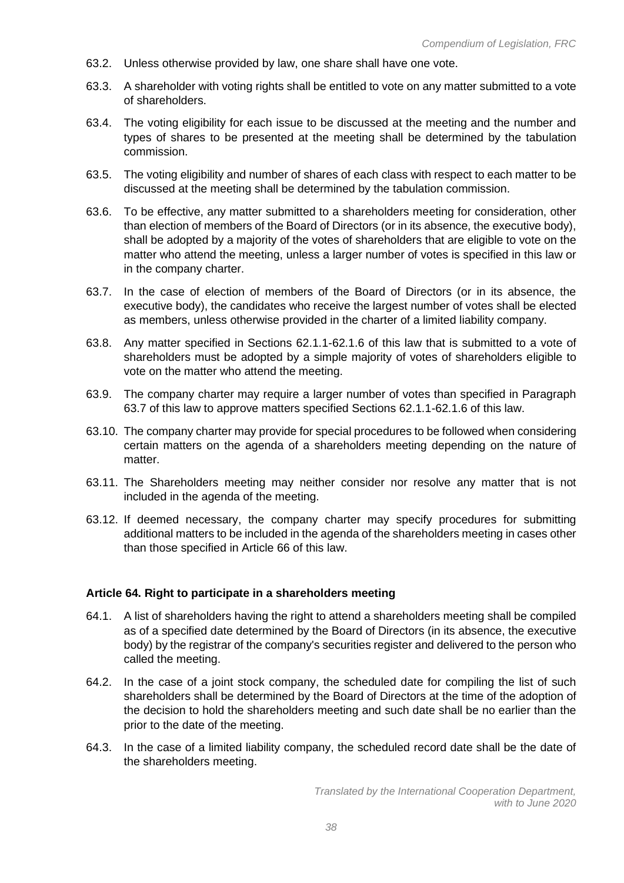63.2. Unless otherwise provided by law, one share shall have one vote.

63.3. A shareholder with voting rights shall be entitled to vote on any matter submitted to a vote of shareholders.

63.4. The voting eligibility for each issue to be discussed at the meeting and the number and types of shares to be presented at the meeting shall be determined by the tabulation commission.

63.5. The voting eligibility and number of shares of each class with respect to each matter to be discussed at the meeting shall be determined by the tabulation commission.

63.6. To be effective, any matter submitted to a shareholders meeting for consideration, other than election of members of the Board of Directors (or in its absence, the executive body), shall be adopted by a majority of the votes of shareholders that are eligible to vote on the matter who attend the meeting, unless a larger number of votes is specified in this law or in the company charter.

63.7. In the case of election of members of the Board of Directors (or in its absence, the executive body), the candidates who receive the largest number of votes shall be elected as members, unless otherwise provided in the charter of a limited liability company.

63.8. Any matter specified in Sections 62.1.1-62.1.6 of this law that is submitted to a vote of shareholders must be adopted by a simple majority of votes of shareholders eligible to vote on the matter who attend the meeting.

63.9. The company charter may require a larger number of votes than specified in Paragraph 63.7 of this law to approve matters specified Sections 62.1.1-62.1.6 of this law.

63.10. The company charter may provide for special procedures to be followed when considering certain matters on the agenda of a shareholders meeting depending on the nature of matter.

63.11. The Shareholders meeting may neither consider nor resolve any matter that is not included in the agenda of the meeting.

63.12. If deemed necessary, the company charter may specify procedures for submitting additional matters to be included in the agenda of the shareholders meeting in cases other than those specified in Article 66 of this law.

### Article 64. Right to participate in a shareholders meeting

64.1. A list of shareholders having the right to attend a shareholders meeting shall be compiled as of a specified date determined by the Board of Directors (in its absence, the executive body) by the registrar of the company's securities register and delivered to the person who called the meeting.

64.2. In the case of a joint stock company, the scheduled date for compiling the list of such shareholders shall be determined by the Board of Directors at the time of the adoption of the decision to hold the shareholders meeting and such date shall be no earlier than the prior to the date of the meeting.

64.3. In the case of a limited liability company, the scheduled record date shall be the date of the shareholders meeting.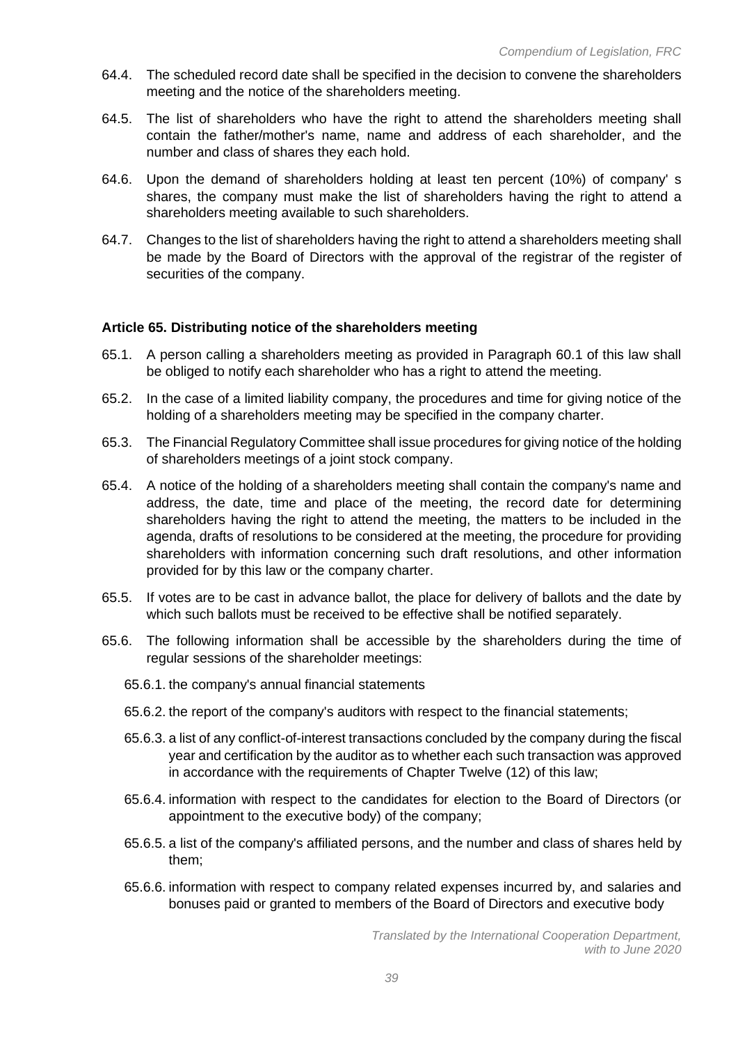64.4. The scheduled record date shall be specified in the decision to convene the shareholders meeting and the notice of the shareholders meeting.

64.5. The list of shareholders who have the right to attend the shareholders meeting shall contain the father/mother's name, name and address of each shareholder, and the number and class of shares they each hold.

64.6. Upon the demand of shareholders holding at least ten percent (10%) of company' s shares, the company must make the list of shareholders having the right to attend a shareholders meeting available to such shareholders.

64.7. Changes to the list of shareholders having the right to attend a shareholders meeting shall be made by the Board of Directors with the approval of the registrar of the register of securities of the company.

#### Article 65. Distributing notice of the shareholders meeting

65.1. A person calling a shareholders meeting as provided in Paragraph 60.1 of this law shall be obliged to notify each shareholder who has a right to attend the meeting.

65.2. In the case of a limited liability company, the procedures and time for giving notice of the holding of a shareholders meeting may be specified in the company charter.

65.3. The Financial Regulatory Committee shall issue procedures for giving notice of the holding of shareholders meetings of a joint stock company.

65.4. A notice of the holding of a shareholders meeting shall contain the company's name and address, the date, time and place of the meeting, the record date for determining shareholders having the right to attend the meeting, the matters to be included in the agenda, drafts of resolutions to be considered at the meeting, the procedure for providing shareholders with information concerning such draft resolutions, and other information provided for by this law or the company charter.

65.5. If votes are to be cast in advance ballot, the place for delivery of ballots and the date by which such ballots must be received to be effective shall be notified separately.

65.6. The following information shall be accessible by the shareholders during the time of regular sessions of the shareholder meetings:

- 65.6.1. the company's annual financial statements
- 65.6.2. the report of the company's auditors with respect to the financial statements;
- 65.6.3. a list of any conflict-of-interest transactions concluded by the company during the fiscal year and certification by the auditor as to whether each such transaction was approved in accordance with the requirements of Chapter Twelve (12) of this law;
- 65.6.4. information with respect to the candidates for election to the Board of Directors (or appointment to the executive body) of the company;
- 65.6.5. a list of the company's affiliated persons, and the number and class of shares held by them;
- 65.6.6. information with respect to company related expenses incurred by, and salaries and bonuses paid or granted to members of the Board of Directors and executive body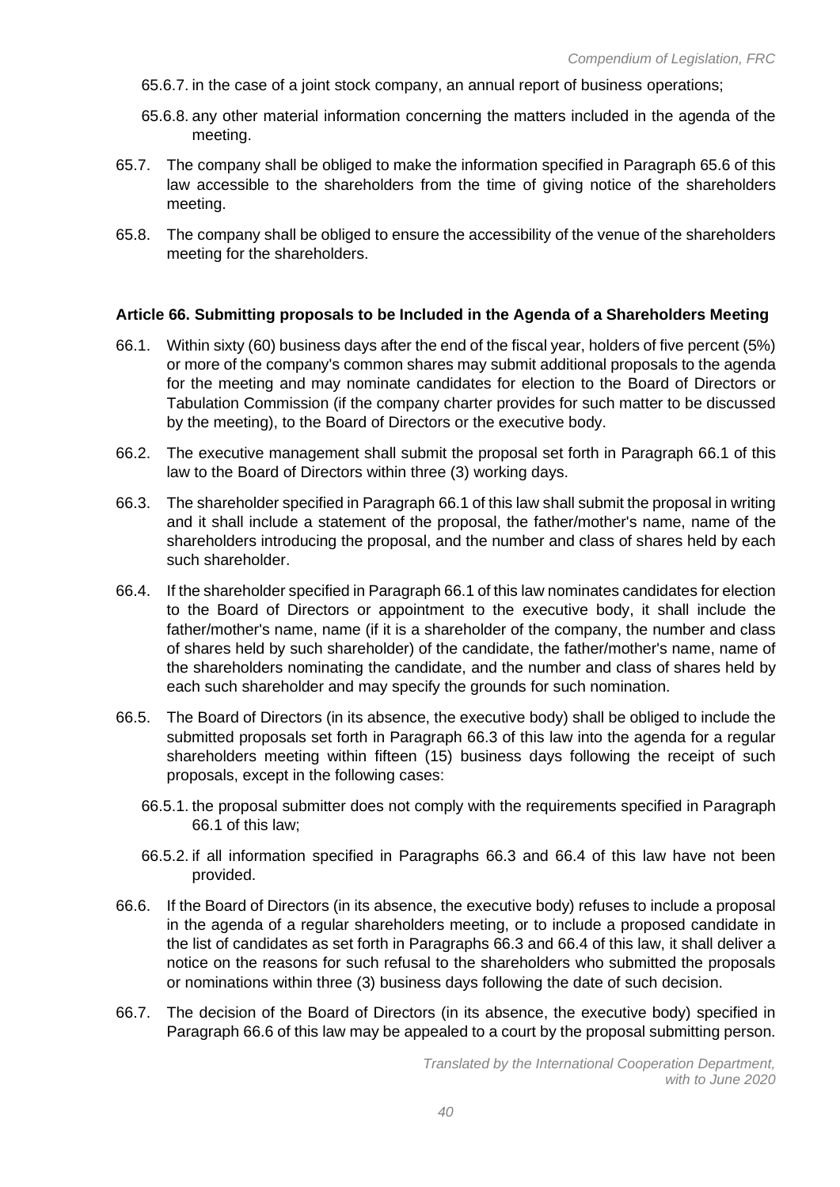65.6.7. in the case of a joint stock company, an annual report of business operations;

65.6.8. any other material information concerning the matters included in the agenda of the meeting.

65.7. The company shall be obliged to make the information specified in Paragraph 65.6 of this law accessible to the shareholders from the time of giving notice of the shareholders meeting.

65.8. The company shall be obliged to ensure the accessibility of the venue of the shareholders meeting for the shareholders.

**Article 66. Submitting proposals to be Included in the Agenda of a Shareholders Meeting**

66.1. Within sixty (60) business days after the end of the fiscal year, holders of five percent (5%) or more of the company's common shares may submit additional proposals to the agenda for the meeting and may nominate candidates for election to the Board of Directors or Tabulation Commission (if the company charter provides for such matter to be discussed by the meeting), to the Board of Directors or the executive body.

66.2. The executive management shall submit the proposal set forth in Paragraph 66.1 of this law to the Board of Directors within three (3) working days.

66.3. The shareholder specified in Paragraph 66.1 of this law shall submit the proposal in writing and it shall include a statement of the proposal, the father/mother's name, name of the shareholders introducing the proposal, and the number and class of shares held by each such shareholder.

66.4. If the shareholder specified in Paragraph 66.1 of this law nominates candidates for election to the Board of Directors or appointment to the executive body, it shall include the father/mother's name, name (if it is a shareholder of the company, the number and class of shares held by such shareholder) of the candidate, the father/mother's name, name of the shareholders nominating the candidate, and the number and class of shares held by each such shareholder and may specify the grounds for such nomination.

66.5. The Board of Directors (in its absence, the executive body) shall be obliged to include the submitted proposals set forth in Paragraph 66.3 of this law into the agenda for a regular shareholders meeting within fifteen (15) business days following the receipt of such proposals, except in the following cases:

66.5.1. the proposal submitter does not comply with the requirements specified in Paragraph 66.1 of this law;

66.5.2. if all information specified in Paragraphs 66.3 and 66.4 of this law have not been provided.

66.6. If the Board of Directors (in its absence, the executive body) refuses to include a proposal in the agenda of a regular shareholders meeting, or to include a proposed candidate in the list of candidates as set forth in Paragraphs 66.3 and 66.4 of this law, it shall deliver a notice on the reasons for such refusal to the shareholders who submitted the proposals or nominations within three (3) business days following the date of such decision.

66.7. The decision of the Board of Directors (in its absence, the executive body) specified in Paragraph 66.6 of this law may be appealed to a court by the proposal submitting person.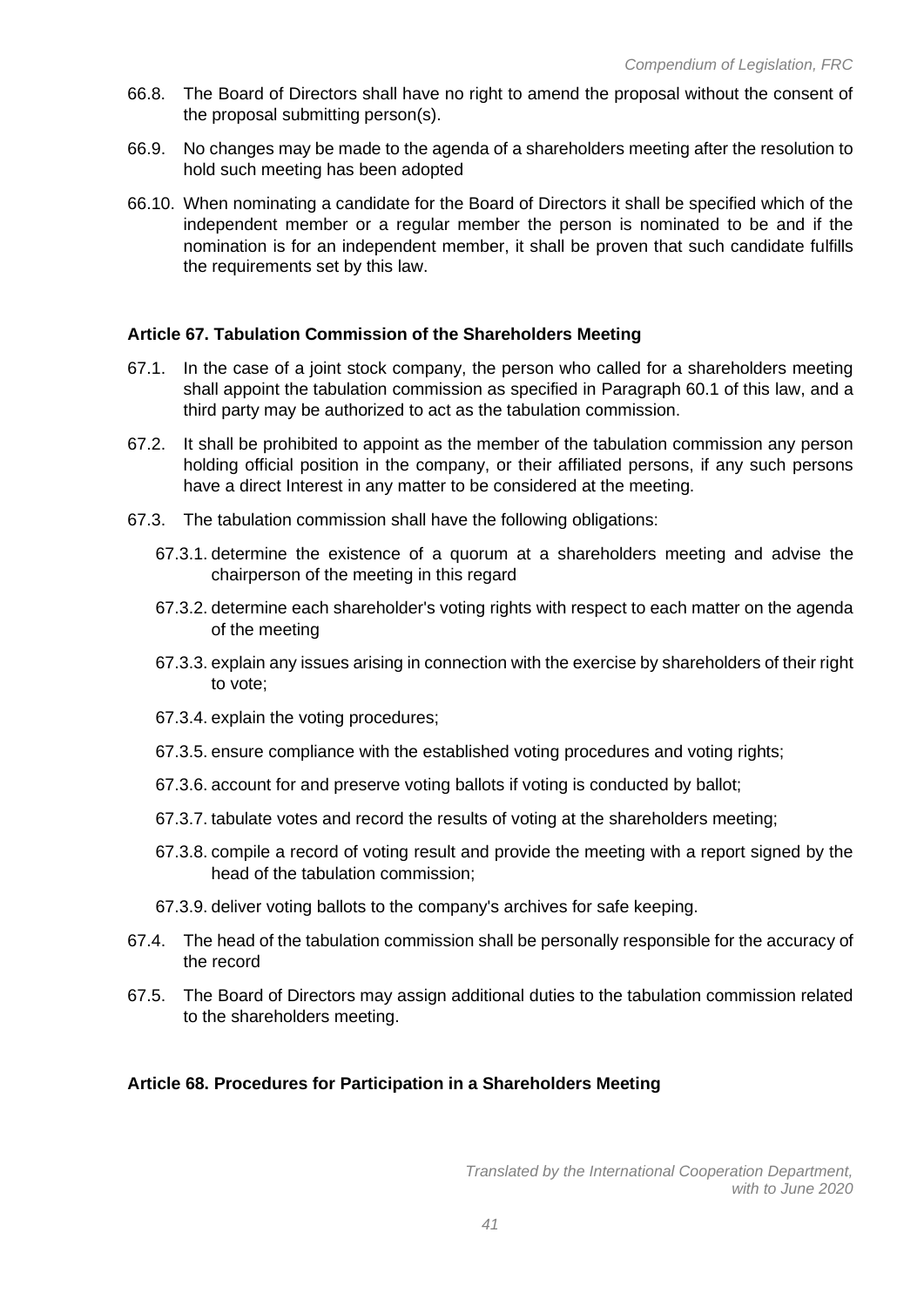66.8. The Board of Directors shall have no right to amend the proposal without the consent of the proposal submitting person(s).

66.9. No changes may be made to the agenda of a shareholders meeting after the resolution to hold such meeting has been adopted

66.10. When nominating a candidate for the Board of Directors it shall be specified which of the independent member or a regular member the person is nominated to be and if the nomination is for an independent member, it shall be proven that such candidate fulfills the requirements set by this law.

#### Article 67. Tabulation Commission of the Shareholders Meeting

67.1. In the case of a joint stock company, the person who called for a shareholders meeting shall appoint the tabulation commission as specified in Paragraph 60.1 of this law, and a third party may be authorized to act as the tabulation commission.

67.2. It shall be prohibited to appoint as the member of the tabulation commission any person holding official position in the company, or their affiliated persons, if any such persons have a direct Interest in any matter to be considered at the meeting.

67.3. The tabulation commission shall have the following obligations:

- 67.3.1. determine the existence of a quorum at a shareholders meeting and advise the chairperson of the meeting in this regard
- 67.3.2. determine each shareholder's voting rights with respect to each matter on the agenda of the meeting
- 67.3.3. explain any issues arising in connection with the exercise by shareholders of their right to vote;
- 67.3.4. explain the voting procedures;
- 67.3.5. ensure compliance with the established voting procedures and voting rights;
- 67.3.6. account for and preserve voting ballots if voting is conducted by ballot;
- 67.3.7. tabulate votes and record the results of voting at the shareholders meeting;
- 67.3.8. compile a record of voting result and provide the meeting with a report signed by the head of the tabulation commission;
- 67.3.9. deliver voting ballots to the company's archives for safe keeping.

67.4. The head of the tabulation commission shall be personally responsible for the accuracy of the record

67.5. The Board of Directors may assign additional duties to the tabulation commission related to the shareholders meeting.

#### Article 68. Procedures for Participation in a Shareholders Meeting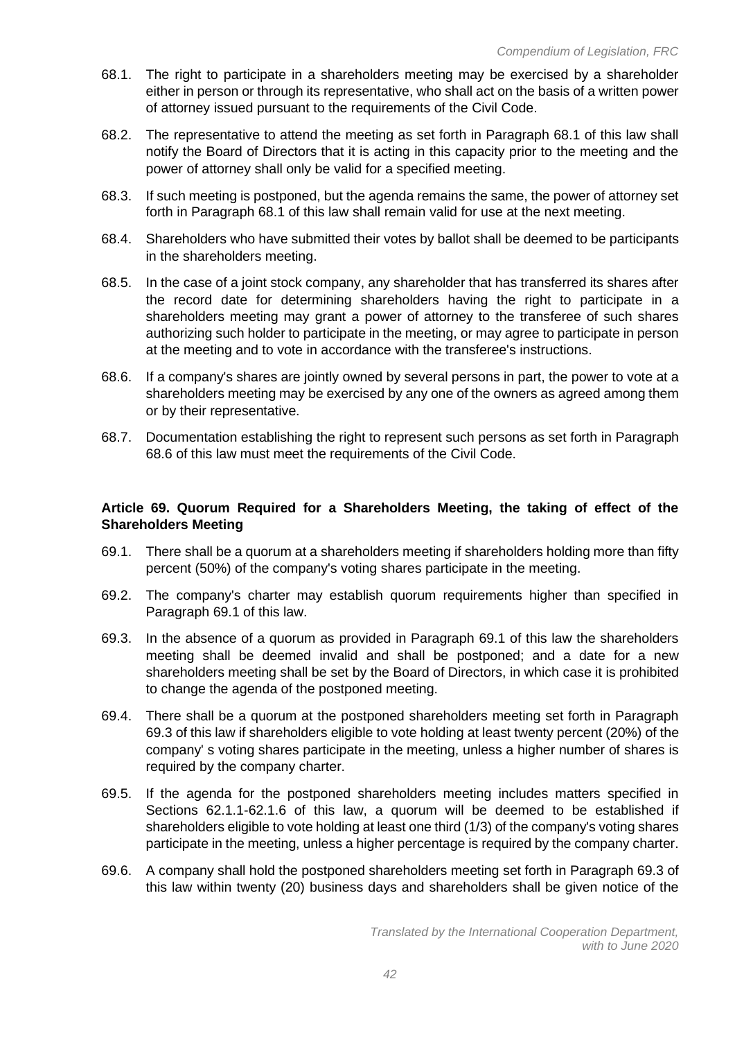68.1. The right to participate in a shareholders meeting may be exercised by a shareholder either in person or through its representative, who shall act on the basis of a written power of attorney issued pursuant to the requirements of the Civil Code.

68.2. The representative to attend the meeting as set forth in Paragraph 68.1 of this law shall notify the Board of Directors that it is acting in this capacity prior to the meeting and the power of attorney shall only be valid for a specified meeting.

68.3. If such meeting is postponed, but the agenda remains the same, the power of attorney set forth in Paragraph 68.1 of this law shall remain valid for use at the next meeting.

68.4. Shareholders who have submitted their votes by ballot shall be deemed to be participants in the shareholders meeting.

68.5. In the case of a joint stock company, any shareholder that has transferred its shares after the record date for determining shareholders having the right to participate in a shareholders meeting may grant a power of attorney to the transferee of such shares authorizing such holder to participate in the meeting, or may agree to participate in person at the meeting and to vote in accordance with the transferee's instructions.

68.6. If a company's shares are jointly owned by several persons in part, the power to vote at a shareholders meeting may be exercised by any one of the owners as agreed among them or by their representative.

68.7. Documentation establishing the right to represent such persons as set forth in Paragraph 68.6 of this law must meet the requirements of the Civil Code.

**Article 69. Quorum Required for a Shareholders Meeting, the taking of effect of the Shareholders Meeting**

69.1. There shall be a quorum at a shareholders meeting if shareholders holding more than fifty percent (50%) of the company's voting shares participate in the meeting.

69.2. The company's charter may establish quorum requirements higher than specified in Paragraph 69.1 of this law.

69.3. In the absence of a quorum as provided in Paragraph 69.1 of this law the shareholders meeting shall be deemed invalid and shall be postponed; and a date for a new shareholders meeting shall be set by the Board of Directors, in which case it is prohibited to change the agenda of the postponed meeting.

69.4. There shall be a quorum at the postponed shareholders meeting set forth in Paragraph 69.3 of this law if shareholders eligible to vote holding at least twenty percent (20%) of the company' s voting shares participate in the meeting, unless a higher number of shares is required by the company charter.

69.5. If the agenda for the postponed shareholders meeting includes matters specified in Sections 62.1.1-62.1.6 of this law, a quorum will be deemed to be established if shareholders eligible to vote holding at least one third (1/3) of the company's voting shares participate in the meeting, unless a higher percentage is required by the company charter.

69.6. A company shall hold the postponed shareholders meeting set forth in Paragraph 69.3 of this law within twenty (20) business days and shareholders shall be given notice of the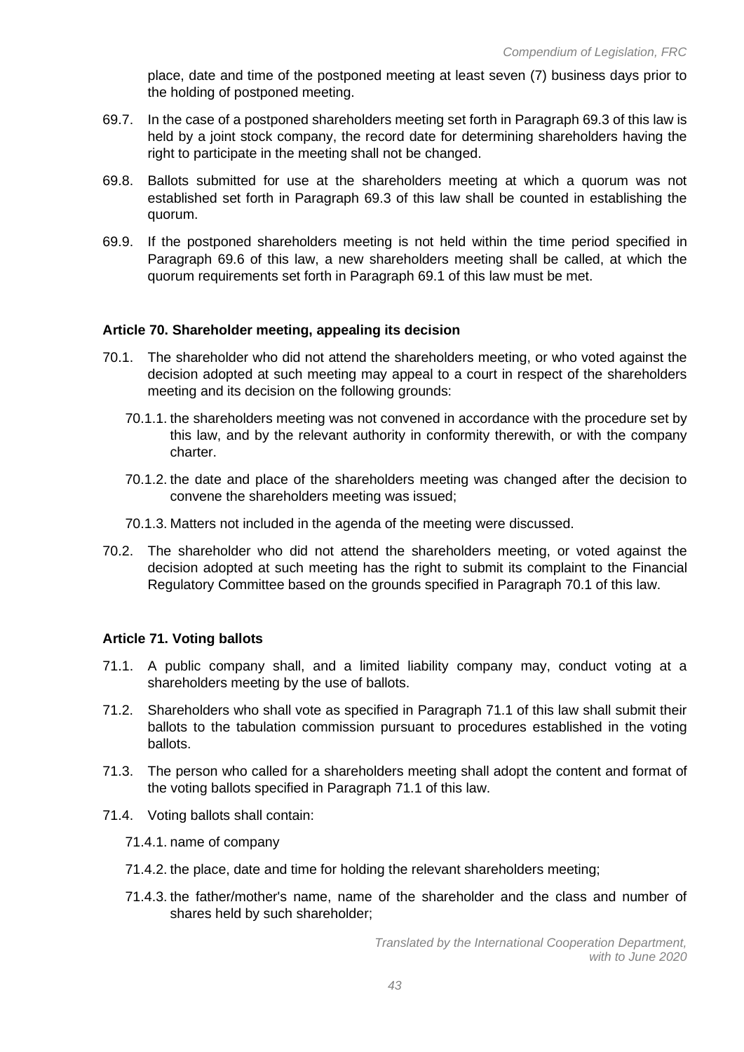place, date and time of the postponed meeting at least seven (7) business days prior to the holding of postponed meeting.

69.7. In the case of a postponed shareholders meeting set forth in Paragraph 69.3 of this law is held by a joint stock company, the record date for determining shareholders having the right to participate in the meeting shall not be changed.

69.8. Ballots submitted for use at the shareholders meeting at which a quorum was not established set forth in Paragraph 69.3 of this law shall be counted in establishing the quorum.

69.9. If the postponed shareholders meeting is not held within the time period specified in Paragraph 69.6 of this law, a new shareholders meeting shall be called, at which the quorum requirements set forth in Paragraph 69.1 of this law must be met.

**Article 70. Shareholder meeting, appealing its decision**

70.1. The shareholder who did not attend the shareholders meeting, or who voted against the decision adopted at such meeting may appeal to a court in respect of the shareholders meeting and its decision on the following grounds:

70.1.1. the shareholders meeting was not convened in accordance with the procedure set by this law, and by the relevant authority in conformity therewith, or with the company charter.

70.1.2. the date and place of the shareholders meeting was changed after the decision to convene the shareholders meeting was issued;

70.1.3. Matters not included in the agenda of the meeting were discussed.

70.2. The shareholder who did not attend the shareholders meeting, or voted against the decision adopted at such meeting has the right to submit its complaint to the Financial Regulatory Committee based on the grounds specified in Paragraph 70.1 of this law.

**Article 71. Voting ballots**

71.1. A public company shall, and a limited liability company may, conduct voting at a shareholders meeting by the use of ballots.

71.2. Shareholders who shall vote as specified in Paragraph 71.1 of this law shall submit their ballots to the tabulation commission pursuant to procedures established in the voting ballots.

71.3. The person who called for a shareholders meeting shall adopt the content and format of the voting ballots specified in Paragraph 71.1 of this law.

71.4. Voting ballots shall contain:

71.4.1. name of company

71.4.2. the place, date and time for holding the relevant shareholders meeting;

71.4.3. the father/mother's name, name of the shareholder and the class and number of shares held by such shareholder;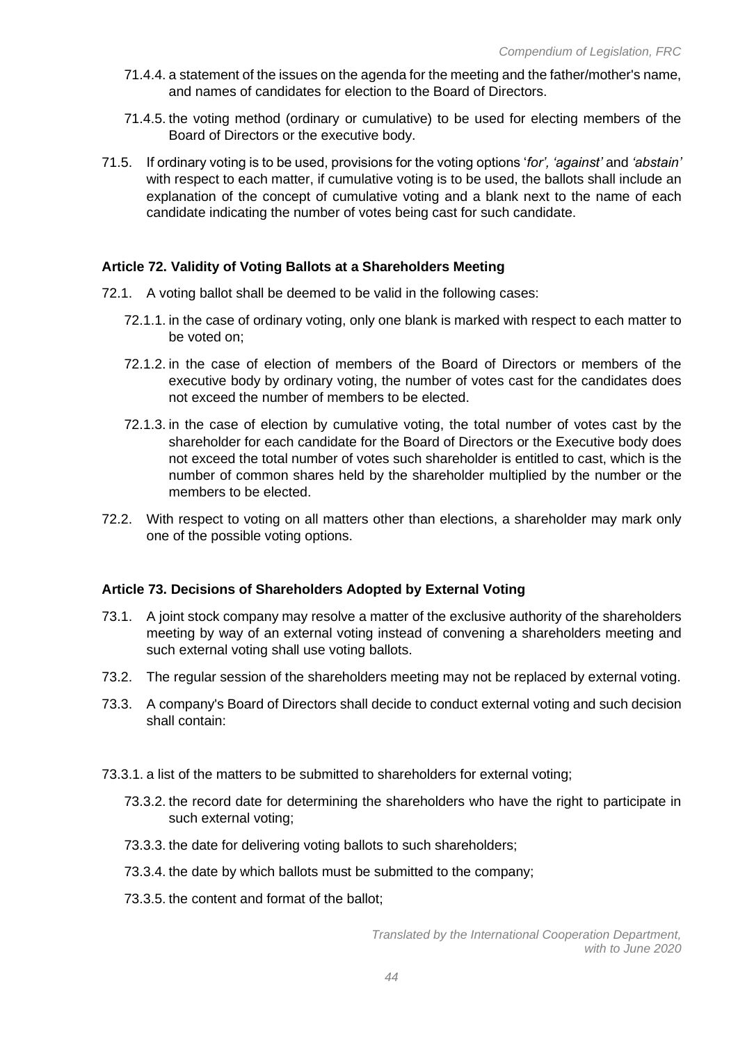71.4.4. a statement of the issues on the agenda for the meeting and the father/mother's name, and names of candidates for election to the Board of Directors.

71.4.5. the voting method (ordinary or cumulative) to be used for electing members of the Board of Directors or the executive body.

71.5. If ordinary voting is to be used, provisions for the voting options '*for', 'against'* and *'abstain'* with respect to each matter, if cumulative voting is to be used, the ballots shall include an explanation of the concept of cumulative voting and a blank next to the name of each candidate indicating the number of votes being cast for such candidate.

### Article 72. Validity of Voting Ballots at a Shareholders Meeting

72.1. A voting ballot shall be deemed to be valid in the following cases:

72.1.1. in the case of ordinary voting, only one blank is marked with respect to each matter to be voted on;

72.1.2. in the case of election of members of the Board of Directors or members of the executive body by ordinary voting, the number of votes cast for the candidates does not exceed the number of members to be elected.

72.1.3. in the case of election by cumulative voting, the total number of votes cast by the shareholder for each candidate for the Board of Directors or the Executive body does not exceed the total number of votes such shareholder is entitled to cast, which is the number of common shares held by the shareholder multiplied by the number or the members to be elected.

72.2. With respect to voting on all matters other than elections, a shareholder may mark only one of the possible voting options.

### Article 73. Decisions of Shareholders Adopted by External Voting

73.1. A joint stock company may resolve a matter of the exclusive authority of the shareholders meeting by way of an external voting instead of convening a shareholders meeting and such external voting shall use voting ballots.

73.2. The regular session of the shareholders meeting may not be replaced by external voting.

73.3. A company's Board of Directors shall decide to conduct external voting and such decision shall contain:

73.3.1. a list of the matters to be submitted to shareholders for external voting;

73.3.2. the record date for determining the shareholders who have the right to participate in such external voting;

73.3.3. the date for delivering voting ballots to such shareholders;

73.3.4. the date by which ballots must be submitted to the company;

73.3.5. the content and format of the ballot;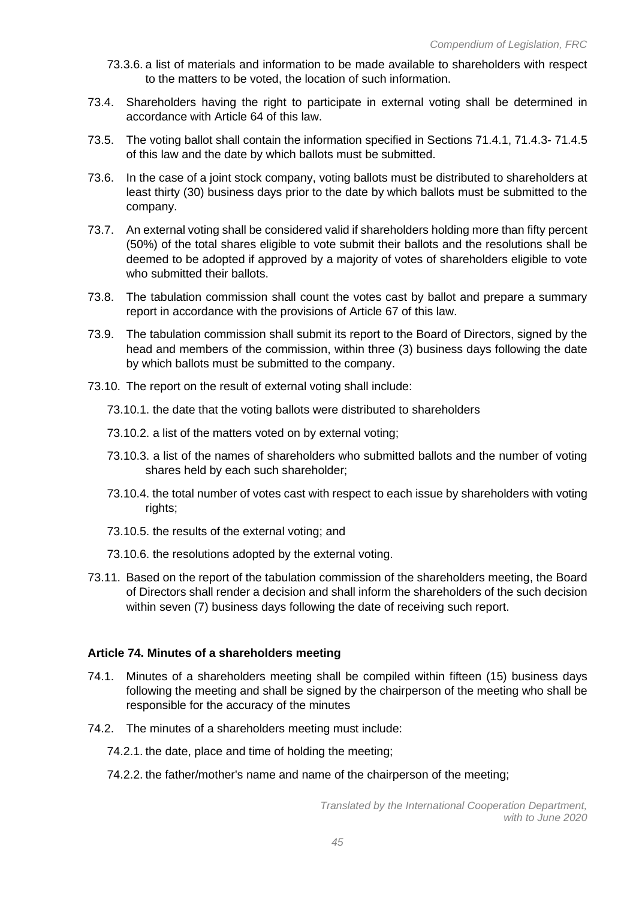73.3.6. a list of materials and information to be made available to shareholders with respect to the matters to be voted, the location of such information.

73.4. Shareholders having the right to participate in external voting shall be determined in accordance with Article 64 of this law.

73.5. The voting ballot shall contain the information specified in Sections 71.4.1, 71.4.3- 71.4.5 of this law and the date by which ballots must be submitted.

73.6. In the case of a joint stock company, voting ballots must be distributed to shareholders at least thirty (30) business days prior to the date by which ballots must be submitted to the company.

73.7. An external voting shall be considered valid if shareholders holding more than fifty percent (50%) of the total shares eligible to vote submit their ballots and the resolutions shall be deemed to be adopted if approved by a majority of votes of shareholders eligible to vote who submitted their ballots.

73.8. The tabulation commission shall count the votes cast by ballot and prepare a summary report in accordance with the provisions of Article 67 of this law.

73.9. The tabulation commission shall submit its report to the Board of Directors, signed by the head and members of the commission, within three (3) business days following the date by which ballots must be submitted to the company.

73.10. The report on the result of external voting shall include:

73.10.1. the date that the voting ballots were distributed to shareholders

73.10.2. a list of the matters voted on by external voting;

73.10.3. a list of the names of shareholders who submitted ballots and the number of voting shares held by each such shareholder;

73.10.4. the total number of votes cast with respect to each issue by shareholders with voting rights;

73.10.5. the results of the external voting; and

73.10.6. the resolutions adopted by the external voting.

73.11. Based on the report of the tabulation commission of the shareholders meeting, the Board of Directors shall render a decision and shall inform the shareholders of the such decision within seven (7) business days following the date of receiving such report.

### Article 74. Minutes of a shareholders meeting

74.1. Minutes of a shareholders meeting shall be compiled within fifteen (15) business days following the meeting and shall be signed by the chairperson of the meeting who shall be responsible for the accuracy of the minutes

74.2. The minutes of a shareholders meeting must include:

74.2.1. the date, place and time of holding the meeting;

74.2.2. the father/mother's name and name of the chairperson of the meeting;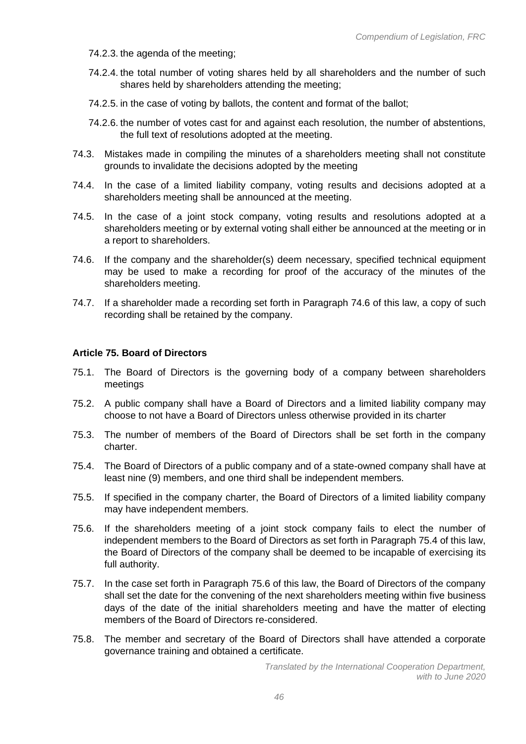74.2.3. the agenda of the meeting;

74.2.4. the total number of voting shares held by all shareholders and the number of such shares held by shareholders attending the meeting;

74.2.5. in the case of voting by ballots, the content and format of the ballot;

74.2.6. the number of votes cast for and against each resolution, the number of abstentions, the full text of resolutions adopted at the meeting.

74.3. Mistakes made in compiling the minutes of a shareholders meeting shall not constitute grounds to invalidate the decisions adopted by the meeting

74.4. In the case of a limited liability company, voting results and decisions adopted at a shareholders meeting shall be announced at the meeting.

74.5. In the case of a joint stock company, voting results and resolutions adopted at a shareholders meeting or by external voting shall either be announced at the meeting or in a report to shareholders.

74.6. If the company and the shareholder(s) deem necessary, specified technical equipment may be used to make a recording for proof of the accuracy of the minutes of the shareholders meeting.

74.7. If a shareholder made a recording set forth in Paragraph 74.6 of this law, a copy of such recording shall be retained by the company.

**Article 75. Board of Directors**

75.1. The Board of Directors is the governing body of a company between shareholders meetings

75.2. A public company shall have a Board of Directors and a limited liability company may choose to not have a Board of Directors unless otherwise provided in its charter

75.3. The number of members of the Board of Directors shall be set forth in the company charter.

75.4. The Board of Directors of a public company and of a state-owned company shall have at least nine (9) members, and one third shall be independent members.

75.5. If specified in the company charter, the Board of Directors of a limited liability company may have independent members.

75.6. If the shareholders meeting of a joint stock company fails to elect the number of independent members to the Board of Directors as set forth in Paragraph 75.4 of this law, the Board of Directors of the company shall be deemed to be incapable of exercising its full authority.

75.7. In the case set forth in Paragraph 75.6 of this law, the Board of Directors of the company shall set the date for the convening of the next shareholders meeting within five business days of the date of the initial shareholders meeting and have the matter of electing members of the Board of Directors re-considered.

75.8. The member and secretary of the Board of Directors shall have attended a corporate governance training and obtained a certificate.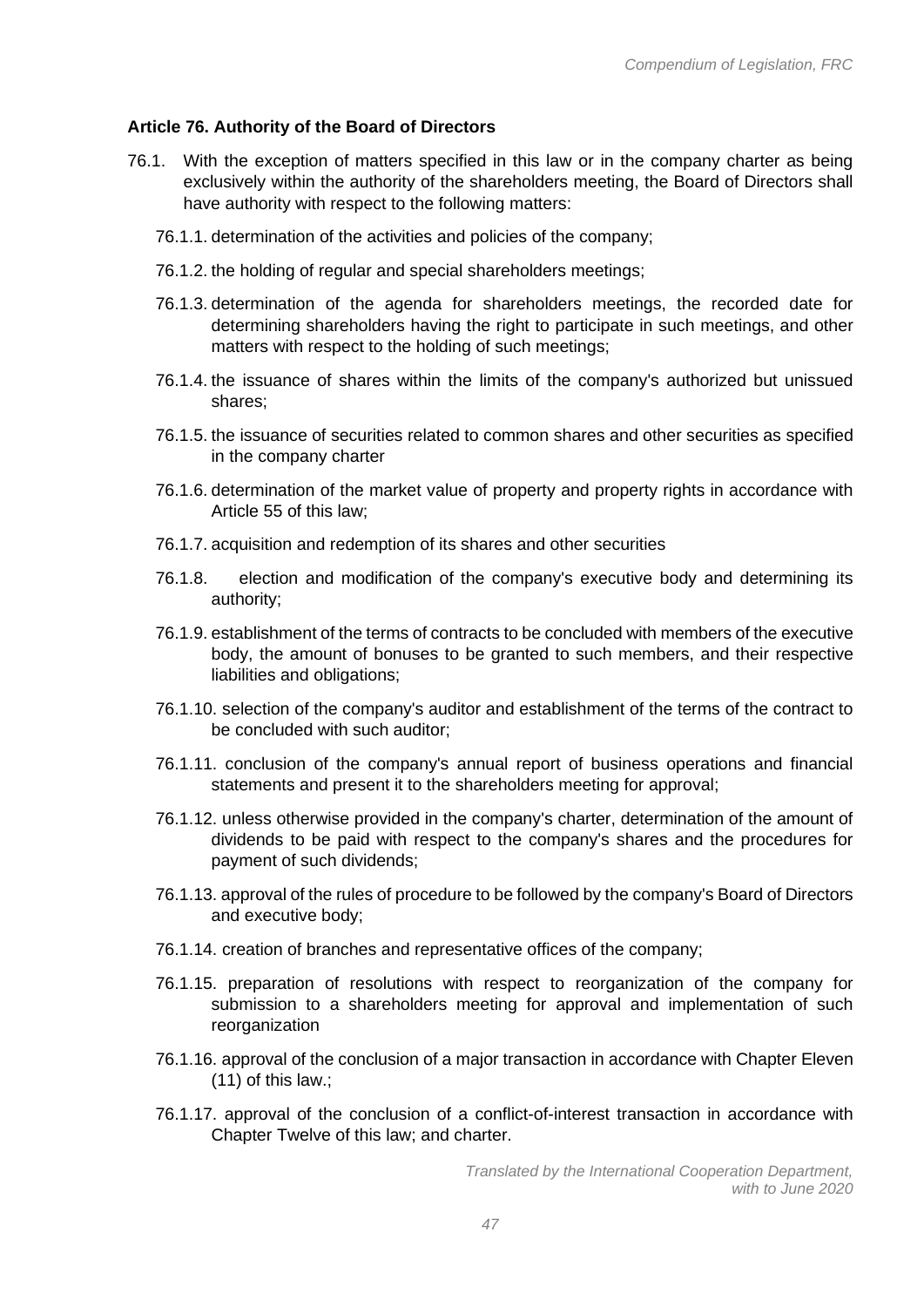**Article 76. Authority of the Board of Directors**

76.1. With the exception of matters specified in this law or in the company charter as being exclusively within the authority of the shareholders meeting, the Board of Directors shall have authority with respect to the following matters:

76.1.1. determination of the activities and policies of the company;

76.1.2. the holding of regular and special shareholders meetings;

76.1.3. determination of the agenda for shareholders meetings, the recorded date for determining shareholders having the right to participate in such meetings, and other matters with respect to the holding of such meetings;

76.1.4. the issuance of shares within the limits of the company's authorized but unissued shares;

76.1.5. the issuance of securities related to common shares and other securities as specified in the company charter

76.1.6. determination of the market value of property and property rights in accordance with Article 55 of this law;

76.1.7. acquisition and redemption of its shares and other securities

76.1.8. election and modification of the company's executive body and determining its authority;

76.1.9. establishment of the terms of contracts to be concluded with members of the executive body, the amount of bonuses to be granted to such members, and their respective liabilities and obligations;

76.1.10. selection of the company's auditor and establishment of the terms of the contract to be concluded with such auditor;

76.1.11. conclusion of the company's annual report of business operations and financial statements and present it to the shareholders meeting for approval;

76.1.12. unless otherwise provided in the company's charter, determination of the amount of dividends to be paid with respect to the company's shares and the procedures for payment of such dividends;

76.1.13. approval of the rules of procedure to be followed by the company's Board of Directors and executive body;

76.1.14. creation of branches and representative offices of the company;

76.1.15. preparation of resolutions with respect to reorganization of the company for submission to a shareholders meeting for approval and implementation of such reorganization

76.1.16. approval of the conclusion of a major transaction in accordance with Chapter Eleven (11) of this law.;

76.1.17. approval of the conclusion of a conflict-of-interest transaction in accordance with Chapter Twelve of this law; and charter.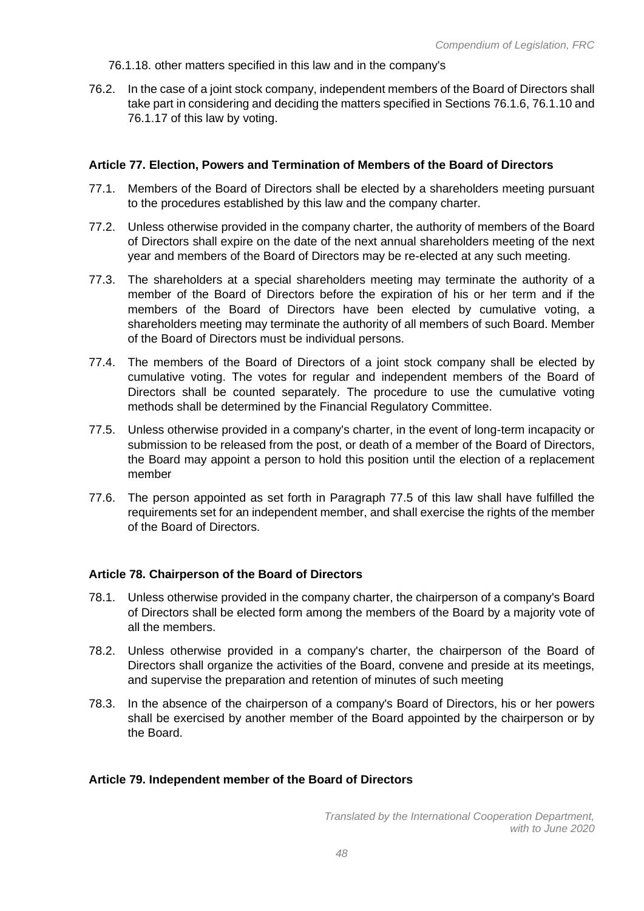76.1.18. other matters specified in this law and in the company's

76.2. In the case of a joint stock company, independent members of the Board of Directors shall take part in considering and deciding the matters specified in Sections 76.1.6, 76.1.10 and 76.1.17 of this law by voting.

**Article 77. Election, Powers and Termination of Members of the Board of Directors**

77.1. Members of the Board of Directors shall be elected by a shareholders meeting pursuant to the procedures established by this law and the company charter.

77.2. Unless otherwise provided in the company charter, the authority of members of the Board of Directors shall expire on the date of the next annual shareholders meeting of the next year and members of the Board of Directors may be re-elected at any such meeting.

77.3. The shareholders at a special shareholders meeting may terminate the authority of a member of the Board of Directors before the expiration of his or her term and if the members of the Board of Directors have been elected by cumulative voting, a shareholders meeting may terminate the authority of all members of such Board. Member of the Board of Directors must be individual persons.

77.4. The members of the Board of Directors of a joint stock company shall be elected by cumulative voting. The votes for regular and independent members of the Board of Directors shall be counted separately. The procedure to use the cumulative voting methods shall be determined by the Financial Regulatory Committee.

77.5. Unless otherwise provided in a company's charter, in the event of long-term incapacity or submission to be released from the post, or death of a member of the Board of Directors, the Board may appoint a person to hold this position until the election of a replacement member

77.6. The person appointed as set forth in Paragraph 77.5 of this law shall have fulfilled the requirements set for an independent member, and shall exercise the rights of the member of the Board of Directors.

**Article 78. Chairperson of the Board of Directors**

78.1. Unless otherwise provided in the company charter, the chairperson of a company's Board of Directors shall be elected form among the members of the Board by a majority vote of all the members.

78.2. Unless otherwise provided in a company's charter, the chairperson of the Board of Directors shall organize the activities of the Board, convene and preside at its meetings, and supervise the preparation and retention of minutes of such meeting

78.3. In the absence of the chairperson of a company's Board of Directors, his or her powers shall be exercised by another member of the Board appointed by the chairperson or by the Board.

**Article 79. Independent member of the Board of Directors**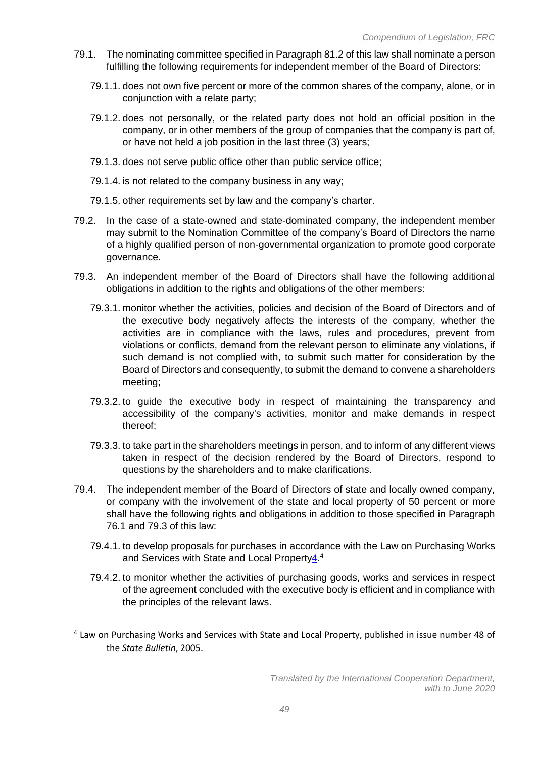79.1. The nominating committee specified in Paragraph 81.2 of this law shall nominate a person fulfilling the following requirements for independent member of the Board of Directors:

79.1.1. does not own five percent or more of the common shares of the company, alone, or in conjunction with a relate party;

79.1.2. does not personally, or the related party does not hold an official position in the company, or in other members of the group of companies that the company is part of, or have not held a job position in the last three (3) years;

79.1.3. does not serve public office other than public service office;

79.1.4. is not related to the company business in any way;

79.1.5. other requirements set by law and the company's charter.

79.2. In the case of a state-owned and state-dominated company, the independent member may submit to the Nomination Committee of the company's Board of Directors the name of a highly qualified person of non-governmental organization to promote good corporate governance.

79.3. An independent member of the Board of Directors shall have the following additional obligations in addition to the rights and obligations of the other members:

79.3.1. monitor whether the activities, policies and decision of the Board of Directors and of the executive body negatively affects the interests of the company, whether the activities are in compliance with the laws, rules and procedures, prevent from violations or conflicts, demand from the relevant person to eliminate any violations, if such demand is not complied with, to submit such matter for consideration by the Board of Directors and consequently, to submit the demand to convene a shareholders meeting;

79.3.2. to guide the executive body in respect of maintaining the transparency and accessibility of the company's activities, monitor and make demands in respect thereof;

79.3.3. to take part in the shareholders meetings in person, and to inform of any different views taken in respect of the decision rendered by the Board of Directors, respond to questions by the shareholders and to make clarifications.

79.4. The independent member of the Board of Directors of state and locally owned company, or company with the involvement of the state and local property of 50 percent or more shall have the following rights and obligations in addition to those specified in Paragraph 76.1 and 79.3 of this law:

79.4.1. to develop proposals for purchases in accordance with the Law on Purchasing Works and Services with State and Local Property[4].

79.4.2. to monitor whether the activities of purchasing goods, works and services in respect of the agreement concluded with the executive body is efficient and in compliance with the principles of the relevant laws.

---

[4] Law on Purchasing Works and Services with State and Local Property, published in issue number 48 of the *State Bulletin*, 2005.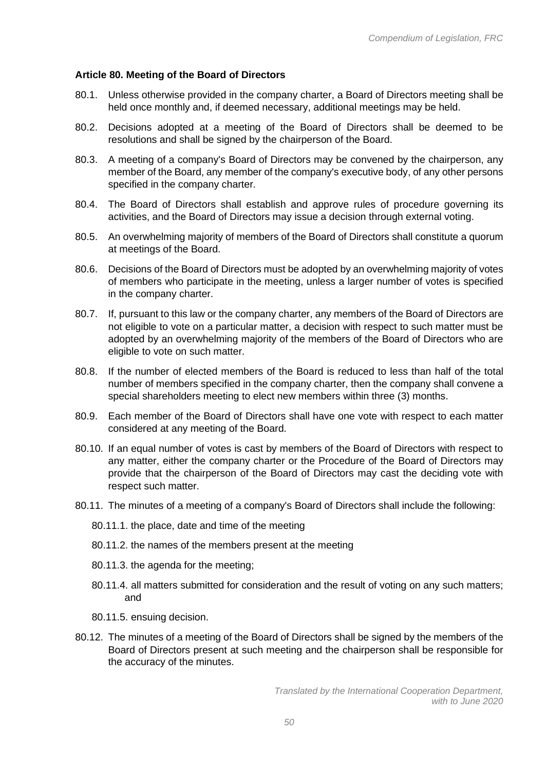### Article 80. Meeting of the Board of Directors

80.1. Unless otherwise provided in the company charter, a Board of Directors meeting shall be held once monthly and, if deemed necessary, additional meetings may be held.

80.2. Decisions adopted at a meeting of the Board of Directors shall be deemed to be resolutions and shall be signed by the chairperson of the Board.

80.3. A meeting of a company's Board of Directors may be convened by the chairperson, any member of the Board, any member of the company's executive body, of any other persons specified in the company charter.

80.4. The Board of Directors shall establish and approve rules of procedure governing its activities, and the Board of Directors may issue a decision through external voting.

80.5. An overwhelming majority of members of the Board of Directors shall constitute a quorum at meetings of the Board.

80.6. Decisions of the Board of Directors must be adopted by an overwhelming majority of votes of members who participate in the meeting, unless a larger number of votes is specified in the company charter.

80.7. If, pursuant to this law or the company charter, any members of the Board of Directors are not eligible to vote on a particular matter, a decision with respect to such matter must be adopted by an overwhelming majority of the members of the Board of Directors who are eligible to vote on such matter.

80.8. If the number of elected members of the Board is reduced to less than half of the total number of members specified in the company charter, then the company shall convene a special shareholders meeting to elect new members within three (3) months.

80.9. Each member of the Board of Directors shall have one vote with respect to each matter considered at any meeting of the Board.

80.10. If an equal number of votes is cast by members of the Board of Directors with respect to any matter, either the company charter or the Procedure of the Board of Directors may provide that the chairperson of the Board of Directors may cast the deciding vote with respect such matter.

80.11. The minutes of a meeting of a company's Board of Directors shall include the following:

80.11.1. the place, date and time of the meeting

80.11.2. the names of the members present at the meeting

80.11.3. the agenda for the meeting;

80.11.4. all matters submitted for consideration and the result of voting on any such matters; and

80.11.5. ensuing decision.

80.12. The minutes of a meeting of the Board of Directors shall be signed by the members of the Board of Directors present at such meeting and the chairperson shall be responsible for the accuracy of the minutes.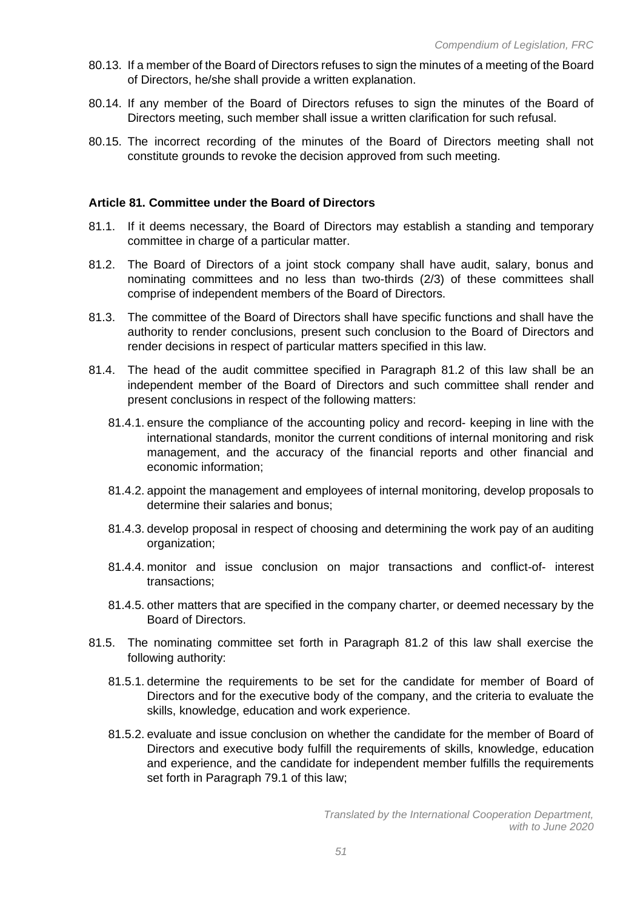80.13. If a member of the Board of Directors refuses to sign the minutes of a meeting of the Board of Directors, he/she shall provide a written explanation.

80.14. If any member of the Board of Directors refuses to sign the minutes of the Board of Directors meeting, such member shall issue a written clarification for such refusal.

80.15. The incorrect recording of the minutes of the Board of Directors meeting shall not constitute grounds to revoke the decision approved from such meeting.

**Article 81. Committee under the Board of Directors**

81.1. If it deems necessary, the Board of Directors may establish a standing and temporary committee in charge of a particular matter.

81.2. The Board of Directors of a joint stock company shall have audit, salary, bonus and nominating committees and no less than two-thirds (2/3) of these committees shall comprise of independent members of the Board of Directors.

81.3. The committee of the Board of Directors shall have specific functions and shall have the authority to render conclusions, present such conclusion to the Board of Directors and render decisions in respect of particular matters specified in this law.

81.4. The head of the audit committee specified in Paragraph 81.2 of this law shall be an independent member of the Board of Directors and such committee shall render and present conclusions in respect of the following matters:

81.4.1. ensure the compliance of the accounting policy and record- keeping in line with the international standards, monitor the current conditions of internal monitoring and risk management, and the accuracy of the financial reports and other financial and economic information;

81.4.2. appoint the management and employees of internal monitoring, develop proposals to determine their salaries and bonus;

81.4.3. develop proposal in respect of choosing and determining the work pay of an auditing organization;

81.4.4. monitor and issue conclusion on major transactions and conflict-of- interest transactions;

81.4.5. other matters that are specified in the company charter, or deemed necessary by the Board of Directors.

81.5. The nominating committee set forth in Paragraph 81.2 of this law shall exercise the following authority:

81.5.1. determine the requirements to be set for the candidate for member of Board of Directors and for the executive body of the company, and the criteria to evaluate the skills, knowledge, education and work experience.

81.5.2. evaluate and issue conclusion on whether the candidate for the member of Board of Directors and executive body fulfill the requirements of skills, knowledge, education and experience, and the candidate for independent member fulfills the requirements set forth in Paragraph 79.1 of this law;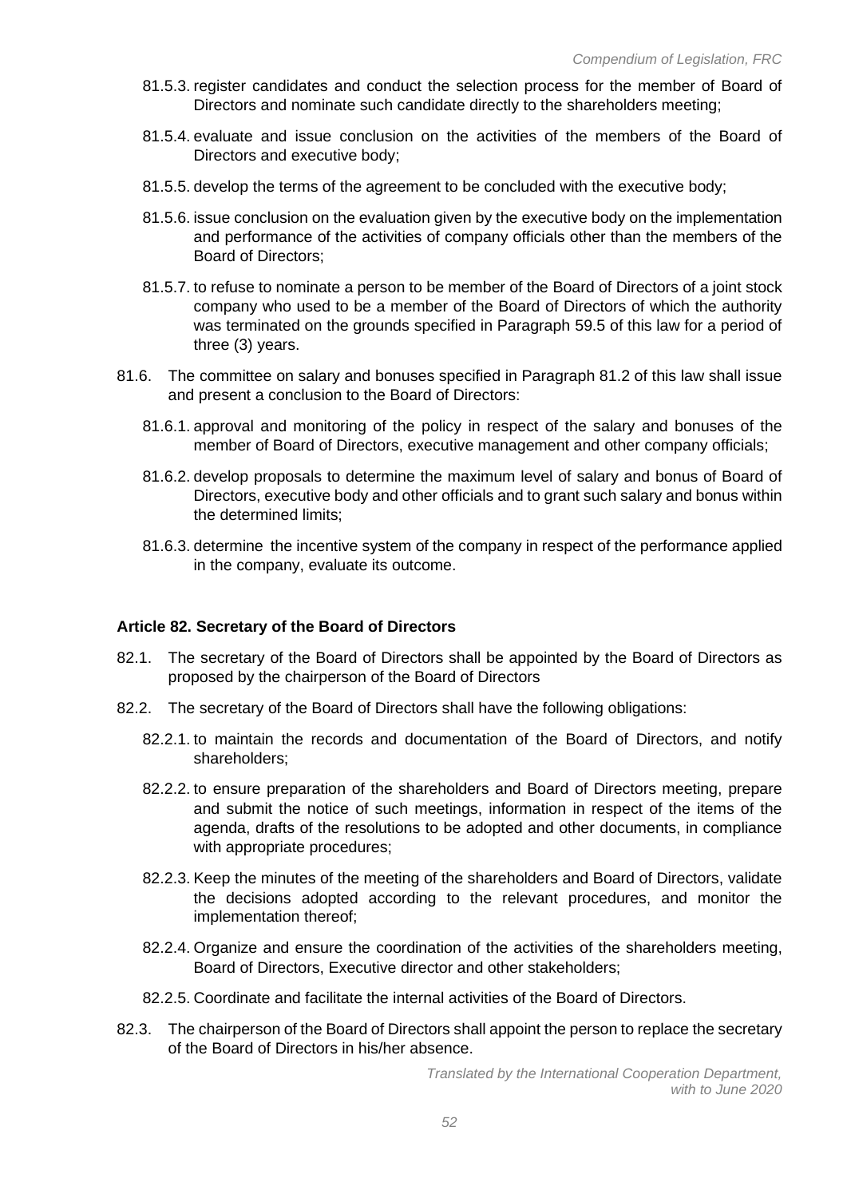81.5.3. register candidates and conduct the selection process for the member of Board of Directors and nominate such candidate directly to the shareholders meeting;

81.5.4. evaluate and issue conclusion on the activities of the members of the Board of Directors and executive body;

81.5.5. develop the terms of the agreement to be concluded with the executive body;

81.5.6. issue conclusion on the evaluation given by the executive body on the implementation and performance of the activities of company officials other than the members of the Board of Directors;

81.5.7. to refuse to nominate a person to be member of the Board of Directors of a joint stock company who used to be a member of the Board of Directors of which the authority was terminated on the grounds specified in Paragraph 59.5 of this law for a period of three (3) years.

81.6. The committee on salary and bonuses specified in Paragraph 81.2 of this law shall issue and present a conclusion to the Board of Directors:

81.6.1. approval and monitoring of the policy in respect of the salary and bonuses of the member of Board of Directors, executive management and other company officials;

81.6.2. develop proposals to determine the maximum level of salary and bonus of Board of Directors, executive body and other officials and to grant such salary and bonus within the determined limits;

81.6.3. determine the incentive system of the company in respect of the performance applied in the company, evaluate its outcome.

### Article 82. Secretary of the Board of Directors

82.1. The secretary of the Board of Directors shall be appointed by the Board of Directors as proposed by the chairperson of the Board of Directors

82.2. The secretary of the Board of Directors shall have the following obligations:

82.2.1. to maintain the records and documentation of the Board of Directors, and notify shareholders;

82.2.2. to ensure preparation of the shareholders and Board of Directors meeting, prepare and submit the notice of such meetings, information in respect of the items of the agenda, drafts of the resolutions to be adopted and other documents, in compliance with appropriate procedures;

82.2.3. Keep the minutes of the meeting of the shareholders and Board of Directors, validate the decisions adopted according to the relevant procedures, and monitor the implementation thereof;

82.2.4. Organize and ensure the coordination of the activities of the shareholders meeting, Board of Directors, Executive director and other stakeholders;

82.2.5. Coordinate and facilitate the internal activities of the Board of Directors.

82.3. The chairperson of the Board of Directors shall appoint the person to replace the secretary of the Board of Directors in his/her absence.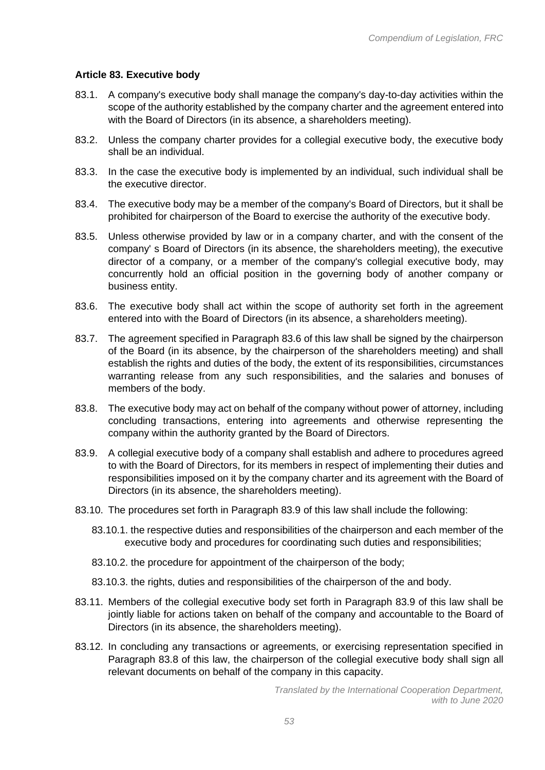**Article 83. Executive body**

83.1. A company's executive body shall manage the company's day-to-day activities within the scope of the authority established by the company charter and the agreement entered into with the Board of Directors (in its absence, a shareholders meeting).

83.2. Unless the company charter provides for a collegial executive body, the executive body shall be an individual.

83.3. In the case the executive body is implemented by an individual, such individual shall be the executive director.

83.4. The executive body may be a member of the company's Board of Directors, but it shall be prohibited for chairperson of the Board to exercise the authority of the executive body.

83.5. Unless otherwise provided by law or in a company charter, and with the consent of the company' s Board of Directors (in its absence, the shareholders meeting), the executive director of a company, or a member of the company's collegial executive body, may concurrently hold an official position in the governing body of another company or business entity.

83.6. The executive body shall act within the scope of authority set forth in the agreement entered into with the Board of Directors (in its absence, a shareholders meeting).

83.7. The agreement specified in Paragraph 83.6 of this law shall be signed by the chairperson of the Board (in its absence, by the chairperson of the shareholders meeting) and shall establish the rights and duties of the body, the extent of its responsibilities, circumstances warranting release from any such responsibilities, and the salaries and bonuses of members of the body.

83.8. The executive body may act on behalf of the company without power of attorney, including concluding transactions, entering into agreements and otherwise representing the company within the authority granted by the Board of Directors.

83.9. A collegial executive body of a company shall establish and adhere to procedures agreed to with the Board of Directors, for its members in respect of implementing their duties and responsibilities imposed on it by the company charter and its agreement with the Board of Directors (in its absence, the shareholders meeting).

83.10. The procedures set forth in Paragraph 83.9 of this law shall include the following:

83.10.1. the respective duties and responsibilities of the chairperson and each member of the executive body and procedures for coordinating such duties and responsibilities;

83.10.2. the procedure for appointment of the chairperson of the body;

83.10.3. the rights, duties and responsibilities of the chairperson of the and body.

83.11. Members of the collegial executive body set forth in Paragraph 83.9 of this law shall be jointly liable for actions taken on behalf of the company and accountable to the Board of Directors (in its absence, the shareholders meeting).

83.12. In concluding any transactions or agreements, or exercising representation specified in Paragraph 83.8 of this law, the chairperson of the collegial executive body shall sign all relevant documents on behalf of the company in this capacity.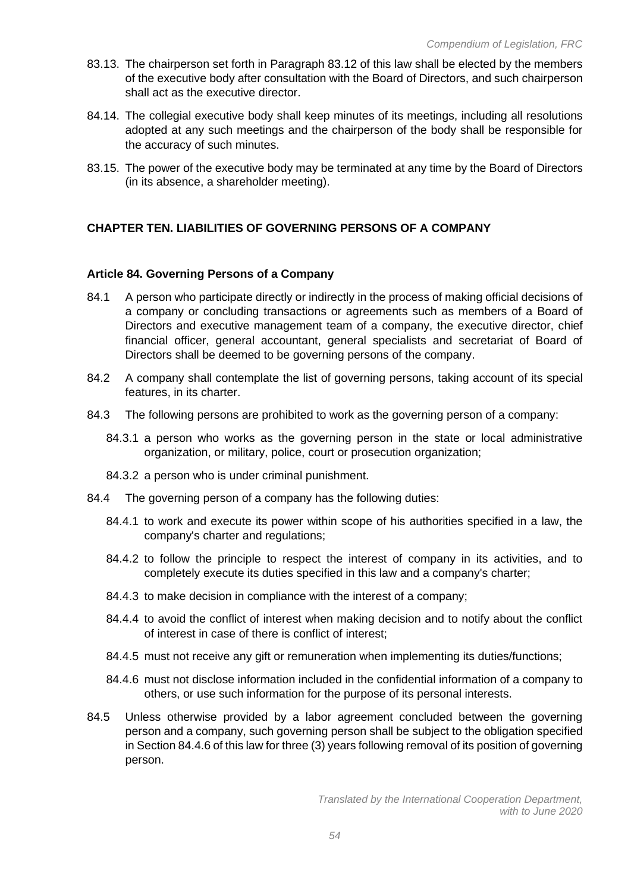83.13. The chairperson set forth in Paragraph 83.12 of this law shall be elected by the members of the executive body after consultation with the Board of Directors, and such chairperson shall act as the executive director.

84.14. The collegial executive body shall keep minutes of its meetings, including all resolutions adopted at any such meetings and the chairperson of the body shall be responsible for the accuracy of such minutes.

83.15. The power of the executive body may be terminated at any time by the Board of Directors (in its absence, a shareholder meeting).

## CHAPTER TEN. LIABILITIES OF GOVERNING PERSONS OF A COMPANY

### Article 84. Governing Persons of a Company

84.1 A person who participate directly or indirectly in the process of making official decisions of a company or concluding transactions or agreements such as members of a Board of Directors and executive management team of a company, the executive director, chief financial officer, general accountant, general specialists and secretariat of Board of Directors shall be deemed to be governing persons of the company.

84.2 A company shall contemplate the list of governing persons, taking account of its special features, in its charter.

84.3 The following persons are prohibited to work as the governing person of a company:

- 84.3.1 a person who works as the governing person in the state or local administrative organization, or military, police, court or prosecution organization;
- 84.3.2 a person who is under criminal punishment.

84.4 The governing person of a company has the following duties:

- 84.4.1 to work and execute its power within scope of his authorities specified in a law, the company's charter and regulations;
- 84.4.2 to follow the principle to respect the interest of company in its activities, and to completely execute its duties specified in this law and a company's charter;
- 84.4.3 to make decision in compliance with the interest of a company;
- 84.4.4 to avoid the conflict of interest when making decision and to notify about the conflict of interest in case of there is conflict of interest;
- 84.4.5 must not receive any gift or remuneration when implementing its duties/functions;
- 84.4.6 must not disclose information included in the confidential information of a company to others, or use such information for the purpose of its personal interests.

84.5 Unless otherwise provided by a labor agreement concluded between the governing person and a company, such governing person shall be subject to the obligation specified in Section 84.4.6 of this law for three (3) years following removal of its position of governing person.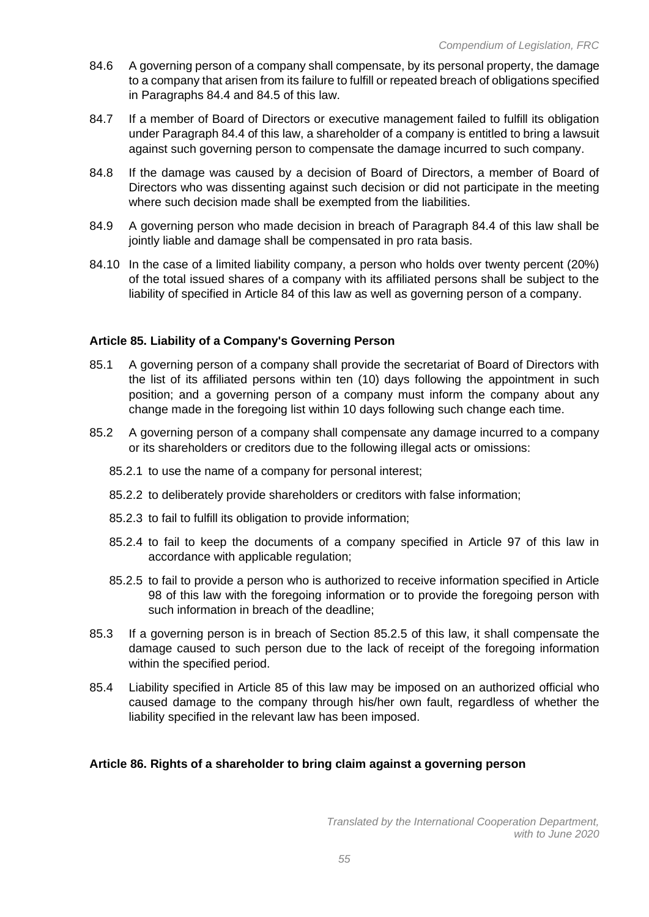84.6 A governing person of a company shall compensate, by its personal property, the damage to a company that arisen from its failure to fulfill or repeated breach of obligations specified in Paragraphs 84.4 and 84.5 of this law.

84.7 If a member of Board of Directors or executive management failed to fulfill its obligation under Paragraph 84.4 of this law, a shareholder of a company is entitled to bring a lawsuit against such governing person to compensate the damage incurred to such company.

84.8 If the damage was caused by a decision of Board of Directors, a member of Board of Directors who was dissenting against such decision or did not participate in the meeting where such decision made shall be exempted from the liabilities.

84.9 A governing person who made decision in breach of Paragraph 84.4 of this law shall be jointly liable and damage shall be compensated in pro rata basis.

84.10 In the case of a limited liability company, a person who holds over twenty percent (20%) of the total issued shares of a company with its affiliated persons shall be subject to the liability of specified in Article 84 of this law as well as governing person of a company.

**Article 85. Liability of a Company's Governing Person**

85.1 A governing person of a company shall provide the secretariat of Board of Directors with the list of its affiliated persons within ten (10) days following the appointment in such position; and a governing person of a company must inform the company about any change made in the foregoing list within 10 days following such change each time.

85.2 A governing person of a company shall compensate any damage incurred to a company or its shareholders or creditors due to the following illegal acts or omissions:

85.2.1 to use the name of a company for personal interest;

85.2.2 to deliberately provide shareholders or creditors with false information;

85.2.3 to fail to fulfill its obligation to provide information;

85.2.4 to fail to keep the documents of a company specified in Article 97 of this law in accordance with applicable regulation;

85.2.5 to fail to provide a person who is authorized to receive information specified in Article 98 of this law with the foregoing information or to provide the foregoing person with such information in breach of the deadline;

85.3 If a governing person is in breach of Section 85.2.5 of this law, it shall compensate the damage caused to such person due to the lack of receipt of the foregoing information within the specified period.

85.4 Liability specified in Article 85 of this law may be imposed on an authorized official who caused damage to the company through his/her own fault, regardless of whether the liability specified in the relevant law has been imposed.

**Article 86. Rights of a shareholder to bring claim against a governing person**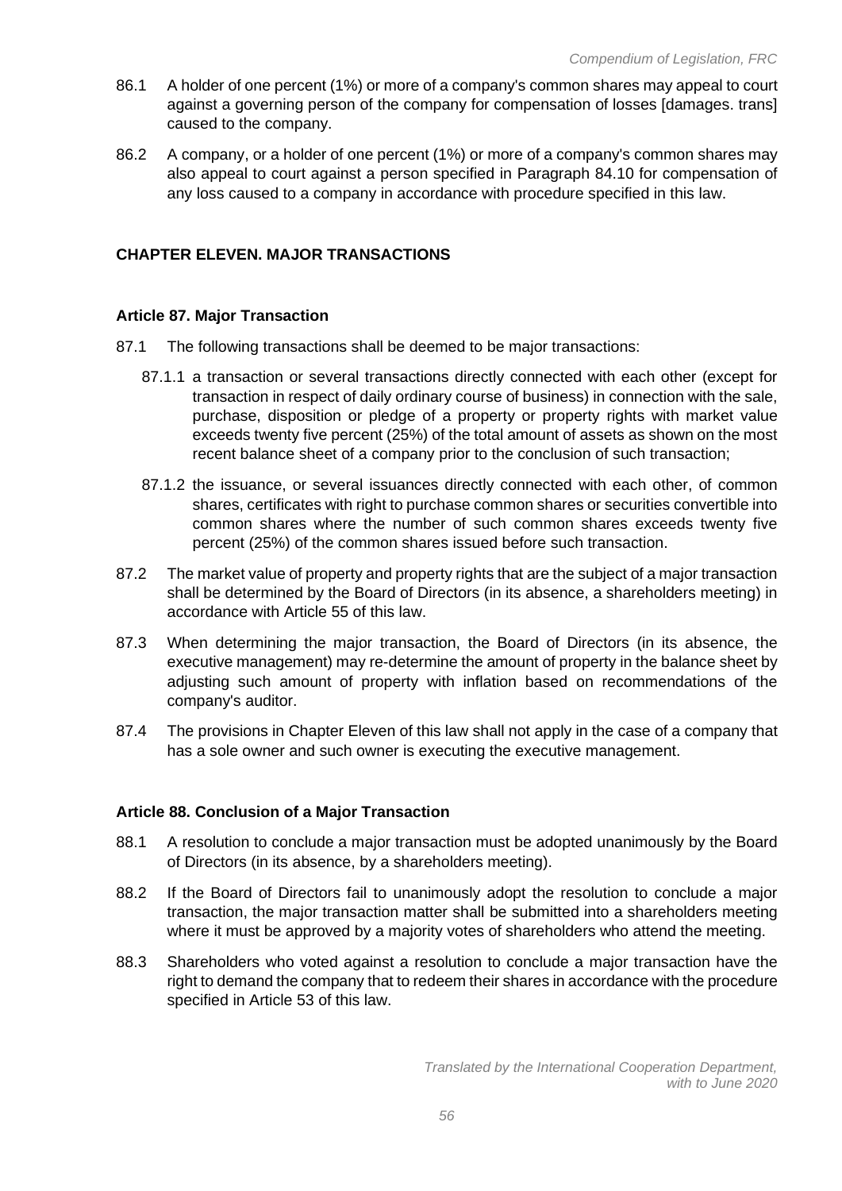86.1 A holder of one percent (1%) or more of a company's common shares may appeal to court against a governing person of the company for compensation of losses [damages. trans] caused to the company.

86.2 A company, or a holder of one percent (1%) or more of a company's common shares may also appeal to court against a person specified in Paragraph 84.10 for compensation of any loss caused to a company in accordance with procedure specified in this law.

## CHAPTER ELEVEN. MAJOR TRANSACTIONS

### Article 87. Major Transaction

87.1 The following transactions shall be deemed to be major transactions:

87.1.1 a transaction or several transactions directly connected with each other (except for transaction in respect of daily ordinary course of business) in connection with the sale, purchase, disposition or pledge of a property or property rights with market value exceeds twenty five percent (25%) of the total amount of assets as shown on the most recent balance sheet of a company prior to the conclusion of such transaction;

87.1.2 the issuance, or several issuances directly connected with each other, of common shares, certificates with right to purchase common shares or securities convertible into common shares where the number of such common shares exceeds twenty five percent (25%) of the common shares issued before such transaction.

87.2 The market value of property and property rights that are the subject of a major transaction shall be determined by the Board of Directors (in its absence, a shareholders meeting) in accordance with Article 55 of this law.

87.3 When determining the major transaction, the Board of Directors (in its absence, the executive management) may re-determine the amount of property in the balance sheet by adjusting such amount of property with inflation based on recommendations of the company's auditor.

87.4 The provisions in Chapter Eleven of this law shall not apply in the case of a company that has a sole owner and such owner is executing the executive management.

### Article 88. Conclusion of a Major Transaction

88.1 A resolution to conclude a major transaction must be adopted unanimously by the Board of Directors (in its absence, by a shareholders meeting).

88.2 If the Board of Directors fail to unanimously adopt the resolution to conclude a major transaction, the major transaction matter shall be submitted into a shareholders meeting where it must be approved by a majority votes of shareholders who attend the meeting.

88.3 Shareholders who voted against a resolution to conclude a major transaction have the right to demand the company that to redeem their shares in accordance with the procedure specified in Article 53 of this law.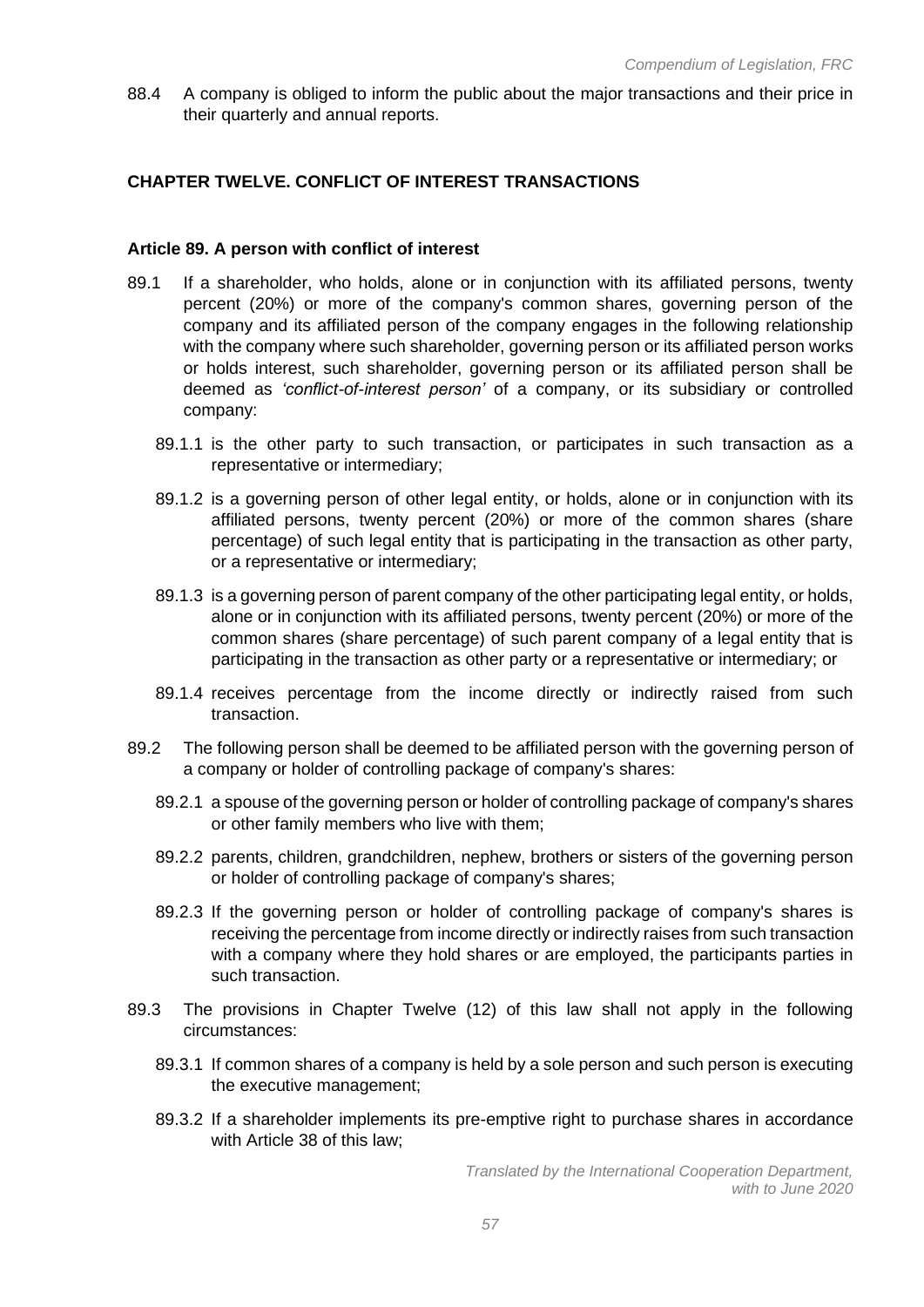88.4 A company is obliged to inform the public about the major transactions and their price in their quarterly and annual reports.

## CHAPTER TWELVE. CONFLICT OF INTEREST TRANSACTIONS

### Article 89. A person with conflict of interest

89.1 If a shareholder, who holds, alone or in conjunction with its affiliated persons, twenty percent (20%) or more of the company's common shares, governing person of the company and its affiliated person of the company engages in the following relationship with the company where such shareholder, governing person or its affiliated person works or holds interest, such shareholder, governing person or its affiliated person shall be deemed as *'conflict-of-interest person'* of a company, or its subsidiary or controlled company:

89.1.1 is the other party to such transaction, or participates in such transaction as a representative or intermediary;

89.1.2 is a governing person of other legal entity, or holds, alone or in conjunction with its affiliated persons, twenty percent (20%) or more of the common shares (share percentage) of such legal entity that is participating in the transaction as other party, or a representative or intermediary;

89.1.3 is a governing person of parent company of the other participating legal entity, or holds, alone or in conjunction with its affiliated persons, twenty percent (20%) or more of the common shares (share percentage) of such parent company of a legal entity that is participating in the transaction as other party or a representative or intermediary; or

89.1.4 receives percentage from the income directly or indirectly raised from such transaction.

89.2 The following person shall be deemed to be affiliated person with the governing person of a company or holder of controlling package of company's shares:

89.2.1 a spouse of the governing person or holder of controlling package of company's shares or other family members who live with them;

89.2.2 parents, children, grandchildren, nephew, brothers or sisters of the governing person or holder of controlling package of company's shares;

89.2.3 If the governing person or holder of controlling package of company's shares is receiving the percentage from income directly or indirectly raises from such transaction with a company where they hold shares or are employed, the participants parties in such transaction.

89.3 The provisions in Chapter Twelve (12) of this law shall not apply in the following circumstances:

89.3.1 If common shares of a company is held by a sole person and such person is executing the executive management;

89.3.2 If a shareholder implements its pre-emptive right to purchase shares in accordance with Article 38 of this law;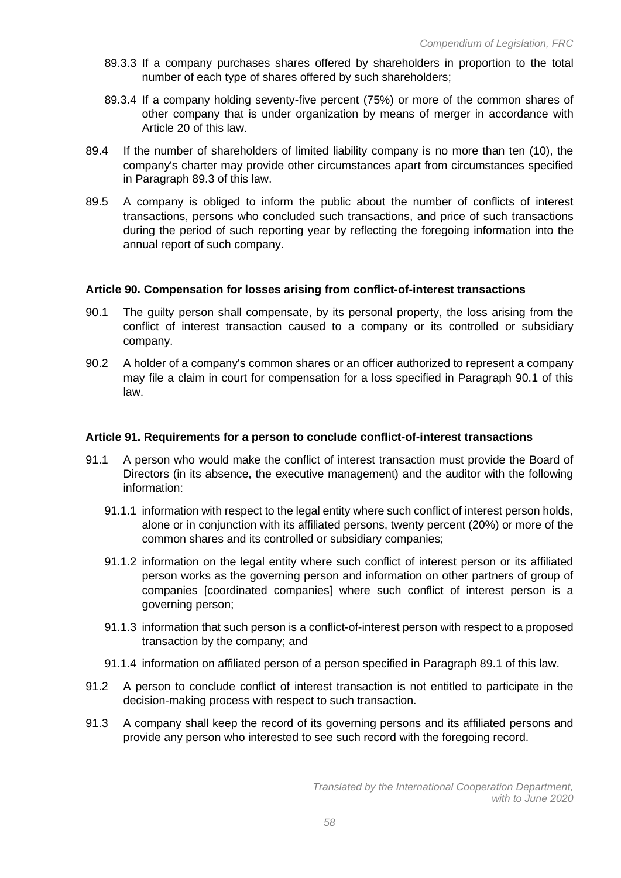89.3.3 If a company purchases shares offered by shareholders in proportion to the total number of each type of shares offered by such shareholders;

89.3.4 If a company holding seventy-five percent (75%) or more of the common shares of other company that is under organization by means of merger in accordance with Article 20 of this law.

89.4 If the number of shareholders of limited liability company is no more than ten (10), the company's charter may provide other circumstances apart from circumstances specified in Paragraph 89.3 of this law.

89.5 A company is obliged to inform the public about the number of conflicts of interest transactions, persons who concluded such transactions, and price of such transactions during the period of such reporting year by reflecting the foregoing information into the annual report of such company.

**Article 90. Compensation for losses arising from conflict-of-interest transactions**

90.1 The guilty person shall compensate, by its personal property, the loss arising from the conflict of interest transaction caused to a company or its controlled or subsidiary company.

90.2 A holder of a company's common shares or an officer authorized to represent a company may file a claim in court for compensation for a loss specified in Paragraph 90.1 of this law.

**Article 91. Requirements for a person to conclude conflict-of-interest transactions**

91.1 A person who would make the conflict of interest transaction must provide the Board of Directors (in its absence, the executive management) and the auditor with the following information:

91.1.1 information with respect to the legal entity where such conflict of interest person holds, alone or in conjunction with its affiliated persons, twenty percent (20%) or more of the common shares and its controlled or subsidiary companies;

91.1.2 information on the legal entity where such conflict of interest person or its affiliated person works as the governing person and information on other partners of group of companies [coordinated companies] where such conflict of interest person is a governing person;

91.1.3 information that such person is a conflict-of-interest person with respect to a proposed transaction by the company; and

91.1.4 information on affiliated person of a person specified in Paragraph 89.1 of this law.

91.2 A person to conclude conflict of interest transaction is not entitled to participate in the decision-making process with respect to such transaction.

91.3 A company shall keep the record of its governing persons and its affiliated persons and provide any person who interested to see such record with the foregoing record.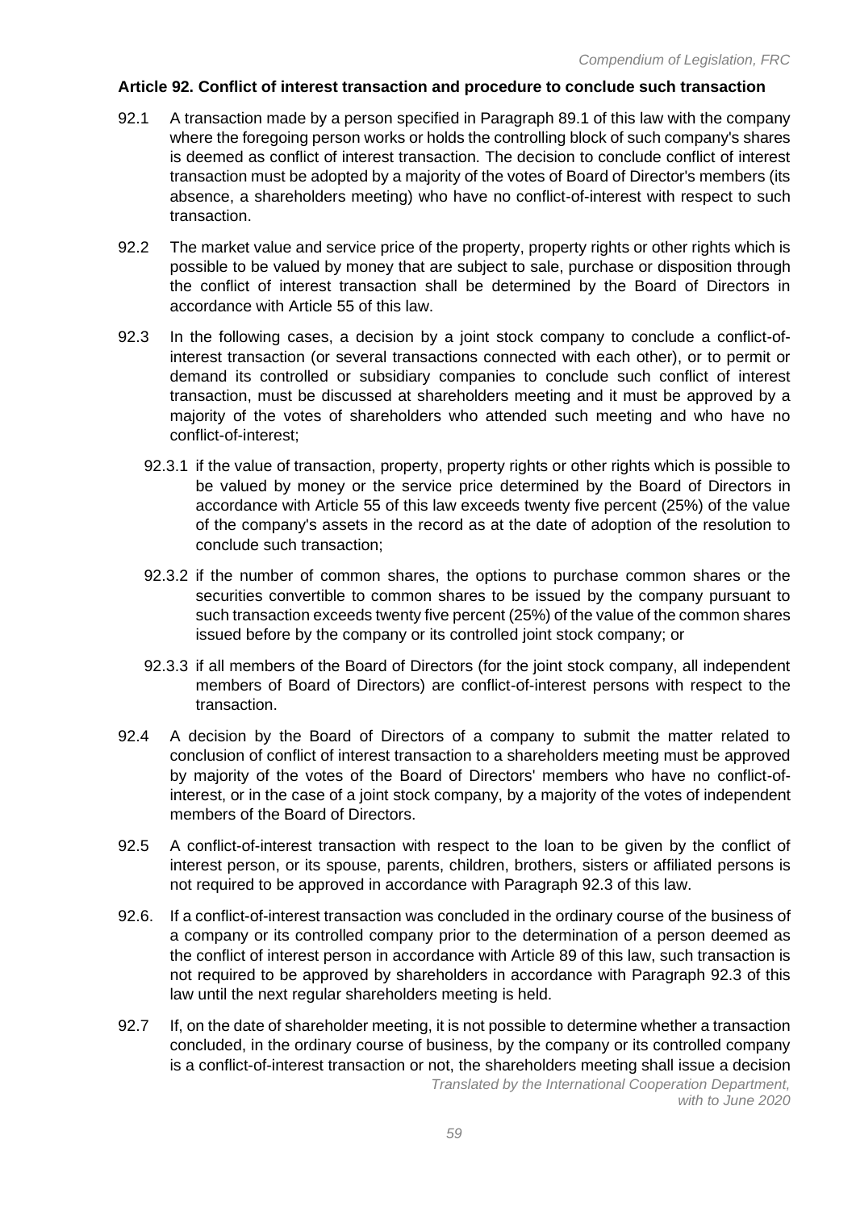### Article 92. Conflict of interest transaction and procedure to conclude such transaction

92.1 A transaction made by a person specified in Paragraph 89.1 of this law with the company where the foregoing person works or holds the controlling block of such company's shares is deemed as conflict of interest transaction. The decision to conclude conflict of interest transaction must be adopted by a majority of the votes of Board of Director's members (its absence, a shareholders meeting) who have no conflict-of-interest with respect to such transaction.

92.2 The market value and service price of the property, property rights or other rights which is possible to be valued by money that are subject to sale, purchase or disposition through the conflict of interest transaction shall be determined by the Board of Directors in accordance with Article 55 of this law.

92.3 In the following cases, a decision by a joint stock company to conclude a conflict-of-interest transaction (or several transactions connected with each other), or to permit or demand its controlled or subsidiary companies to conclude such conflict of interest transaction, must be discussed at shareholders meeting and it must be approved by a majority of the votes of shareholders who attended such meeting and who have no conflict-of-interest;

92.3.1 if the value of transaction, property, property rights or other rights which is possible to be valued by money or the service price determined by the Board of Directors in accordance with Article 55 of this law exceeds twenty five percent (25%) of the value of the company's assets in the record as at the date of adoption of the resolution to conclude such transaction;

92.3.2 if the number of common shares, the options to purchase common shares or the securities convertible to common shares to be issued by the company pursuant to such transaction exceeds twenty five percent (25%) of the value of the common shares issued before by the company or its controlled joint stock company; or

92.3.3 if all members of the Board of Directors (for the joint stock company, all independent members of Board of Directors) are conflict-of-interest persons with respect to the transaction.

92.4 A decision by the Board of Directors of a company to submit the matter related to conclusion of conflict of interest transaction to a shareholders meeting must be approved by majority of the votes of the Board of Directors' members who have no conflict-of-interest, or in the case of a joint stock company, by a majority of the votes of independent members of the Board of Directors.

92.5 A conflict-of-interest transaction with respect to the loan to be given by the conflict of interest person, or its spouse, parents, children, brothers, sisters or affiliated persons is not required to be approved in accordance with Paragraph 92.3 of this law.

92.6. If a conflict-of-interest transaction was concluded in the ordinary course of the business of a company or its controlled company prior to the determination of a person deemed as the conflict of interest person in accordance with Article 89 of this law, such transaction is not required to be approved by shareholders in accordance with Paragraph 92.3 of this law until the next regular shareholders meeting is held.

92.7 If, on the date of shareholder meeting, it is not possible to determine whether a transaction concluded, in the ordinary course of business, by the company or its controlled company is a conflict-of-interest transaction or not, the shareholders meeting shall issue a decision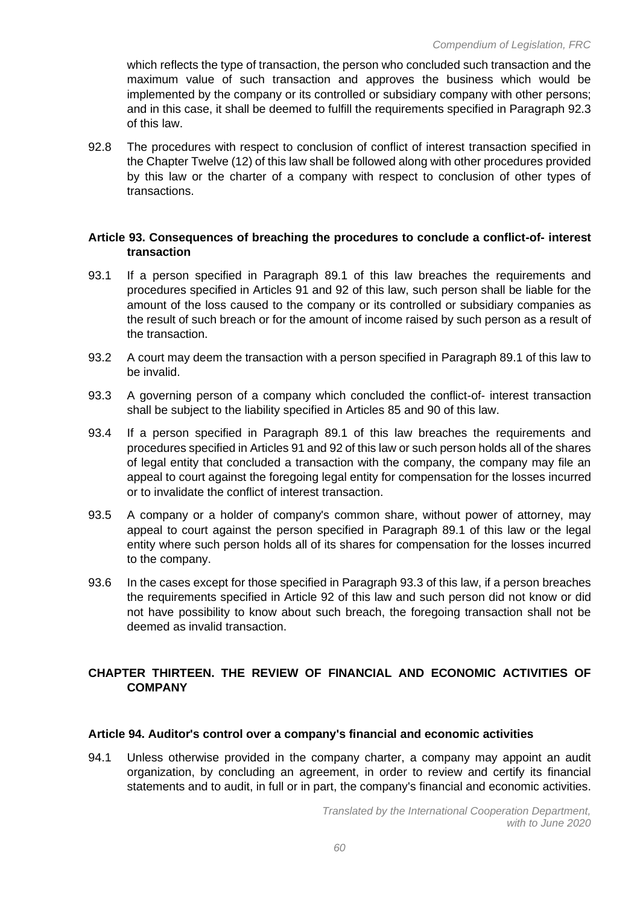which reflects the type of transaction, the person who concluded such transaction and the maximum value of such transaction and approves the business which would be implemented by the company or its controlled or subsidiary company with other persons; and in this case, it shall be deemed to fulfill the requirements specified in Paragraph 92.3 of this law.

92.8 The procedures with respect to conclusion of conflict of interest transaction specified in the Chapter Twelve (12) of this law shall be followed along with other procedures provided by this law or the charter of a company with respect to conclusion of other types of transactions.

### Article 93. Consequences of breaching the procedures to conclude a conflict-of- interest transaction

93.1 If a person specified in Paragraph 89.1 of this law breaches the requirements and procedures specified in Articles 91 and 92 of this law, such person shall be liable for the amount of the loss caused to the company or its controlled or subsidiary companies as the result of such breach or for the amount of income raised by such person as a result of the transaction.

93.2 A court may deem the transaction with a person specified in Paragraph 89.1 of this law to be invalid.

93.3 A governing person of a company which concluded the conflict-of- interest transaction shall be subject to the liability specified in Articles 85 and 90 of this law.

93.4 If a person specified in Paragraph 89.1 of this law breaches the requirements and procedures specified in Articles 91 and 92 of this law or such person holds all of the shares of legal entity that concluded a transaction with the company, the company may file an appeal to court against the foregoing legal entity for compensation for the losses incurred or to invalidate the conflict of interest transaction.

93.5 A company or a holder of company's common share, without power of attorney, may appeal to court against the person specified in Paragraph 89.1 of this law or the legal entity where such person holds all of its shares for compensation for the losses incurred to the company.

93.6 In the cases except for those specified in Paragraph 93.3 of this law, if a person breaches the requirements specified in Article 92 of this law and such person did not know or did not have possibility to know about such breach, the foregoing transaction shall not be deemed as invalid transaction.

## CHAPTER THIRTEEN. THE REVIEW OF FINANCIAL AND ECONOMIC ACTIVITIES OF COMPANY

### Article 94. Auditor's control over a company's financial and economic activities

94.1 Unless otherwise provided in the company charter, a company may appoint an audit organization, by concluding an agreement, in order to review and certify its financial statements and to audit, in full or in part, the company's financial and economic activities.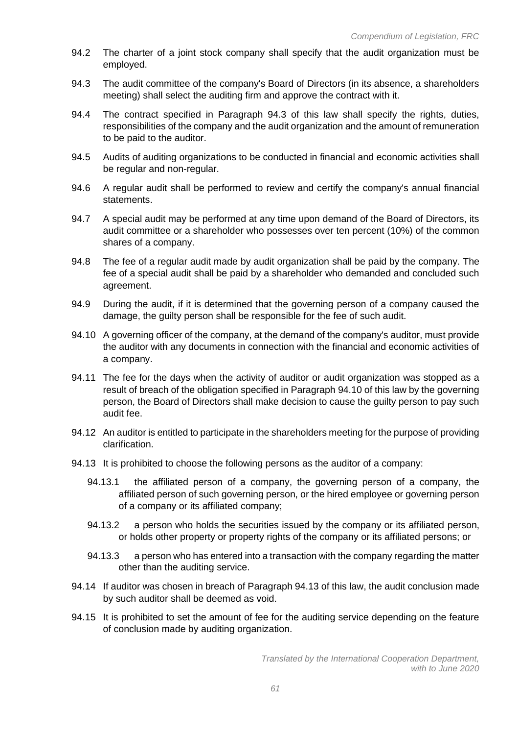94.2 The charter of a joint stock company shall specify that the audit organization must be employed.

94.3 The audit committee of the company's Board of Directors (in its absence, a shareholders meeting) shall select the auditing firm and approve the contract with it.

94.4 The contract specified in Paragraph 94.3 of this law shall specify the rights, duties, responsibilities of the company and the audit organization and the amount of remuneration to be paid to the auditor.

94.5 Audits of auditing organizations to be conducted in financial and economic activities shall be regular and non-regular.

94.6 A regular audit shall be performed to review and certify the company's annual financial statements.

94.7 A special audit may be performed at any time upon demand of the Board of Directors, its audit committee or a shareholder who possesses over ten percent (10%) of the common shares of a company.

94.8 The fee of a regular audit made by audit organization shall be paid by the company. The fee of a special audit shall be paid by a shareholder who demanded and concluded such agreement.

94.9 During the audit, if it is determined that the governing person of a company caused the damage, the guilty person shall be responsible for the fee of such audit.

94.10 A governing officer of the company, at the demand of the company's auditor, must provide the auditor with any documents in connection with the financial and economic activities of a company.

94.11 The fee for the days when the activity of auditor or audit organization was stopped as a result of breach of the obligation specified in Paragraph 94.10 of this law by the governing person, the Board of Directors shall make decision to cause the guilty person to pay such audit fee.

94.12 An auditor is entitled to participate in the shareholders meeting for the purpose of providing clarification.

94.13 It is prohibited to choose the following persons as the auditor of a company:

- 94.13.1 the affiliated person of a company, the governing person of a company, the affiliated person of such governing person, or the hired employee or governing person of a company or its affiliated company;
- 94.13.2 a person who holds the securities issued by the company or its affiliated person, or holds other property or property rights of the company or its affiliated persons; or
- 94.13.3 a person who has entered into a transaction with the company regarding the matter other than the auditing service.

94.14 If auditor was chosen in breach of Paragraph 94.13 of this law, the audit conclusion made by such auditor shall be deemed as void.

94.15 It is prohibited to set the amount of fee for the auditing service depending on the feature of conclusion made by auditing organization.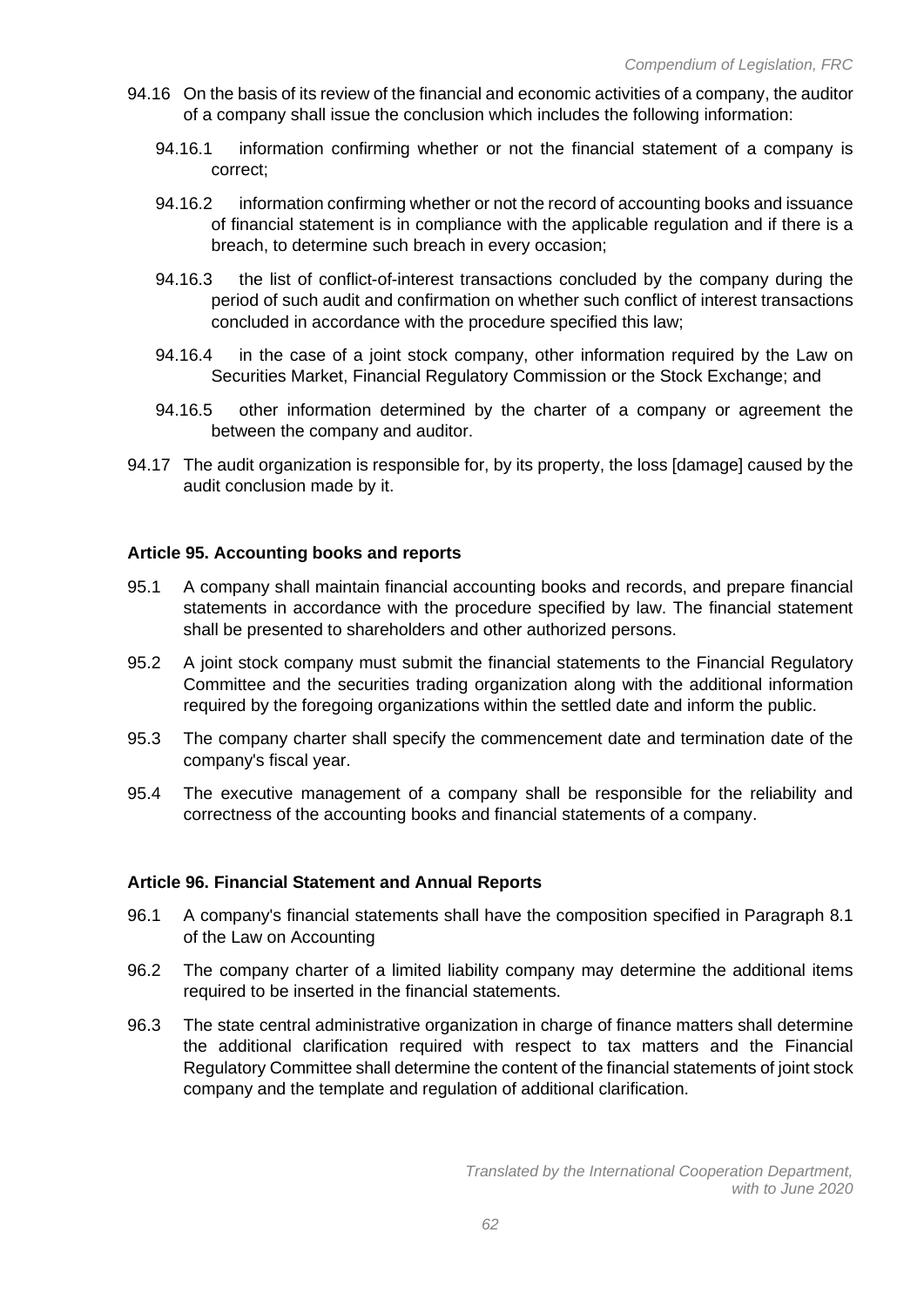94.16 On the basis of its review of the financial and economic activities of a company, the auditor of a company shall issue the conclusion which includes the following information:

94.16.1 information confirming whether or not the financial statement of a company is correct;

94.16.2 information confirming whether or not the record of accounting books and issuance of financial statement is in compliance with the applicable regulation and if there is a breach, to determine such breach in every occasion;

94.16.3 the list of conflict-of-interest transactions concluded by the company during the period of such audit and confirmation on whether such conflict of interest transactions concluded in accordance with the procedure specified this law;

94.16.4 in the case of a joint stock company, other information required by the Law on Securities Market, Financial Regulatory Commission or the Stock Exchange; and

94.16.5 other information determined by the charter of a company or agreement the between the company and auditor.

94.17 The audit organization is responsible for, by its property, the loss [damage] caused by the audit conclusion made by it.

**Article 95. Accounting books and reports**

95.1 A company shall maintain financial accounting books and records, and prepare financial statements in accordance with the procedure specified by law. The financial statement shall be presented to shareholders and other authorized persons.

95.2 A joint stock company must submit the financial statements to the Financial Regulatory Committee and the securities trading organization along with the additional information required by the foregoing organizations within the settled date and inform the public.

95.3 The company charter shall specify the commencement date and termination date of the company's fiscal year.

95.4 The executive management of a company shall be responsible for the reliability and correctness of the accounting books and financial statements of a company.

**Article 96. Financial Statement and Annual Reports**

96.1 A company's financial statements shall have the composition specified in Paragraph 8.1 of the Law on Accounting

96.2 The company charter of a limited liability company may determine the additional items required to be inserted in the financial statements.

96.3 The state central administrative organization in charge of finance matters shall determine the additional clarification required with respect to tax matters and the Financial Regulatory Committee shall determine the content of the financial statements of joint stock company and the template and regulation of additional clarification.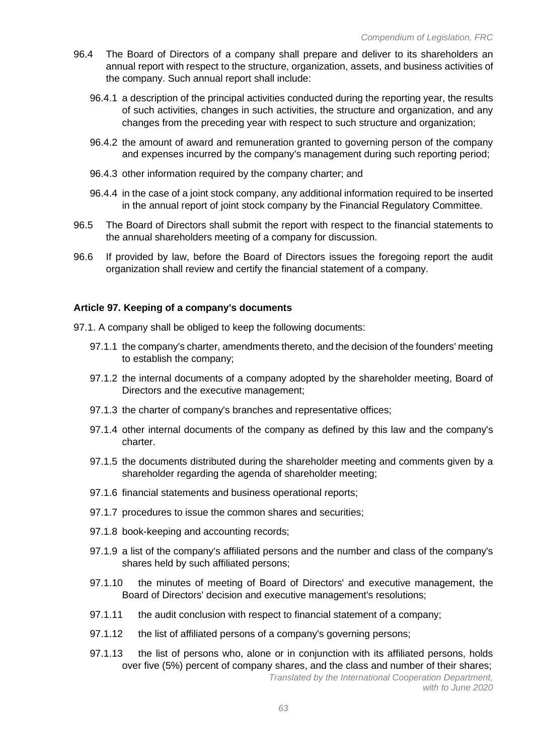96.4 The Board of Directors of a company shall prepare and deliver to its shareholders an annual report with respect to the structure, organization, assets, and business activities of the company. Such annual report shall include:

96.4.1 a description of the principal activities conducted during the reporting year, the results of such activities, changes in such activities, the structure and organization, and any changes from the preceding year with respect to such structure and organization;

96.4.2 the amount of award and remuneration granted to governing person of the company and expenses incurred by the company's management during such reporting period;

96.4.3 other information required by the company charter; and

96.4.4 in the case of a joint stock company, any additional information required to be inserted in the annual report of joint stock company by the Financial Regulatory Committee.

96.5 The Board of Directors shall submit the report with respect to the financial statements to the annual shareholders meeting of a company for discussion.

96.6 If provided by law, before the Board of Directors issues the foregoing report the audit organization shall review and certify the financial statement of a company.

**Article 97. Keeping of a company's documents**

97.1. A company shall be obliged to keep the following documents:

97.1.1 the company's charter, amendments thereto, and the decision of the founders' meeting to establish the company;

97.1.2 the internal documents of a company adopted by the shareholder meeting, Board of Directors and the executive management;

97.1.3 the charter of company's branches and representative offices;

97.1.4 other internal documents of the company as defined by this law and the company's charter.

97.1.5 the documents distributed during the shareholder meeting and comments given by a shareholder regarding the agenda of shareholder meeting;

97.1.6 financial statements and business operational reports;

97.1.7 procedures to issue the common shares and securities;

97.1.8 book-keeping and accounting records;

97.1.9 a list of the company's affiliated persons and the number and class of the company's shares held by such affiliated persons;

97.1.10 the minutes of meeting of Board of Directors' and executive management, the Board of Directors' decision and executive management's resolutions;

97.1.11 the audit conclusion with respect to financial statement of a company;

97.1.12 the list of affiliated persons of a company's governing persons;

97.1.13 the list of persons who, alone or in conjunction with its affiliated persons, holds over five (5%) percent of company shares, and the class and number of their shares;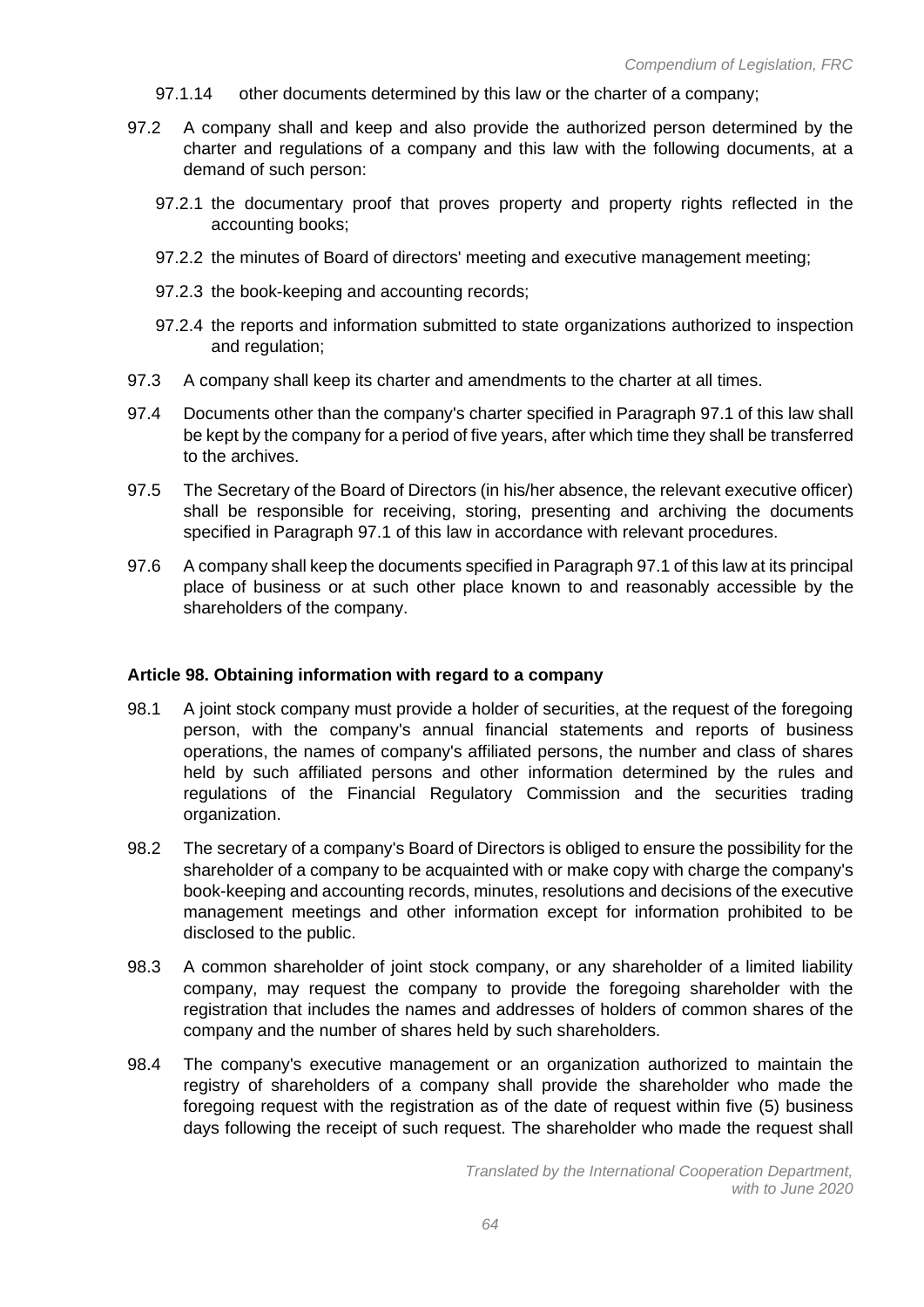97.1.14 other documents determined by this law or the charter of a company;

97.2 A company shall and keep and also provide the authorized person determined by the charter and regulations of a company and this law with the following documents, at a demand of such person:

97.2.1 the documentary proof that proves property and property rights reflected in the accounting books;

97.2.2 the minutes of Board of directors' meeting and executive management meeting;

97.2.3 the book-keeping and accounting records;

97.2.4 the reports and information submitted to state organizations authorized to inspection and regulation;

97.3 A company shall keep its charter and amendments to the charter at all times.

97.4 Documents other than the company's charter specified in Paragraph 97.1 of this law shall be kept by the company for a period of five years, after which time they shall be transferred to the archives.

97.5 The Secretary of the Board of Directors (in his/her absence, the relevant executive officer) shall be responsible for receiving, storing, presenting and archiving the documents specified in Paragraph 97.1 of this law in accordance with relevant procedures.

97.6 A company shall keep the documents specified in Paragraph 97.1 of this law at its principal place of business or at such other place known to and reasonably accessible by the shareholders of the company.

**Article 98. Obtaining information with regard to a company**

98.1 A joint stock company must provide a holder of securities, at the request of the foregoing person, with the company's annual financial statements and reports of business operations, the names of company's affiliated persons, the number and class of shares held by such affiliated persons and other information determined by the rules and regulations of the Financial Regulatory Commission and the securities trading organization.

98.2 The secretary of a company's Board of Directors is obliged to ensure the possibility for the shareholder of a company to be acquainted with or make copy with charge the company's book-keeping and accounting records, minutes, resolutions and decisions of the executive management meetings and other information except for information prohibited to be disclosed to the public.

98.3 A common shareholder of joint stock company, or any shareholder of a limited liability company, may request the company to provide the foregoing shareholder with the registration that includes the names and addresses of holders of common shares of the company and the number of shares held by such shareholders.

98.4 The company's executive management or an organization authorized to maintain the registry of shareholders of a company shall provide the shareholder who made the foregoing request with the registration as of the date of request within five (5) business days following the receipt of such request. The shareholder who made the request shall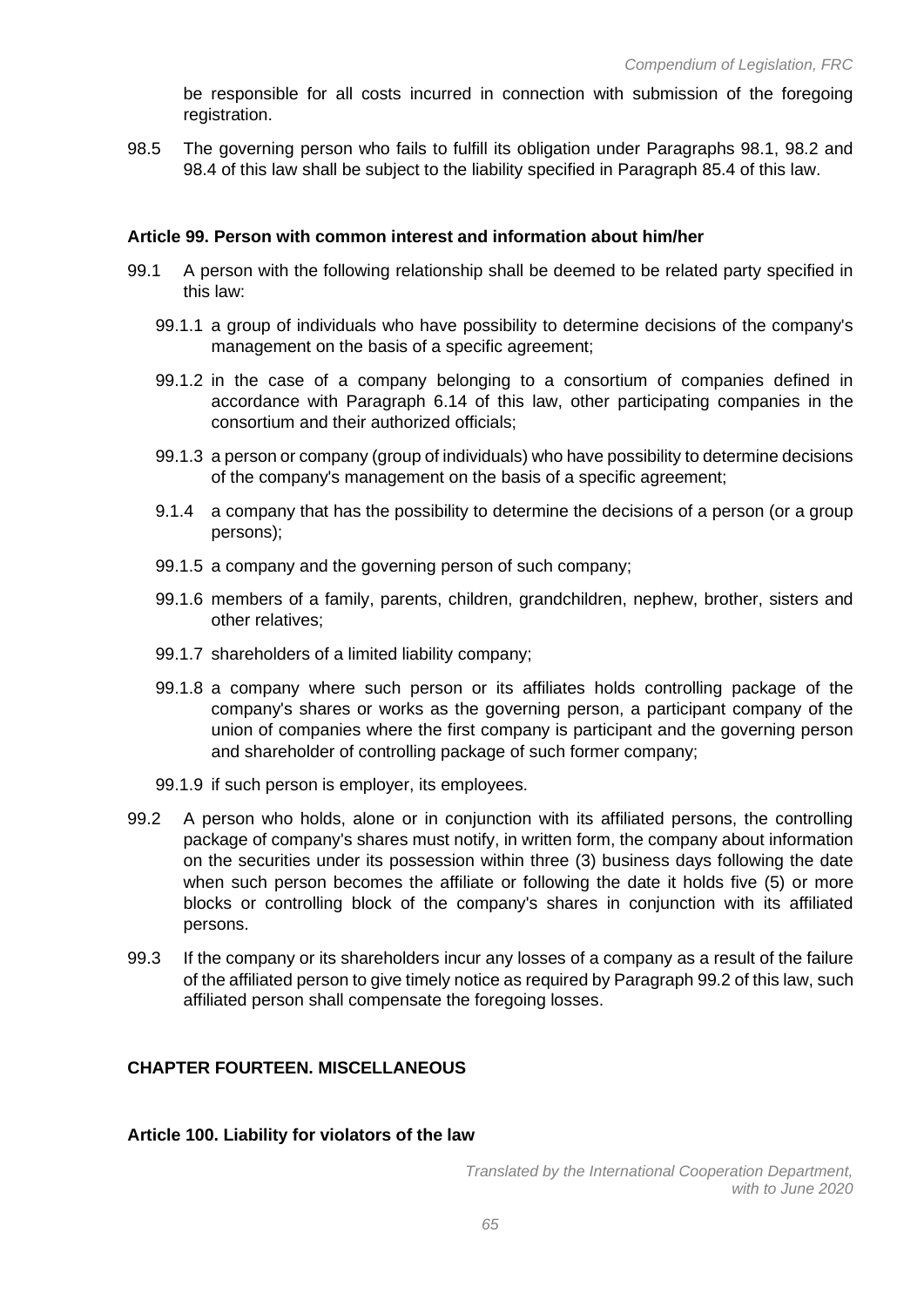be responsible for all costs incurred in connection with submission of the foregoing registration.

98.5 The governing person who fails to fulfill its obligation under Paragraphs 98.1, 98.2 and 98.4 of this law shall be subject to the liability specified in Paragraph 85.4 of this law.

### Article 99. Person with common interest and information about him/her

99.1 A person with the following relationship shall be deemed to be related party specified in this law:

- 99.1.1 a group of individuals who have possibility to determine decisions of the company's management on the basis of a specific agreement;
- 99.1.2 in the case of a company belonging to a consortium of companies defined in accordance with Paragraph 6.14 of this law, other participating companies in the consortium and their authorized officials;
- 99.1.3 a person or company (group of individuals) who have possibility to determine decisions of the company's management on the basis of a specific agreement;
- 9.1.4 a company that has the possibility to determine the decisions of a person (or a group persons);
- 99.1.5 a company and the governing person of such company;
- 99.1.6 members of a family, parents, children, grandchildren, nephew, brother, sisters and other relatives;
- 99.1.7 shareholders of a limited liability company;
- 99.1.8 a company where such person or its affiliates holds controlling package of the company's shares or works as the governing person, a participant company of the union of companies where the first company is participant and the governing person and shareholder of controlling package of such former company;
- 99.1.9 if such person is employer, its employees.

99.2 A person who holds, alone or in conjunction with its affiliated persons, the controlling package of company's shares must notify, in written form, the company about information on the securities under its possession within three (3) business days following the date when such person becomes the affiliate or following the date it holds five (5) or more blocks or controlling block of the company's shares in conjunction with its affiliated persons.

99.3 If the company or its shareholders incur any losses of a company as a result of the failure of the affiliated person to give timely notice as required by Paragraph 99.2 of this law, such affiliated person shall compensate the foregoing losses.

## CHAPTER FOURTEEN. MISCELLANEOUS

### Article 100. Liability for violators of the law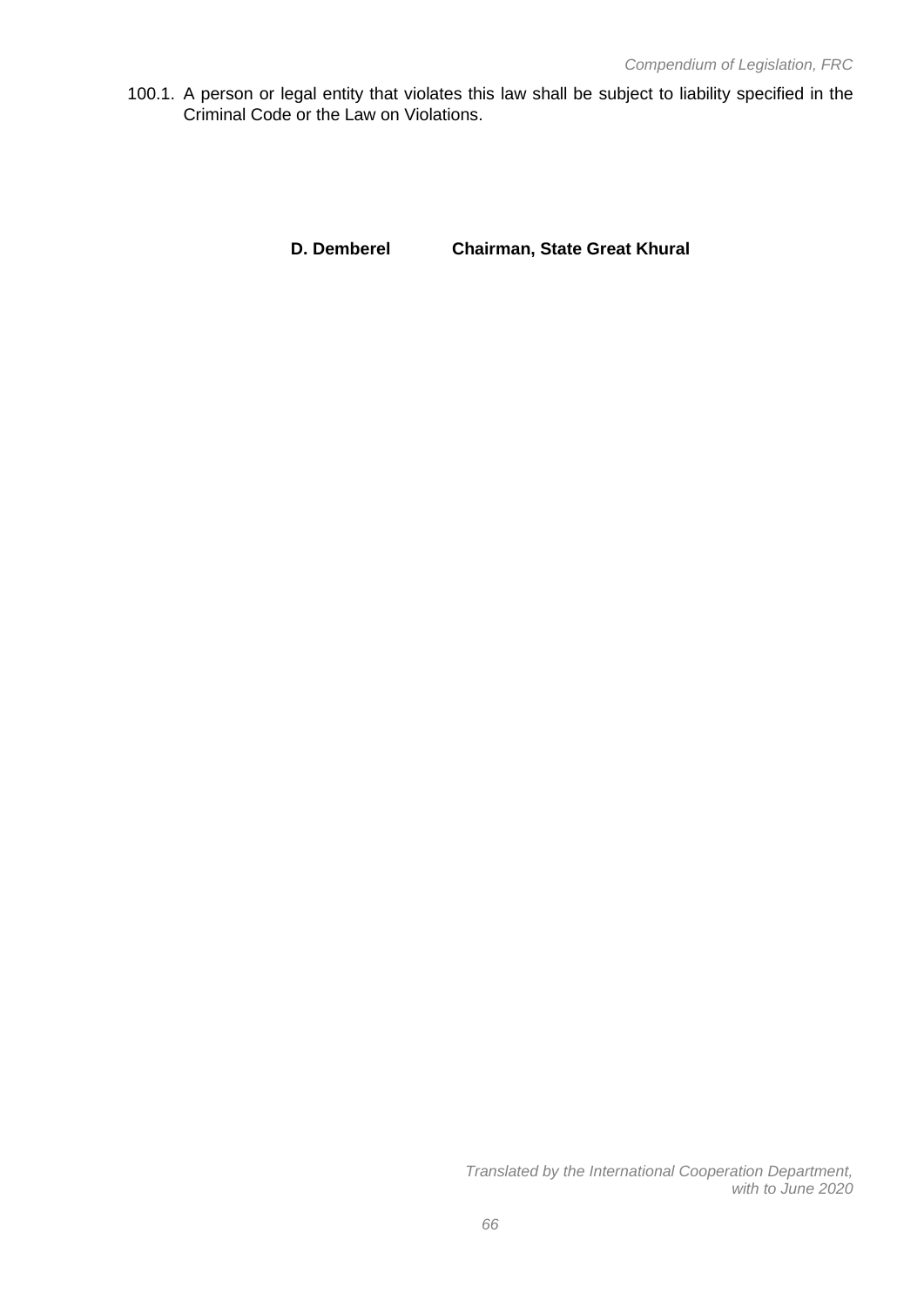100.1. A person or legal entity that violates this law shall be subject to liability specified in the Criminal Code or the Law on Violations.

**D. Demberel** **Chairman, State Great Khural**